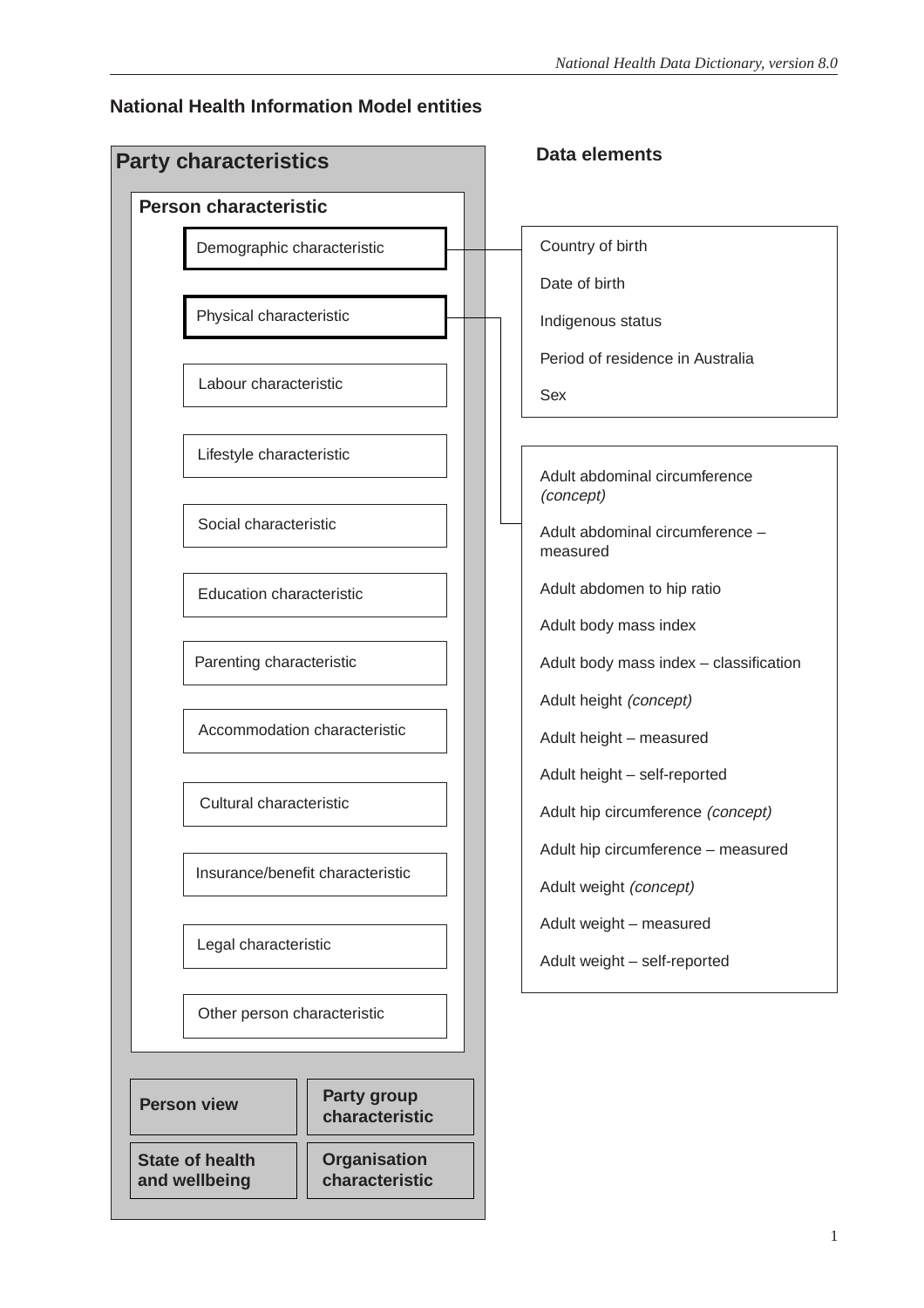## National Health Information Model entities

### Party characteristics

#### Person characteristic

- Demographic characteristic
- Physical characteristic
- Labour characteristic
- Lifestyle characteristic
- Social characteristic
- Education characteristic
- Parenting characteristic
- Accommodation characteristic
- Cultural characteristic
- Insurance/benefit characteristic
- Legal characteristic
- Other person characteristic

**Person view**

**Party group characteristic**

**State of health and wellbeing**

**Organisation characteristic**

### Data elements

Demographic characteristic:

- Country of birth
- Date of birth
- Indigenous status
- Period of residence in Australia
- Sex

Physical characteristic:

- Adult abdominal circumference *(concept)*
- Adult abdominal circumference – measured
- Adult abdomen to hip ratio
- Adult body mass index
- Adult body mass index – classification
- Adult height *(concept)*
- Adult height – measured
- Adult height – self-reported
- Adult hip circumference *(concept)*
- Adult hip circumference – measured
- Adult weight *(concept)*
- Adult weight – measured
- Adult weight – self-reported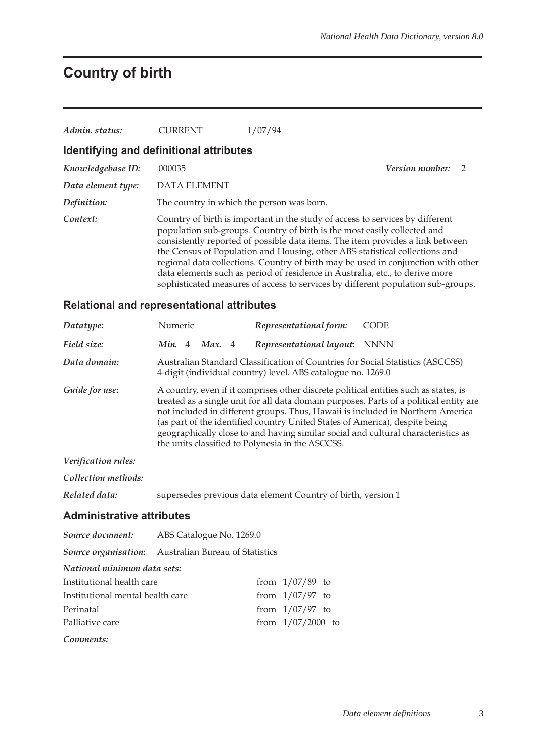# Country of birth

*Admin. status:* CURRENT 1/07/94

## Identifying and definitional attributes

*Knowledgebase ID:* 000035 *Version number:* 2

*Data element type:* DATA ELEMENT

*Definition:* The country in which the person was born.

*Context:* Country of birth is important in the study of access to services by different population sub-groups. Country of birth is the most easily collected and consistently reported of possible data items. The item provides a link between the Census of Population and Housing, other ABS statistical collections and regional data collections. Country of birth may be used in conjunction with other data elements such as period of residence in Australia, etc., to derive more sophisticated measures of access to services by different population sub-groups.

## Relational and representational attributes

*Datatype:* Numeric *Representational form:* CODE

*Field size:* ***Min.*** 4 ***Max.*** 4 *Representational layout:* NNNN

*Data domain:* Australian Standard Classification of Countries for Social Statistics (ASCCSS) 4-digit (individual country) level. ABS catalogue no. 1269.0

*Guide for use:* A country, even if it comprises other discrete political entities such as states, is treated as a single unit for all data domain purposes. Parts of a political entity are not included in different groups. Thus, Hawaii is included in Northern America (as part of the identified country United States of America), despite being geographically close to and having similar social and cultural characteristics as the units classified to Polynesia in the ASCCSS.

*Verification rules:*

*Collection methods:*

*Related data:* supersedes previous data element Country of birth, version 1

## Administrative attributes

*Source document:* ABS Catalogue No. 1269.0

*Source organisation:* Australian Bureau of Statistics

*National minimum data sets:*

| | |
|---|---|
| Institutional health care | from 1/07/89 to |
| Institutional mental health care | from 1/07/97 to |
| Perinatal | from 1/07/97 to |
| Palliative care | from 1/07/2000 to |

*Comments:*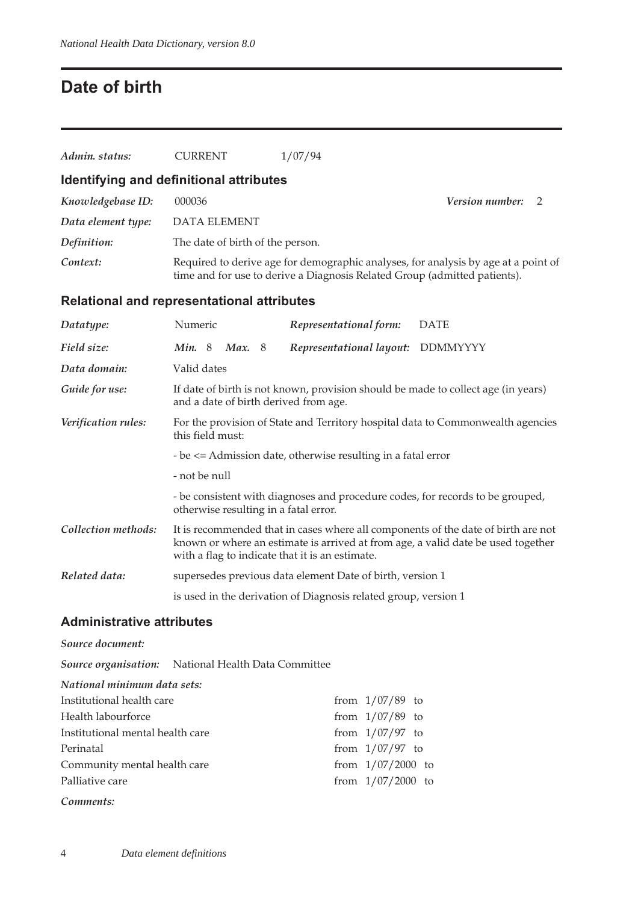# Date of birth

| | | |
|---|---|---|
| *Admin. status:* | CURRENT | 1/07/94 |

## Identifying and definitional attributes

| | |
|---|---|
| *Knowledgebase ID:* | 000036 &nbsp;&nbsp;&nbsp;&nbsp; *Version number:* 2 |
| *Data element type:* | DATA ELEMENT |
| *Definition:* | The date of birth of the person. |
| *Context:* | Required to derive age for demographic analyses, for analysis by age at a point of time and for use to derive a Diagnosis Related Group (admitted patients). |

## Relational and representational attributes

| | | | |
|---|---|---|---|
| *Datatype:* | Numeric | *Representational form:* | DATE |
| *Field size:* | *Min.* 8 *Max.* 8 | *Representational layout:* | DDMMYYYY |

| | |
|---|---|
| *Data domain:* | Valid dates |
| *Guide for use:* | If date of birth is not known, provision should be made to collect age (in years) and a date of birth derived from age. |
| *Verification rules:* | For the provision of State and Territory hospital data to Commonwealth agencies this field must: |
| | - be <= Admission date, otherwise resulting in a fatal error |
| | - not be null |
| | - be consistent with diagnoses and procedure codes, for records to be grouped, otherwise resulting in a fatal error. |
| *Collection methods:* | It is recommended that in cases where all components of the date of birth are not known or where an estimate is arrived at from age, a valid date be used together with a flag to indicate that it is an estimate. |
| *Related data:* | supersedes previous data element Date of birth, version 1 |
| | is used in the derivation of Diagnosis related group, version 1 |

## Administrative attributes

*Source document:*

*Source organisation:* National Health Data Committee

*National minimum data sets:*

| | |
|---|---|
| Institutional health care | from 1/07/89 to |
| Health labourforce | from 1/07/89 to |
| Institutional mental health care | from 1/07/97 to |
| Perinatal | from 1/07/97 to |
| Community mental health care | from 1/07/2000 to |
| Palliative care | from 1/07/2000 to |

*Comments:*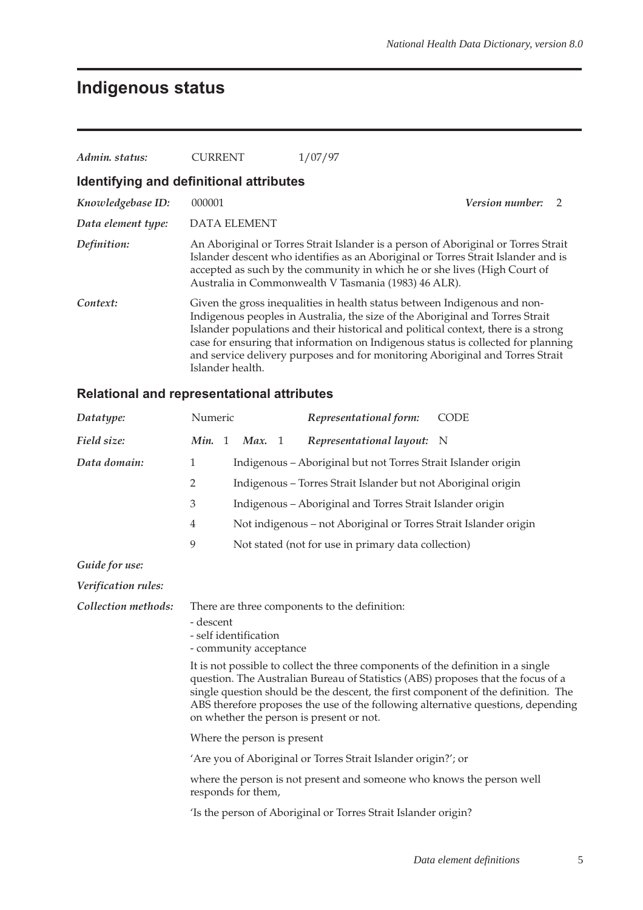# Indigenous status

| | | |
|---|---|---|
| *Admin. status:* | CURRENT | 1/07/97 |

## Identifying and definitional attributes

*Knowledgebase ID:* 000001 — *Version number:* 2

*Data element type:* DATA ELEMENT

*Definition:* An Aboriginal or Torres Strait Islander is a person of Aboriginal or Torres Strait Islander descent who identifies as an Aboriginal or Torres Strait Islander and is accepted as such by the community in which he or she lives (High Court of Australia in Commonwealth V Tasmania (1983) 46 ALR).

*Context:* Given the gross inequalities in health status between Indigenous and non-Indigenous peoples in Australia, the size of the Aboriginal and Torres Strait Islander populations and their historical and political context, there is a strong case for ensuring that information on Indigenous status is collected for planning and service delivery purposes and for monitoring Aboriginal and Torres Strait Islander health.

## Relational and representational attributes

*Datatype:* Numeric — *Representational form:* CODE

*Field size:* *Min.* 1 *Max.* 1 — *Representational layout:* N

*Data domain:*

| Code | Description |
|---|---|
| 1 | Indigenous – Aboriginal but not Torres Strait Islander origin |
| 2 | Indigenous – Torres Strait Islander but not Aboriginal origin |
| 3 | Indigenous – Aboriginal and Torres Strait Islander origin |
| 4 | Not indigenous – not Aboriginal or Torres Strait Islander origin |
| 9 | Not stated (not for use in primary data collection) |

*Guide for use:*

*Verification rules:*

*Collection methods:* There are three components to the definition:

- descent
- self identification
- community acceptance

It is not possible to collect the three components of the definition in a single question. The Australian Bureau of Statistics (ABS) proposes that the focus of a single question should be the descent, the first component of the definition. The ABS therefore proposes the use of the following alternative questions, depending on whether the person is present or not.

Where the person is present

'Are you of Aboriginal or Torres Strait Islander origin?'; or

where the person is not present and someone who knows the person well responds for them,

'Is the person of Aboriginal or Torres Strait Islander origin?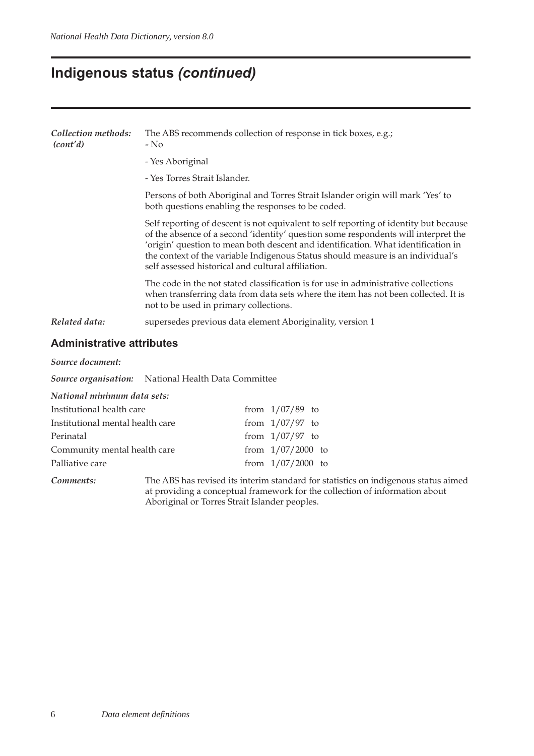# Indigenous status *(continued)*

| | |
|---|---|
| ***Collection methods: (cont'd)*** | The ABS recommends collection of response in tick boxes, e.g.; <br>- No<br>- Yes Aboriginal<br>- Yes Torres Strait Islander. |
| | Persons of both Aboriginal and Torres Strait Islander origin will mark 'Yes' to both questions enabling the responses to be coded. |
| | Self reporting of descent is not equivalent to self reporting of identity but because of the absence of a second 'identity' question some respondents will interpret the 'origin' question to mean both descent and identification. What identification in the context of the variable Indigenous Status should measure is an individual's self assessed historical and cultural affiliation. |
| | The code in the not stated classification is for use in administrative collections when transferring data from data sets where the item has not been collected. It is not to be used in primary collections. |
| ***Related data:*** | supersedes previous data element Aboriginality, version 1 |

## Administrative attributes

***Source document:***

***Source organisation:*** National Health Data Committee

***National minimum data sets:***

| | |
|---|---|
| Institutional health care | from 1/07/89 to |
| Institutional mental health care | from 1/07/97 to |
| Perinatal | from 1/07/97 to |
| Community mental health care | from 1/07/2000 to |
| Palliative care | from 1/07/2000 to |

***Comments:*** The ABS has revised its interim standard for statistics on indigenous status aimed at providing a conceptual framework for the collection of information about Aboriginal or Torres Strait Islander peoples.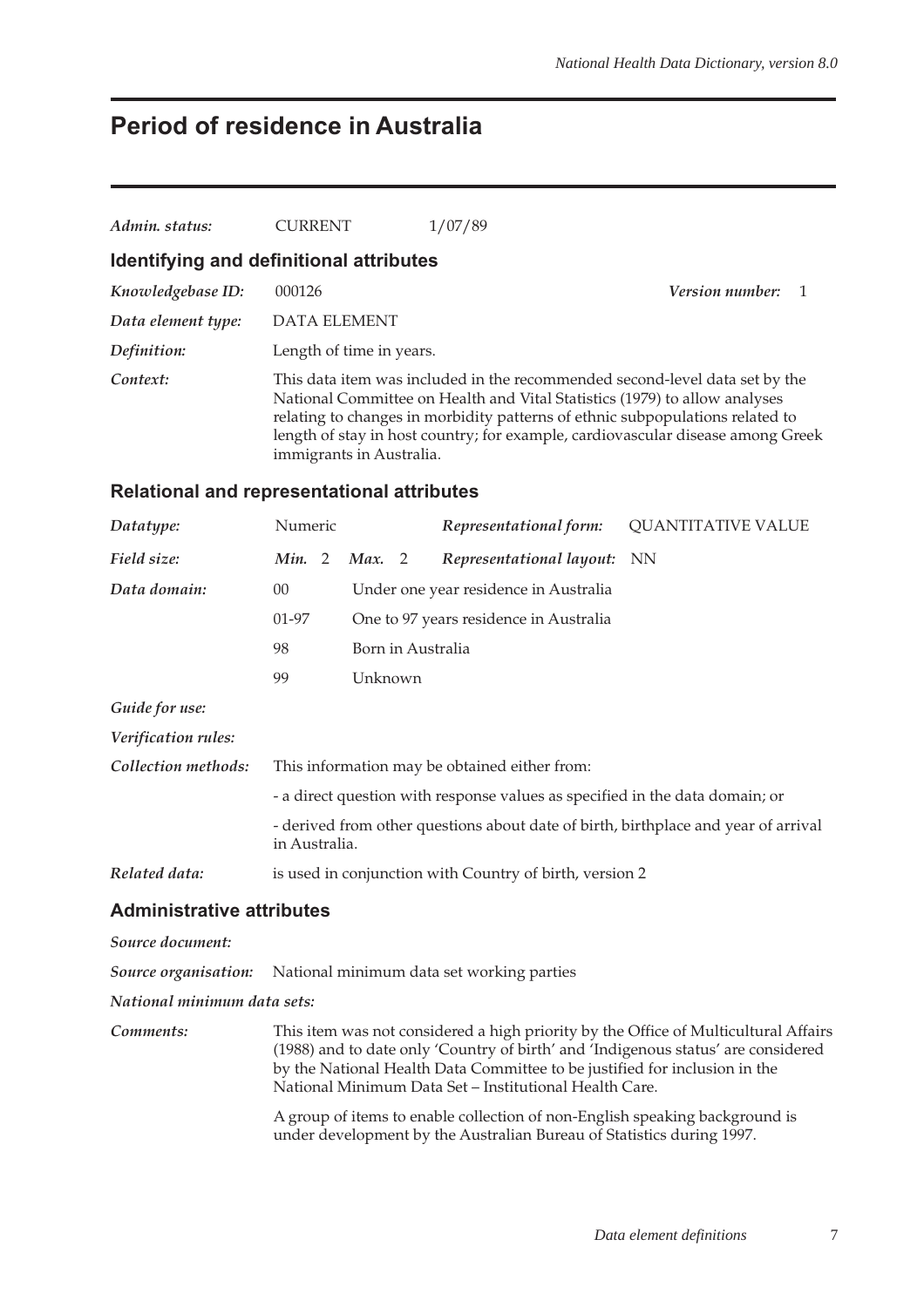# Period of residence in Australia

*Admin. status:* CURRENT 1/07/89

## Identifying and definitional attributes

*Knowledgebase ID:* 000126 *Version number:* 1

*Data element type:* DATA ELEMENT

*Definition:* Length of time in years.

*Context:* This data item was included in the recommended second-level data set by the National Committee on Health and Vital Statistics (1979) to allow analyses relating to changes in morbidity patterns of ethnic subpopulations related to length of stay in host country; for example, cardiovascular disease among Greek immigrants in Australia.

## Relational and representational attributes

*Datatype:* Numeric *Representational form:* QUANTITATIVE VALUE

*Field size:* *Min.* 2 *Max.* 2 *Representational layout:* NN

*Data domain:*

| | |
|---|---|
| 00 | Under one year residence in Australia |
| 01-97 | One to 97 years residence in Australia |
| 98 | Born in Australia |
| 99 | Unknown |

*Guide for use:*

*Verification rules:*

*Collection methods:* This information may be obtained either from:

- a direct question with response values as specified in the data domain; or

- derived from other questions about date of birth, birthplace and year of arrival in Australia.

*Related data:* is used in conjunction with Country of birth, version 2

## Administrative attributes

*Source document:*

*Source organisation:* National minimum data set working parties

*National minimum data sets:*

*Comments:* This item was not considered a high priority by the Office of Multicultural Affairs (1988) and to date only 'Country of birth' and 'Indigenous status' are considered by the National Health Data Committee to be justified for inclusion in the National Minimum Data Set – Institutional Health Care.

A group of items to enable collection of non-English speaking background is under development by the Australian Bureau of Statistics during 1997.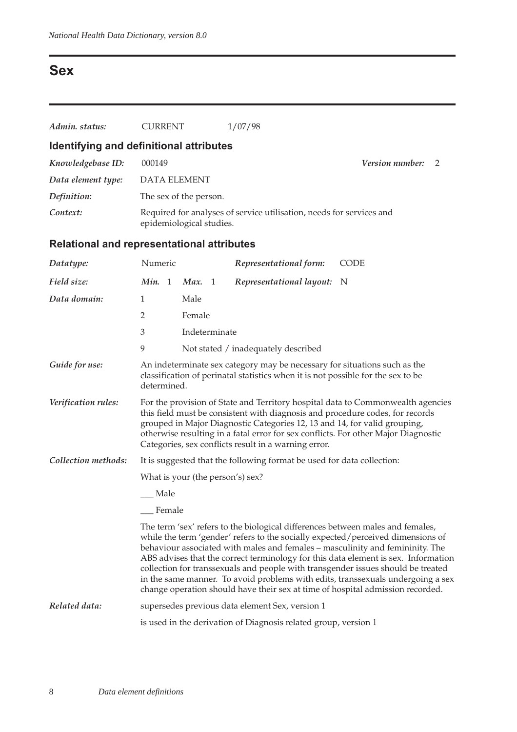# Sex

*Admin. status:* CURRENT 1/07/98

## Identifying and definitional attributes

*Knowledgebase ID:* 000149 *Version number:* 2

*Data element type:* DATA ELEMENT

*Definition:* The sex of the person.

*Context:* Required for analyses of service utilisation, needs for services and epidemiological studies.

## Relational and representational attributes

*Datatype:* Numeric *Representational form:* CODE

*Field size:* *Min.* 1 *Max.* 1 *Representational layout:* N

*Data domain:*

| | |
|---|---|
| 1 | Male |
| 2 | Female |
| 3 | Indeterminate |
| 9 | Not stated / inadequately described |

*Guide for use:* An indeterminate sex category may be necessary for situations such as the classification of perinatal statistics when it is not possible for the sex to be determined.

*Verification rules:* For the provision of State and Territory hospital data to Commonwealth agencies this field must be consistent with diagnosis and procedure codes, for records grouped in Major Diagnostic Categories 12, 13 and 14, for valid grouping, otherwise resulting in a fatal error for sex conflicts. For other Major Diagnostic Categories, sex conflicts result in a warning error.

*Collection methods:* It is suggested that the following format be used for data collection:

What is your (the person's) sex?

___ Male

___ Female

The term 'sex' refers to the biological differences between males and females, while the term 'gender' refers to the socially expected/perceived dimensions of behaviour associated with males and females – masculinity and femininity. The ABS advises that the correct terminology for this data element is sex. Information collection for transsexuals and people with transgender issues should be treated in the same manner. To avoid problems with edits, transsexuals undergoing a sex change operation should have their sex at time of hospital admission recorded.

*Related data:* supersedes previous data element Sex, version 1

is used in the derivation of Diagnosis related group, version 1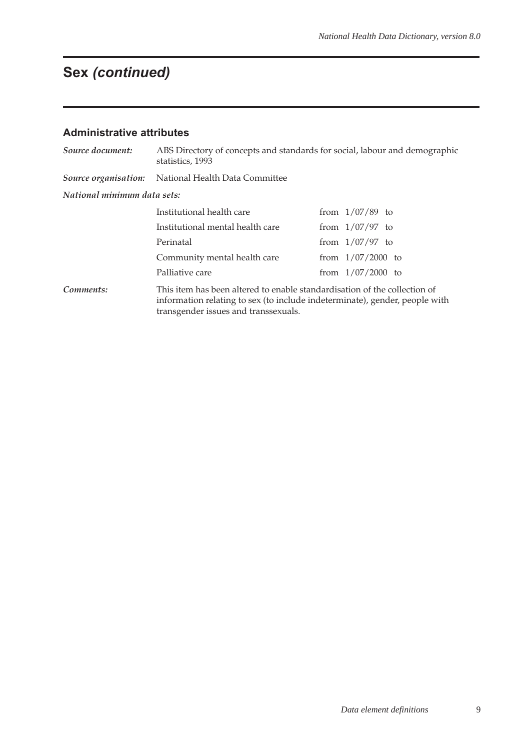# Sex *(continued)*

## Administrative attributes

*Source document:* ABS Directory of concepts and standards for social, labour and demographic statistics, 1993

*Source organisation:* National Health Data Committee

*National minimum data sets:*

| | |
|---|---|
| Institutional health care | from 1/07/89 to |
| Institutional mental health care | from 1/07/97 to |
| Perinatal | from 1/07/97 to |
| Community mental health care | from 1/07/2000 to |
| Palliative care | from 1/07/2000 to |

*Comments:* This item has been altered to enable standardisation of the collection of information relating to sex (to include indeterminate), gender, people with transgender issues and transsexuals.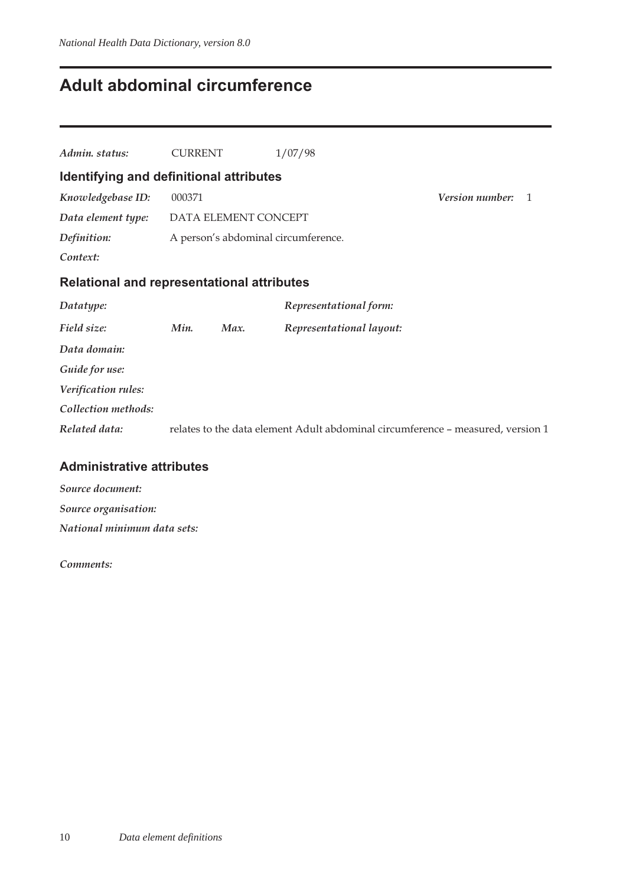# Adult abdominal circumference

*Admin. status:* CURRENT 1/07/98

## Identifying and definitional attributes

*Knowledgebase ID:* 000371 *Version number:* 1

*Data element type:* DATA ELEMENT CONCEPT

*Definition:* A person's abdominal circumference.

*Context:*

## Relational and representational attributes

*Datatype:* *Representational form:*

*Field size:* *Min.* *Max.* *Representational layout:*

*Data domain:*

*Guide for use:*

*Verification rules:*

*Collection methods:*

*Related data:* relates to the data element Adult abdominal circumference – measured, version 1

## Administrative attributes

*Source document:*

*Source organisation:*

*National minimum data sets:*

*Comments:*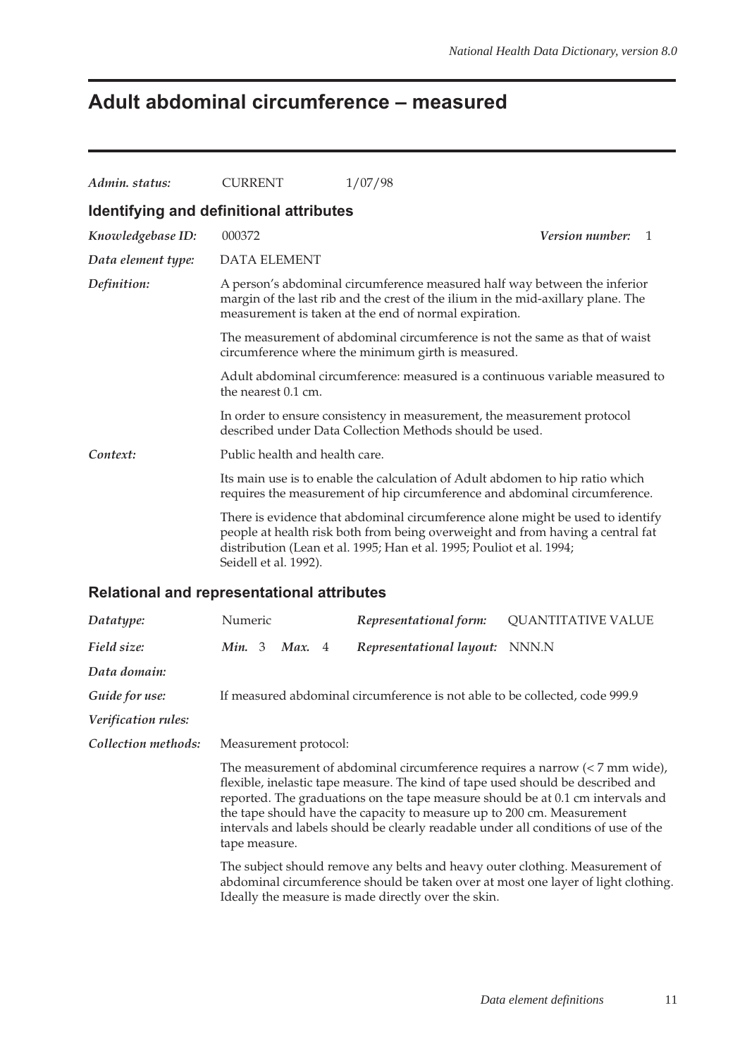# Adult abdominal circumference – measured

| | | |
|---|---|---|
| *Admin. status:* | CURRENT | 1/07/98 |

## Identifying and definitional attributes

*Knowledgebase ID:* 000372 *Version number:* 1

*Data element type:* DATA ELEMENT

*Definition:* A person's abdominal circumference measured half way between the inferior margin of the last rib and the crest of the ilium in the mid-axillary plane. The measurement is taken at the end of normal expiration.

The measurement of abdominal circumference is not the same as that of waist circumference where the minimum girth is measured.

Adult abdominal circumference: measured is a continuous variable measured to the nearest 0.1 cm.

In order to ensure consistency in measurement, the measurement protocol described under Data Collection Methods should be used.

*Context:* Public health and health care.

Its main use is to enable the calculation of Adult abdomen to hip ratio which requires the measurement of hip circumference and abdominal circumference.

There is evidence that abdominal circumference alone might be used to identify people at health risk both from being overweight and from having a central fat distribution (Lean et al. 1995; Han et al. 1995; Pouliot et al. 1994; Seidell et al. 1992).

## Relational and representational attributes

| | | | |
|---|---|---|---|
| *Datatype:* | Numeric | *Representational form:* | QUANTITATIVE VALUE |
| *Field size:* | ***Min.*** 3 ***Max.*** 4 | *Representational layout:* | NNN.N |

*Data domain:*

*Guide for use:* If measured abdominal circumference is not able to be collected, code 999.9

*Verification rules:*

*Collection methods:* Measurement protocol:

The measurement of abdominal circumference requires a narrow (< 7 mm wide), flexible, inelastic tape measure. The kind of tape used should be described and reported. The graduations on the tape measure should be at 0.1 cm intervals and the tape should have the capacity to measure up to 200 cm. Measurement intervals and labels should be clearly readable under all conditions of use of the tape measure.

The subject should remove any belts and heavy outer clothing. Measurement of abdominal circumference should be taken over at most one layer of light clothing. Ideally the measure is made directly over the skin.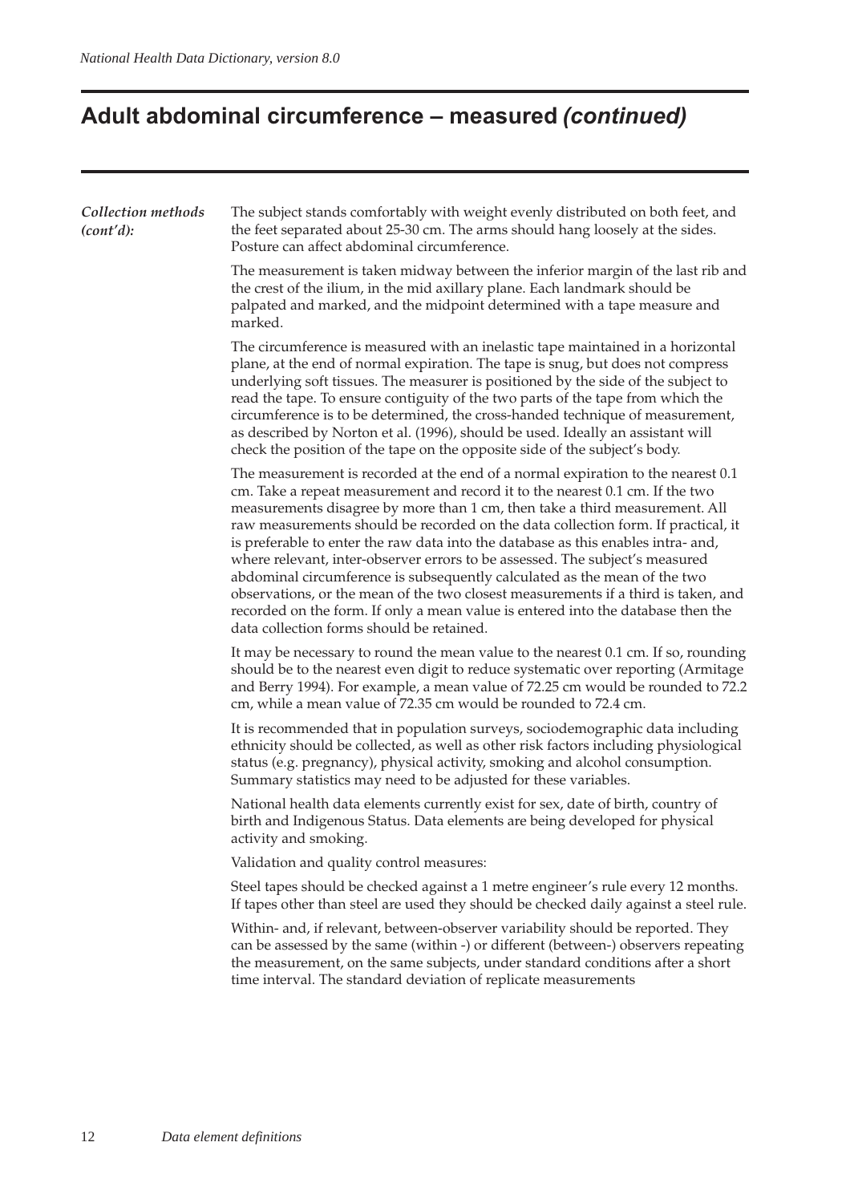# Adult abdominal circumference – measured *(continued)*

***Collection methods (cont'd):***

The subject stands comfortably with weight evenly distributed on both feet, and the feet separated about 25-30 cm. The arms should hang loosely at the sides. Posture can affect abdominal circumference.

The measurement is taken midway between the inferior margin of the last rib and the crest of the ilium, in the mid axillary plane. Each landmark should be palpated and marked, and the midpoint determined with a tape measure and marked.

The circumference is measured with an inelastic tape maintained in a horizontal plane, at the end of normal expiration. The tape is snug, but does not compress underlying soft tissues. The measurer is positioned by the side of the subject to read the tape. To ensure contiguity of the two parts of the tape from which the circumference is to be determined, the cross-handed technique of measurement, as described by Norton et al. (1996), should be used. Ideally an assistant will check the position of the tape on the opposite side of the subject's body.

The measurement is recorded at the end of a normal expiration to the nearest 0.1 cm. Take a repeat measurement and record it to the nearest 0.1 cm. If the two measurements disagree by more than 1 cm, then take a third measurement. All raw measurements should be recorded on the data collection form. If practical, it is preferable to enter the raw data into the database as this enables intra- and, where relevant, inter-observer errors to be assessed. The subject's measured abdominal circumference is subsequently calculated as the mean of the two observations, or the mean of the two closest measurements if a third is taken, and recorded on the form. If only a mean value is entered into the database then the data collection forms should be retained.

It may be necessary to round the mean value to the nearest 0.1 cm. If so, rounding should be to the nearest even digit to reduce systematic over reporting (Armitage and Berry 1994). For example, a mean value of 72.25 cm would be rounded to 72.2 cm, while a mean value of 72.35 cm would be rounded to 72.4 cm.

It is recommended that in population surveys, sociodemographic data including ethnicity should be collected, as well as other risk factors including physiological status (e.g. pregnancy), physical activity, smoking and alcohol consumption. Summary statistics may need to be adjusted for these variables.

National health data elements currently exist for sex, date of birth, country of birth and Indigenous Status. Data elements are being developed for physical activity and smoking.

Validation and quality control measures:

Steel tapes should be checked against a 1 metre engineer's rule every 12 months. If tapes other than steel are used they should be checked daily against a steel rule.

Within- and, if relevant, between-observer variability should be reported. They can be assessed by the same (within -) or different (between-) observers repeating the measurement, on the same subjects, under standard conditions after a short time interval. The standard deviation of replicate measurements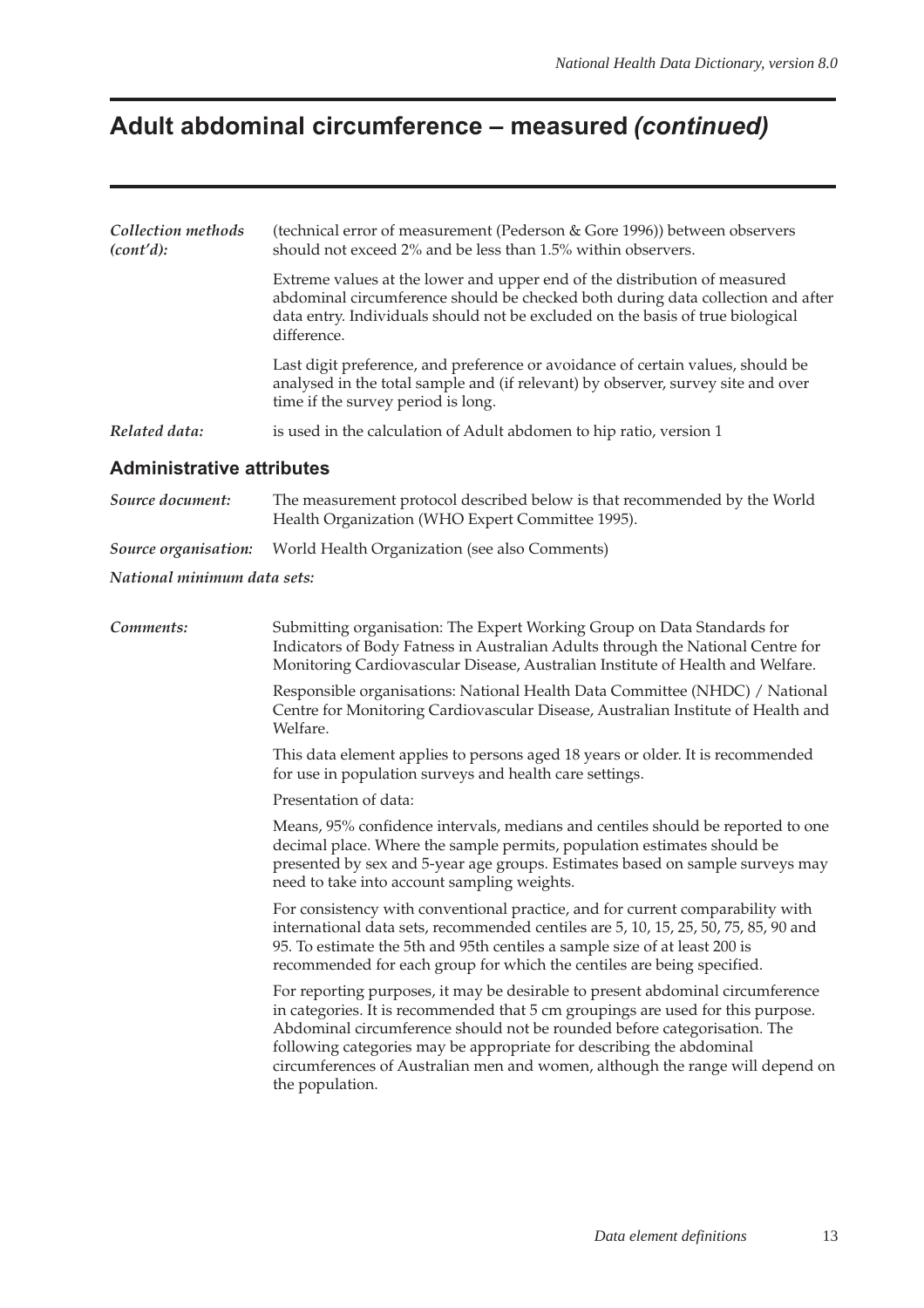# Adult abdominal circumference – measured *(continued)*

*Collection methods (cont'd):* (technical error of measurement (Pederson & Gore 1996)) between observers should not exceed 2% and be less than 1.5% within observers.

Extreme values at the lower and upper end of the distribution of measured abdominal circumference should be checked both during data collection and after data entry. Individuals should not be excluded on the basis of true biological difference.

Last digit preference, and preference or avoidance of certain values, should be analysed in the total sample and (if relevant) by observer, survey site and over time if the survey period is long.

*Related data:* is used in the calculation of Adult abdomen to hip ratio, version 1

## Administrative attributes

*Source document:* The measurement protocol described below is that recommended by the World Health Organization (WHO Expert Committee 1995).

*Source organisation:* World Health Organization (see also Comments)

*National minimum data sets:*

*Comments:* Submitting organisation: The Expert Working Group on Data Standards for Indicators of Body Fatness in Australian Adults through the National Centre for Monitoring Cardiovascular Disease, Australian Institute of Health and Welfare.

Responsible organisations: National Health Data Committee (NHDC) / National Centre for Monitoring Cardiovascular Disease, Australian Institute of Health and Welfare.

This data element applies to persons aged 18 years or older. It is recommended for use in population surveys and health care settings.

Presentation of data:

Means, 95% confidence intervals, medians and centiles should be reported to one decimal place. Where the sample permits, population estimates should be presented by sex and 5-year age groups. Estimates based on sample surveys may need to take into account sampling weights.

For consistency with conventional practice, and for current comparability with international data sets, recommended centiles are 5, 10, 15, 25, 50, 75, 85, 90 and 95. To estimate the 5th and 95th centiles a sample size of at least 200 is recommended for each group for which the centiles are being specified.

For reporting purposes, it may be desirable to present abdominal circumference in categories. It is recommended that 5 cm groupings are used for this purpose. Abdominal circumference should not be rounded before categorisation. The following categories may be appropriate for describing the abdominal circumferences of Australian men and women, although the range will depend on the population.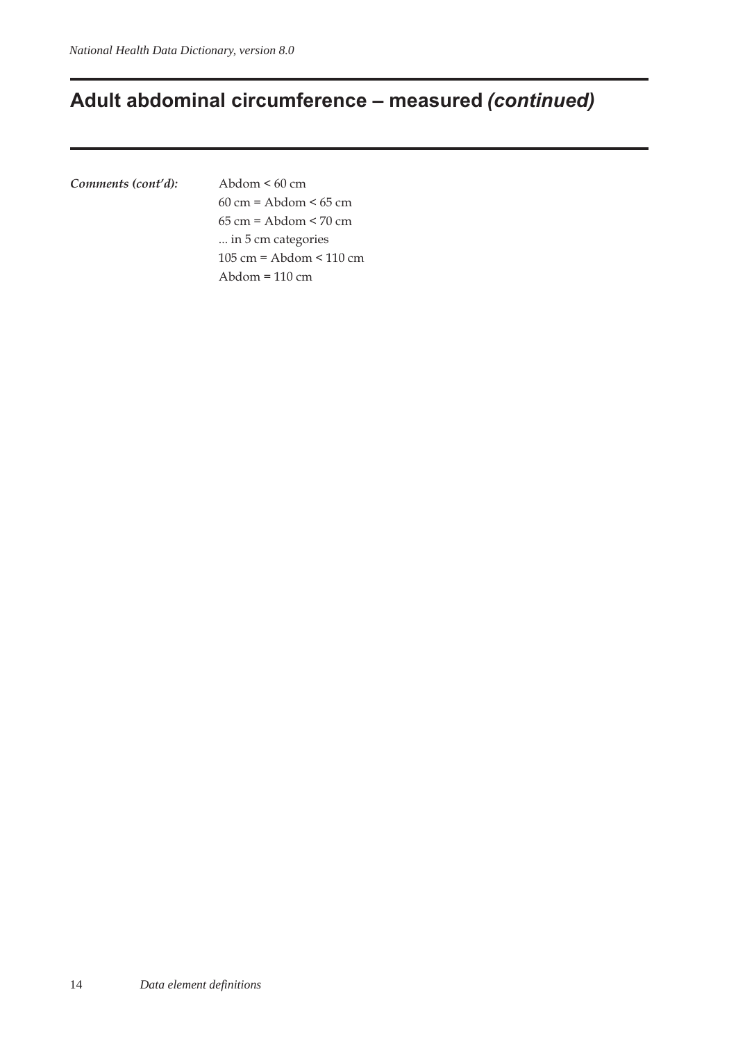## Adult abdominal circumference – measured *(continued)*

***Comments (cont'd):***

Abdom < 60 cm
60 cm = Abdom < 65 cm
65 cm = Abdom < 70 cm
... in 5 cm categories
105 cm = Abdom < 110 cm
Abdom = 110 cm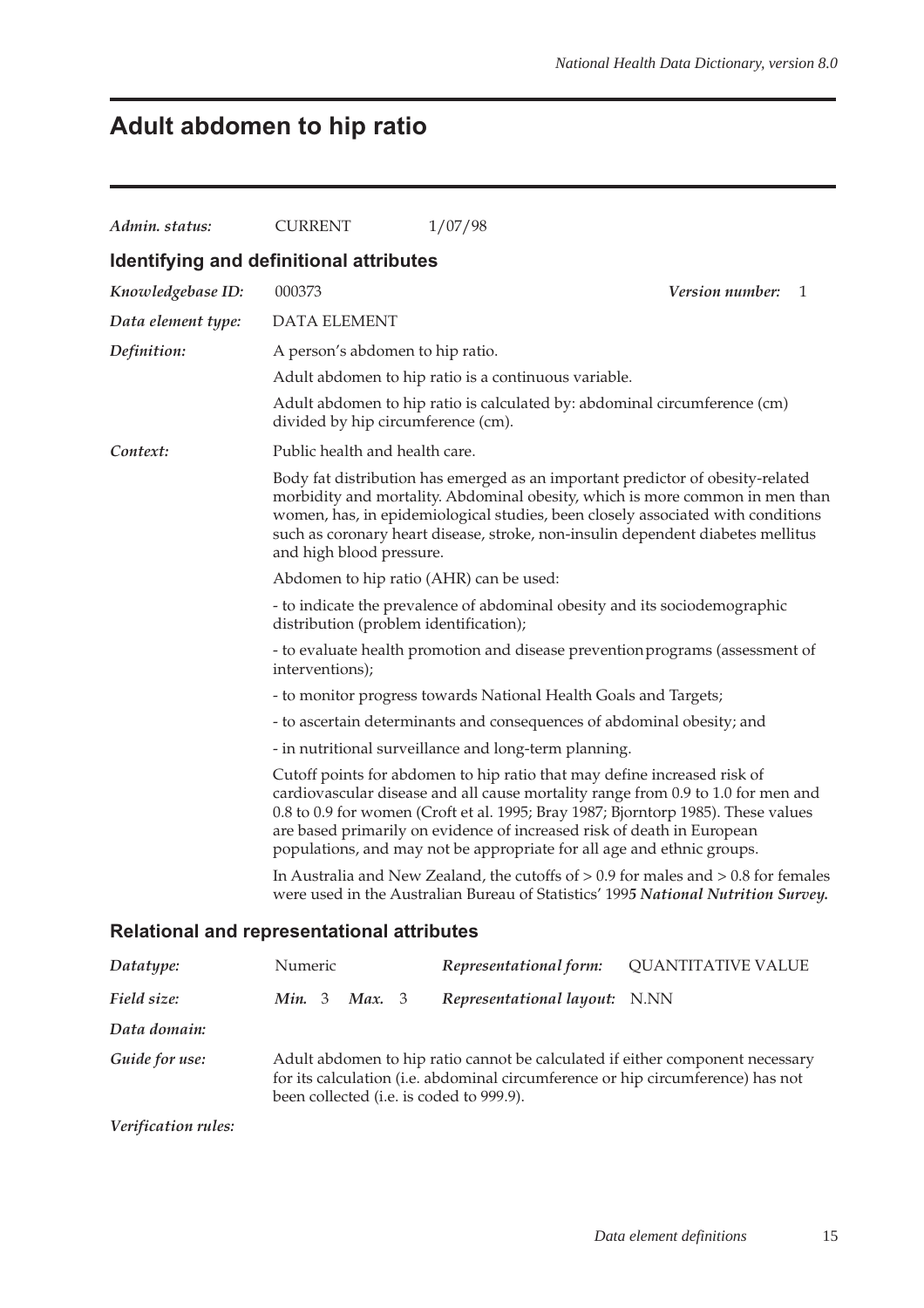# Adult abdomen to hip ratio

| | | |
|---|---|---|
| *Admin. status:* | CURRENT | 1/07/98 |

## Identifying and definitional attributes

*Knowledgebase ID:* 000373 *Version number:* 1

*Data element type:* DATA ELEMENT

*Definition:*

A person's abdomen to hip ratio.

Adult abdomen to hip ratio is a continuous variable.

Adult abdomen to hip ratio is calculated by: abdominal circumference (cm) divided by hip circumference (cm).

*Context:*

Public health and health care.

Body fat distribution has emerged as an important predictor of obesity-related morbidity and mortality. Abdominal obesity, which is more common in men than women, has, in epidemiological studies, been closely associated with conditions such as coronary heart disease, stroke, non-insulin dependent diabetes mellitus and high blood pressure.

Abdomen to hip ratio (AHR) can be used:

- to indicate the prevalence of abdominal obesity and its sociodemographic distribution (problem identification);
- to evaluate health promotion and disease prevention programs (assessment of interventions);
- to monitor progress towards National Health Goals and Targets;
- to ascertain determinants and consequences of abdominal obesity; and
- in nutritional surveillance and long-term planning.

Cutoff points for abdomen to hip ratio that may define increased risk of cardiovascular disease and all cause mortality range from 0.9 to 1.0 for men and 0.8 to 0.9 for women (Croft et al. 1995; Bray 1987; Bjorntorp 1985). These values are based primarily on evidence of increased risk of death in European populations, and may not be appropriate for all age and ethnic groups.

In Australia and New Zealand, the cutoffs of > 0.9 for males and > 0.8 for females were used in the Australian Bureau of Statistics' 199*5 National Nutrition Survey.*

## Relational and representational attributes

| | | | |
|---|---|---|---|
| *Datatype:* | Numeric | *Representational form:* | QUANTITATIVE VALUE |
| *Field size:* | *Min.* 3 *Max.* 3 | *Representational layout:* | N.NN |

*Data domain:*

*Guide for use:*

Adult abdomen to hip ratio cannot be calculated if either component necessary for its calculation (i.e. abdominal circumference or hip circumference) has not been collected (i.e. is coded to 999.9).

*Verification rules:*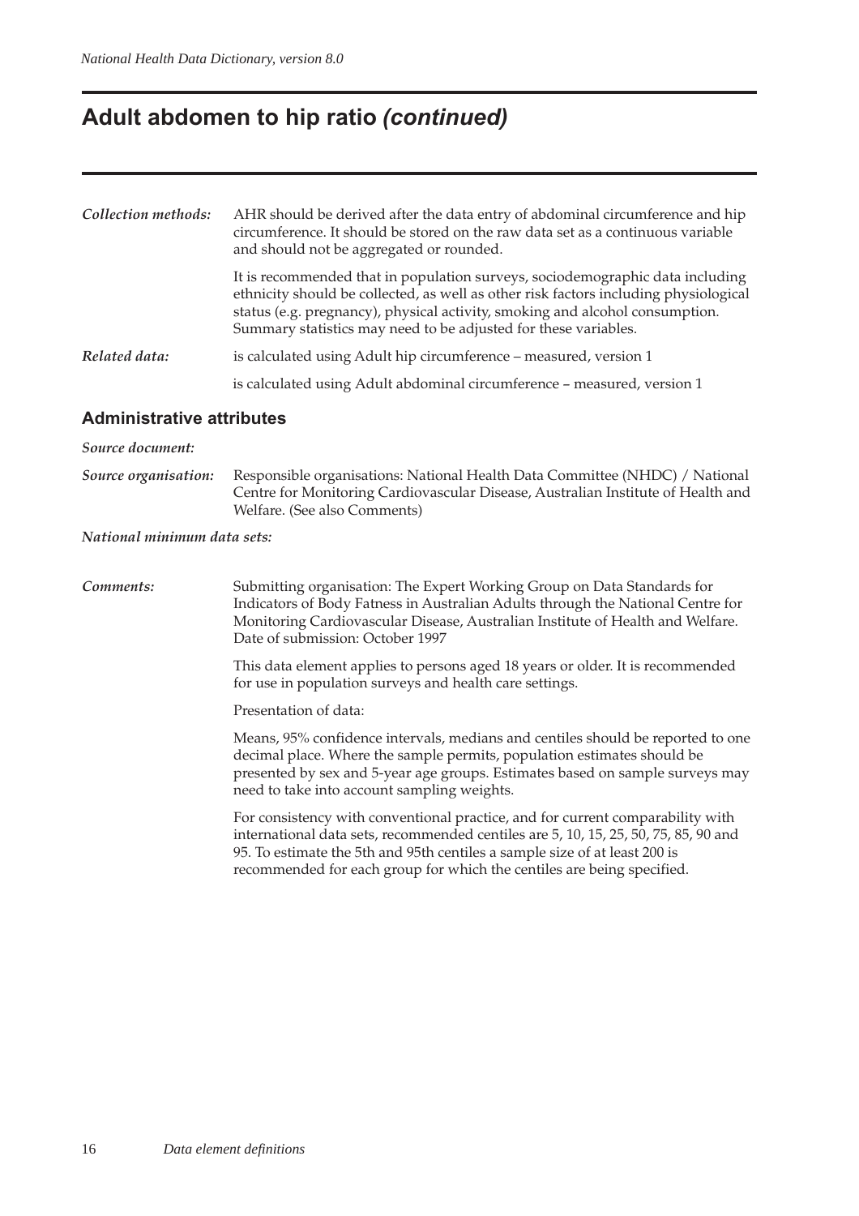# Adult abdomen to hip ratio *(continued)*

*Collection methods:* AHR should be derived after the data entry of abdominal circumference and hip circumference. It should be stored on the raw data set as a continuous variable and should not be aggregated or rounded.

It is recommended that in population surveys, sociodemographic data including ethnicity should be collected, as well as other risk factors including physiological status (e.g. pregnancy), physical activity, smoking and alcohol consumption. Summary statistics may need to be adjusted for these variables.

*Related data:* is calculated using Adult hip circumference – measured, version 1

is calculated using Adult abdominal circumference – measured, version 1

## Administrative attributes

*Source document:*

*Source organisation:* Responsible organisations: National Health Data Committee (NHDC) / National Centre for Monitoring Cardiovascular Disease, Australian Institute of Health and Welfare. (See also Comments)

*National minimum data sets:*

*Comments:* Submitting organisation: The Expert Working Group on Data Standards for Indicators of Body Fatness in Australian Adults through the National Centre for Monitoring Cardiovascular Disease, Australian Institute of Health and Welfare. Date of submission: October 1997

This data element applies to persons aged 18 years or older. It is recommended for use in population surveys and health care settings.

Presentation of data:

Means, 95% confidence intervals, medians and centiles should be reported to one decimal place. Where the sample permits, population estimates should be presented by sex and 5-year age groups. Estimates based on sample surveys may need to take into account sampling weights.

For consistency with conventional practice, and for current comparability with international data sets, recommended centiles are 5, 10, 15, 25, 50, 75, 85, 90 and 95. To estimate the 5th and 95th centiles a sample size of at least 200 is recommended for each group for which the centiles are being specified.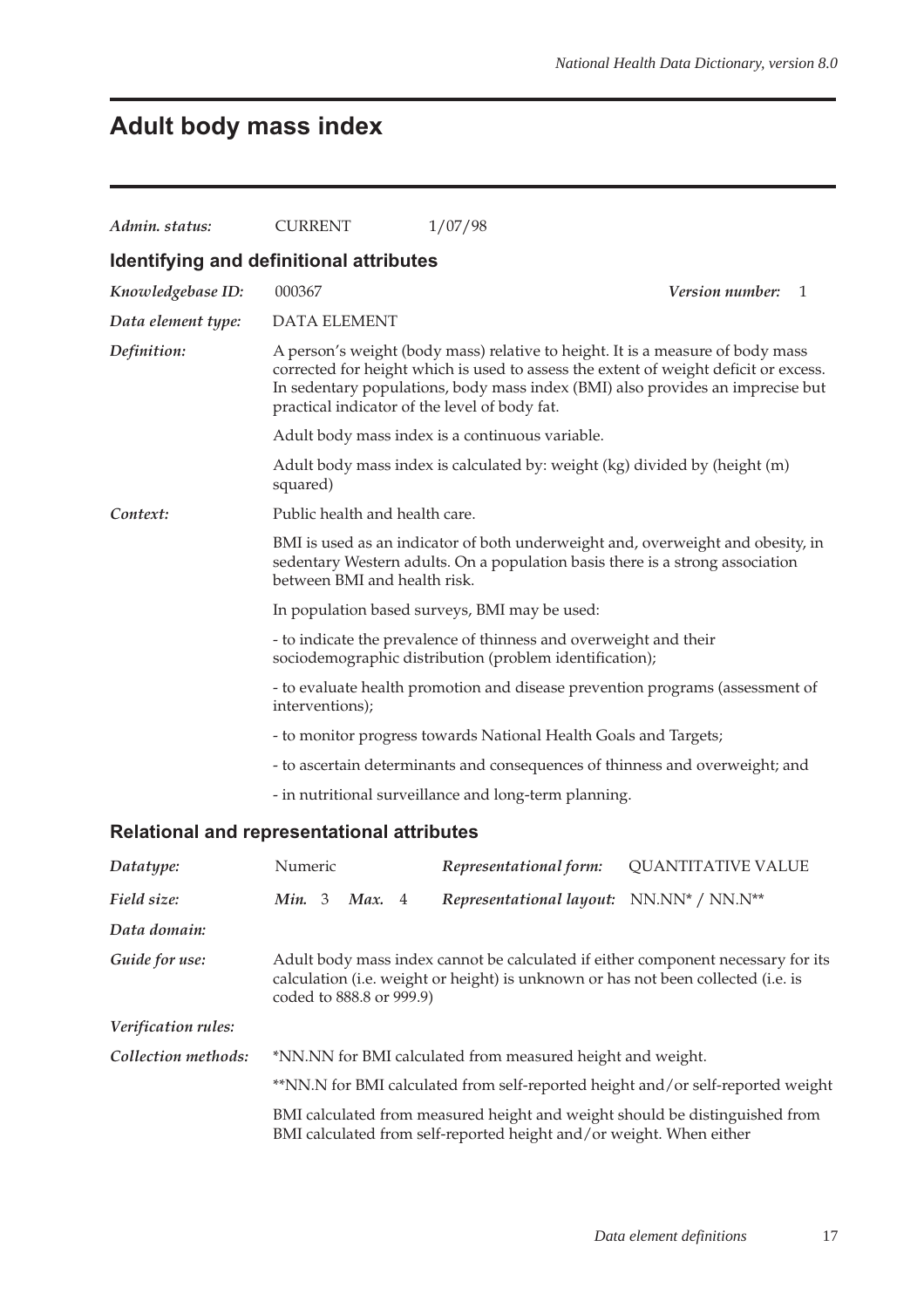# Adult body mass index

*Admin. status:* CURRENT 1/07/98

## Identifying and definitional attributes

*Knowledgebase ID:* 000367 *Version number:* 1

*Data element type:* DATA ELEMENT

*Definition:* A person's weight (body mass) relative to height. It is a measure of body mass corrected for height which is used to assess the extent of weight deficit or excess. In sedentary populations, body mass index (BMI) also provides an imprecise but practical indicator of the level of body fat.

Adult body mass index is a continuous variable.

Adult body mass index is calculated by: weight (kg) divided by (height (m) squared)

*Context:* Public health and health care.

BMI is used as an indicator of both underweight and, overweight and obesity, in sedentary Western adults. On a population basis there is a strong association between BMI and health risk.

In population based surveys, BMI may be used:

- to indicate the prevalence of thinness and overweight and their sociodemographic distribution (problem identification);

- to evaluate health promotion and disease prevention programs (assessment of interventions);

- to monitor progress towards National Health Goals and Targets;

- to ascertain determinants and consequences of thinness and overweight; and

- in nutritional surveillance and long-term planning.

## Relational and representational attributes

*Datatype:* Numeric *Representational form:* QUANTITATIVE VALUE

*Field size:* *Min.* 3 *Max.* 4 *Representational layout:* NN.NN* / NN.N**

*Data domain:*

*Guide for use:* Adult body mass index cannot be calculated if either component necessary for its calculation (i.e. weight or height) is unknown or has not been collected (i.e. is coded to 888.8 or 999.9)

*Verification rules:*

*Collection methods:* *NN.NN for BMI calculated from measured height and weight.

**NN.N for BMI calculated from self-reported height and/or self-reported weight

BMI calculated from measured height and weight should be distinguished from BMI calculated from self-reported height and/or weight. When either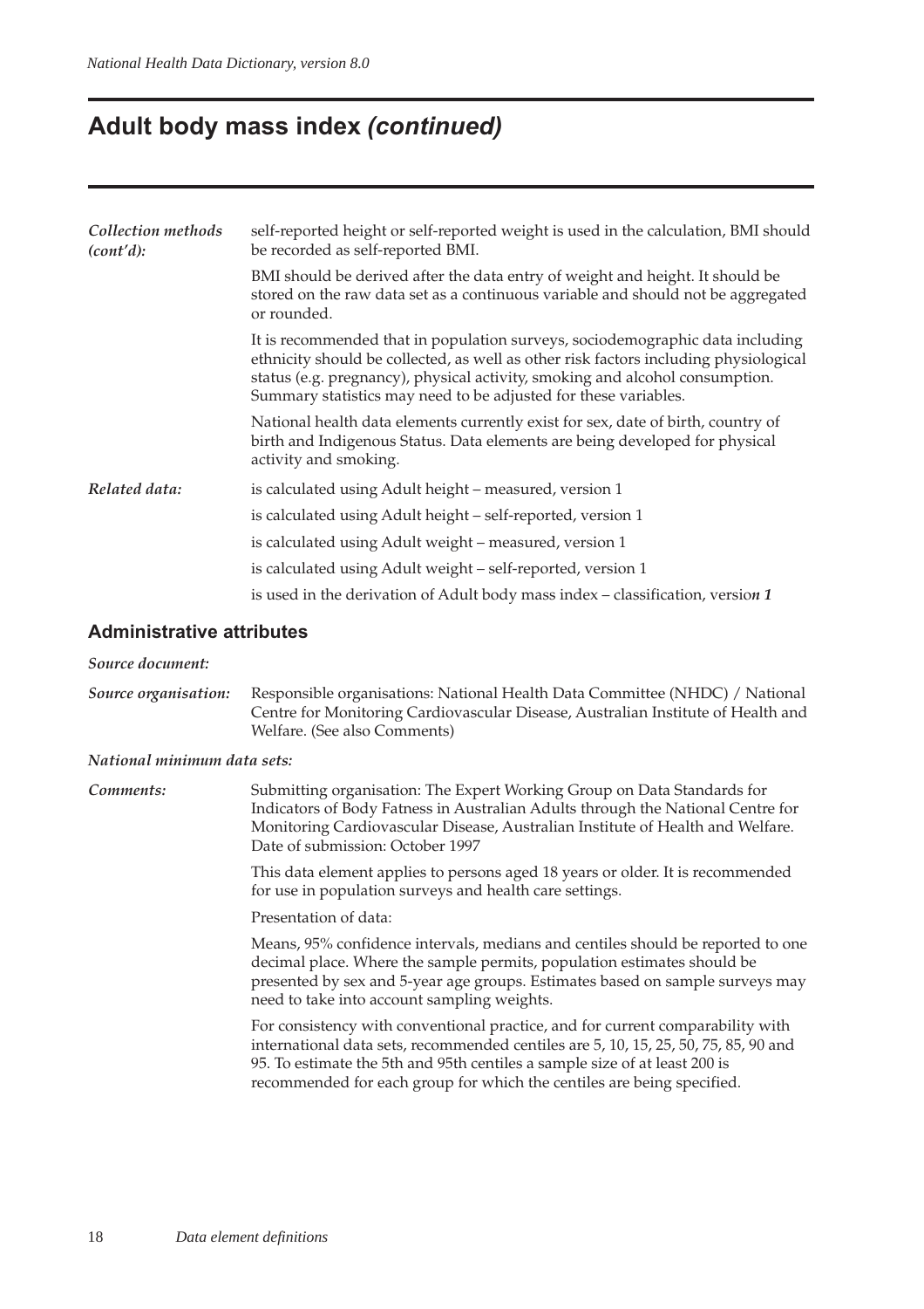# Adult body mass index *(continued)*

*Collection methods (cont'd):* self-reported height or self-reported weight is used in the calculation, BMI should be recorded as self-reported BMI.

BMI should be derived after the data entry of weight and height. It should be stored on the raw data set as a continuous variable and should not be aggregated or rounded.

It is recommended that in population surveys, sociodemographic data including ethnicity should be collected, as well as other risk factors including physiological status (e.g. pregnancy), physical activity, smoking and alcohol consumption. Summary statistics may need to be adjusted for these variables.

National health data elements currently exist for sex, date of birth, country of birth and Indigenous Status. Data elements are being developed for physical activity and smoking.

*Related data:* is calculated using Adult height – measured, version 1

is calculated using Adult height – self-reported, version 1

is calculated using Adult weight – measured, version 1

is calculated using Adult weight – self-reported, version 1

is used in the derivation of Adult body mass index – classification, version 1

## Administrative attributes

*Source document:*

*Source organisation:* Responsible organisations: National Health Data Committee (NHDC) / National Centre for Monitoring Cardiovascular Disease, Australian Institute of Health and Welfare. (See also Comments)

*National minimum data sets:*

*Comments:* Submitting organisation: The Expert Working Group on Data Standards for Indicators of Body Fatness in Australian Adults through the National Centre for Monitoring Cardiovascular Disease, Australian Institute of Health and Welfare. Date of submission: October 1997

This data element applies to persons aged 18 years or older. It is recommended for use in population surveys and health care settings.

Presentation of data:

Means, 95% confidence intervals, medians and centiles should be reported to one decimal place. Where the sample permits, population estimates should be presented by sex and 5-year age groups. Estimates based on sample surveys may need to take into account sampling weights.

For consistency with conventional practice, and for current comparability with international data sets, recommended centiles are 5, 10, 15, 25, 50, 75, 85, 90 and 95. To estimate the 5th and 95th centiles a sample size of at least 200 is recommended for each group for which the centiles are being specified.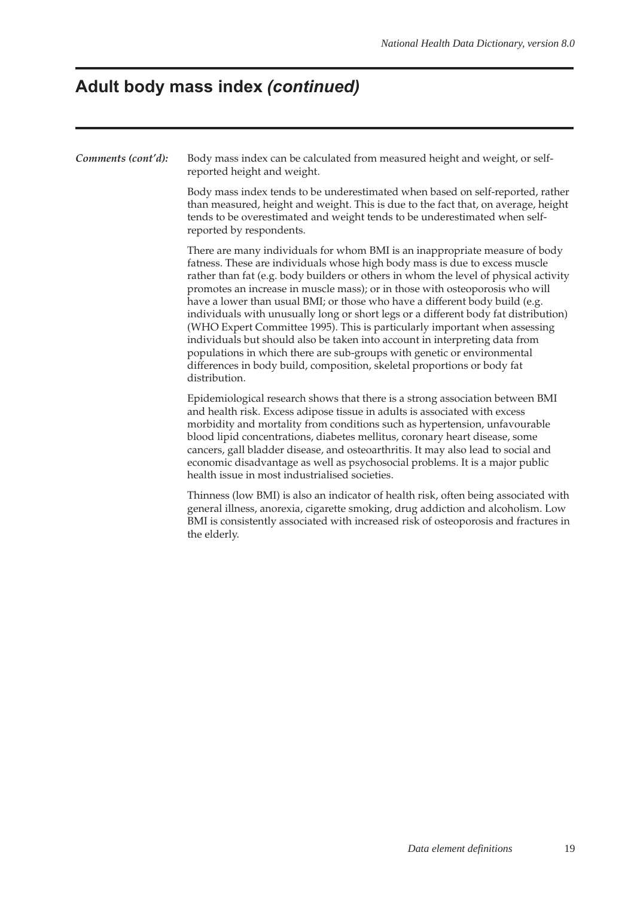# Adult body mass index *(continued)*

***Comments (cont'd):*** Body mass index can be calculated from measured height and weight, or self-reported height and weight.

Body mass index tends to be underestimated when based on self-reported, rather than measured, height and weight. This is due to the fact that, on average, height tends to be overestimated and weight tends to be underestimated when self-reported by respondents.

There are many individuals for whom BMI is an inappropriate measure of body fatness. These are individuals whose high body mass is due to excess muscle rather than fat (e.g. body builders or others in whom the level of physical activity promotes an increase in muscle mass); or in those with osteoporosis who will have a lower than usual BMI; or those who have a different body build (e.g. individuals with unusually long or short legs or a different body fat distribution) (WHO Expert Committee 1995). This is particularly important when assessing individuals but should also be taken into account in interpreting data from populations in which there are sub-groups with genetic or environmental differences in body build, composition, skeletal proportions or body fat distribution.

Epidemiological research shows that there is a strong association between BMI and health risk. Excess adipose tissue in adults is associated with excess morbidity and mortality from conditions such as hypertension, unfavourable blood lipid concentrations, diabetes mellitus, coronary heart disease, some cancers, gall bladder disease, and osteoarthritis. It may also lead to social and economic disadvantage as well as psychosocial problems. It is a major public health issue in most industrialised societies.

Thinness (low BMI) is also an indicator of health risk, often being associated with general illness, anorexia, cigarette smoking, drug addiction and alcoholism. Low BMI is consistently associated with increased risk of osteoporosis and fractures in the elderly.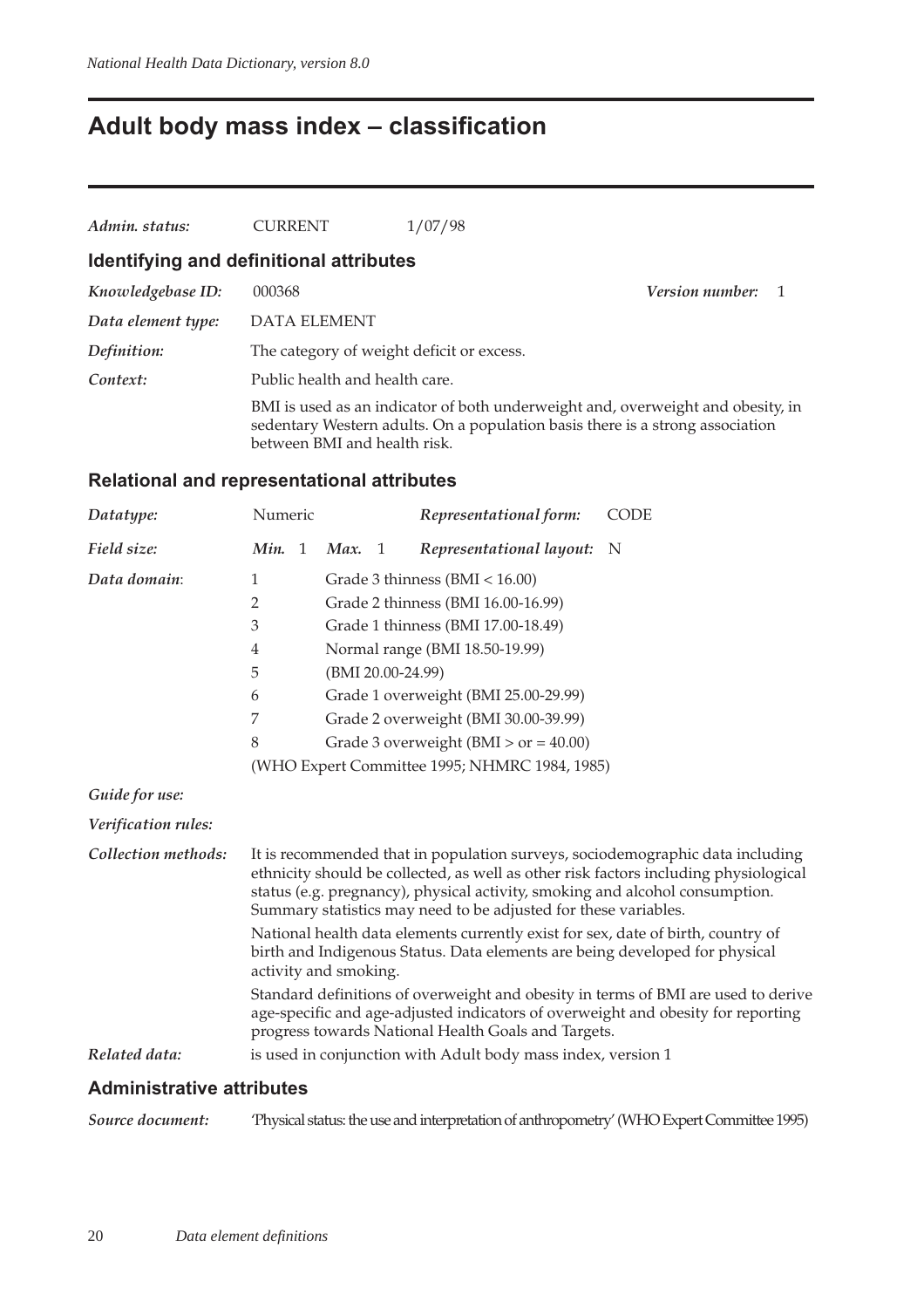# Adult body mass index – classification

***Admin. status:*** CURRENT 1/07/98

## Identifying and definitional attributes

***Knowledgebase ID:*** 000368 ***Version number:*** 1

***Data element type:*** DATA ELEMENT

***Definition:*** The category of weight deficit or excess.

***Context:*** Public health and health care.

BMI is used as an indicator of both underweight and, overweight and obesity, in sedentary Western adults. On a population basis there is a strong association between BMI and health risk.

## Relational and representational attributes

***Datatype:*** Numeric ***Representational form:*** CODE

***Field size:*** ***Min.*** 1 ***Max.*** 1 ***Representational layout:*** N

***Data domain:***

| | |
|---|---|
| 1 | Grade 3 thinness (BMI < 16.00) |
| 2 | Grade 2 thinness (BMI 16.00-16.99) |
| 3 | Grade 1 thinness (BMI 17.00-18.49) |
| 4 | Normal range (BMI 18.50-19.99) |
| 5 | (BMI 20.00-24.99) |
| 6 | Grade 1 overweight (BMI 25.00-29.99) |
| 7 | Grade 2 overweight (BMI 30.00-39.99) |
| 8 | Grade 3 overweight (BMI > or = 40.00) |

(WHO Expert Committee 1995; NHMRC 1984, 1985)

***Guide for use:***

***Verification rules:***

***Collection methods:*** It is recommended that in population surveys, sociodemographic data including ethnicity should be collected, as well as other risk factors including physiological status (e.g. pregnancy), physical activity, smoking and alcohol consumption. Summary statistics may need to be adjusted for these variables.

National health data elements currently exist for sex, date of birth, country of birth and Indigenous Status. Data elements are being developed for physical activity and smoking.

Standard definitions of overweight and obesity in terms of BMI are used to derive age-specific and age-adjusted indicators of overweight and obesity for reporting progress towards National Health Goals and Targets.

***Related data:*** is used in conjunction with Adult body mass index, version 1

## Administrative attributes

***Source document:*** 'Physical status: the use and interpretation of anthropometry' (WHO Expert Committee 1995)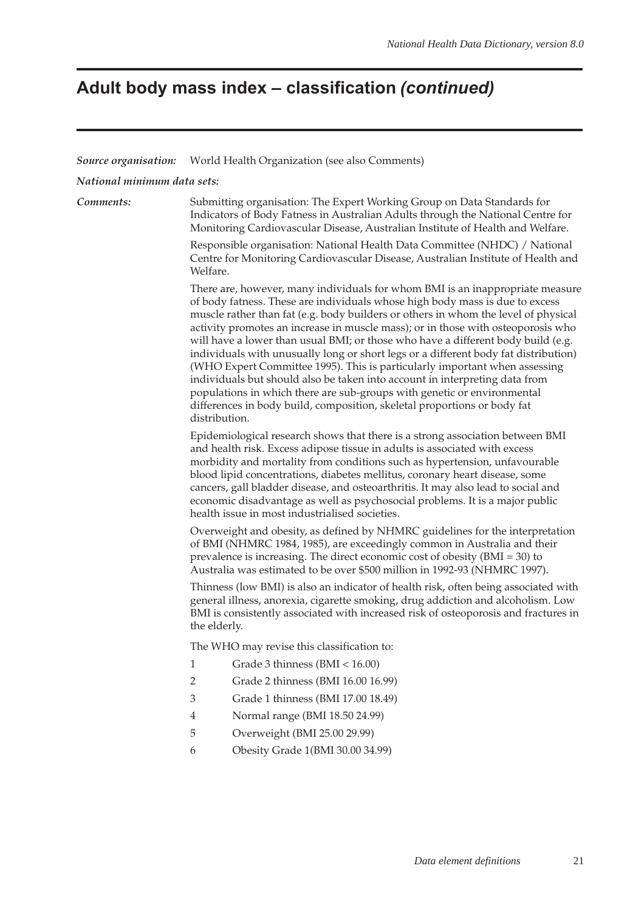# Adult body mass index – classification *(continued)*

***Source organisation:*** World Health Organization (see also Comments)

***National minimum data sets:***

***Comments:*** Submitting organisation: The Expert Working Group on Data Standards for Indicators of Body Fatness in Australian Adults through the National Centre for Monitoring Cardiovascular Disease, Australian Institute of Health and Welfare.

Responsible organisation: National Health Data Committee (NHDC) / National Centre for Monitoring Cardiovascular Disease, Australian Institute of Health and Welfare.

There are, however, many individuals for whom BMI is an inappropriate measure of body fatness. These are individuals whose high body mass is due to excess muscle rather than fat (e.g. body builders or others in whom the level of physical activity promotes an increase in muscle mass); or in those with osteoporosis who will have a lower than usual BMI; or those who have a different body build (e.g. individuals with unusually long or short legs or a different body fat distribution) (WHO Expert Committee 1995). This is particularly important when assessing individuals but should also be taken into account in interpreting data from populations in which there are sub-groups with genetic or environmental differences in body build, composition, skeletal proportions or body fat distribution.

Epidemiological research shows that there is a strong association between BMI and health risk. Excess adipose tissue in adults is associated with excess morbidity and mortality from conditions such as hypertension, unfavourable blood lipid concentrations, diabetes mellitus, coronary heart disease, some cancers, gall bladder disease, and osteoarthritis. It may also lead to social and economic disadvantage as well as psychosocial problems. It is a major public health issue in most industrialised societies.

Overweight and obesity, as defined by NHMRC guidelines for the interpretation of BMI (NHMRC 1984, 1985), are exceedingly common in Australia and their prevalence is increasing. The direct economic cost of obesity (BMI = 30) to Australia was estimated to be over $500 million in 1992-93 (NHMRC 1997).

Thinness (low BMI) is also an indicator of health risk, often being associated with general illness, anorexia, cigarette smoking, drug addiction and alcoholism. Low BMI is consistently associated with increased risk of osteoporosis and fractures in the elderly.

The WHO may revise this classification to:

1 Grade 3 thinness (BMI < 16.00)
2 Grade 2 thinness (BMI 16.00 16.99)
3 Grade 1 thinness (BMI 17.00 18.49)
4 Normal range (BMI 18.50 24.99)
5 Overweight (BMI 25.00 29.99)
6 Obesity Grade 1(BMI 30.00 34.99)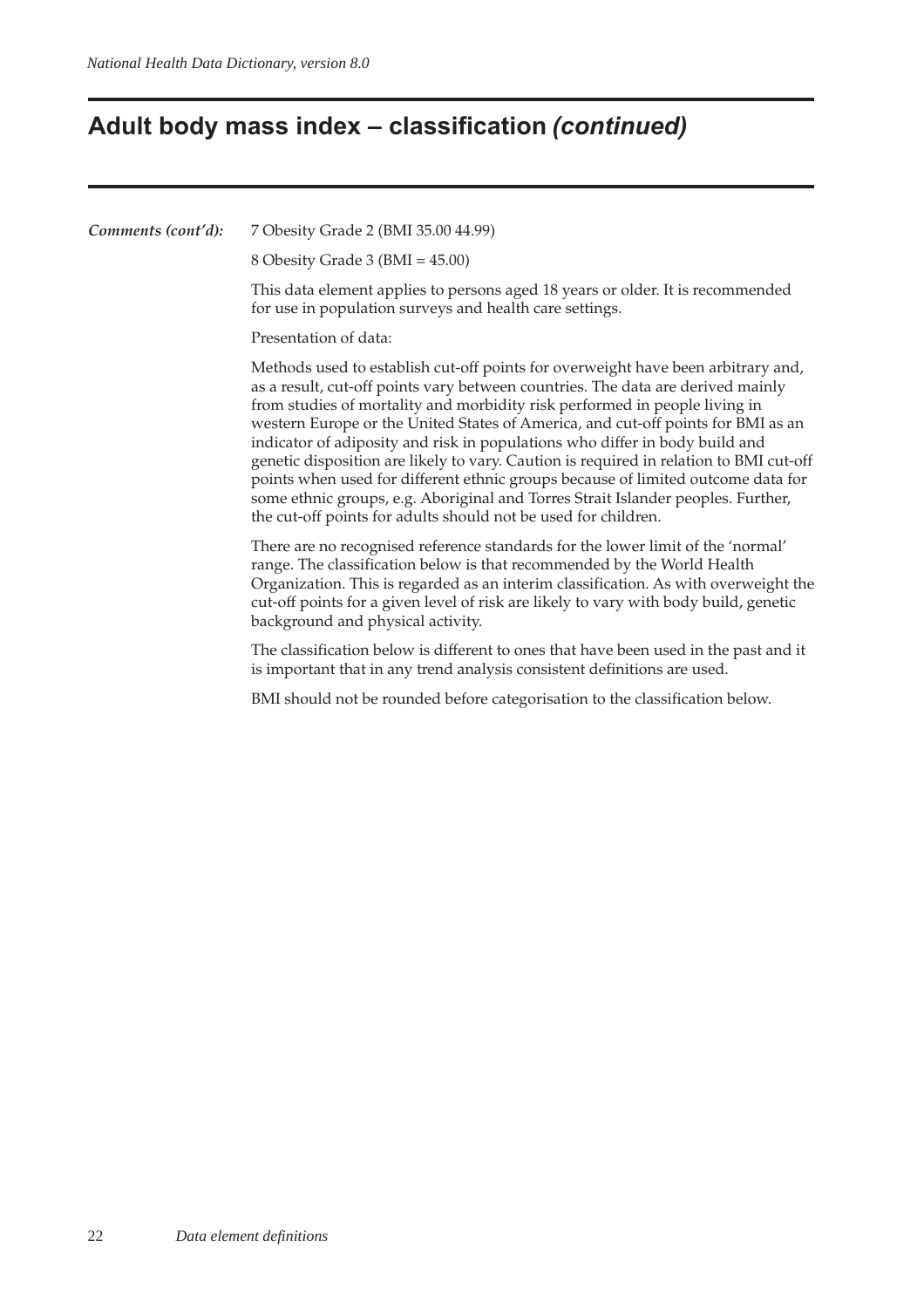# Adult body mass index – classification *(continued)*

***Comments (cont'd):***

7 Obesity Grade 2 (BMI 35.00 44.99)

8 Obesity Grade 3 (BMI = 45.00)

This data element applies to persons aged 18 years or older. It is recommended for use in population surveys and health care settings.

Presentation of data:

Methods used to establish cut-off points for overweight have been arbitrary and, as a result, cut-off points vary between countries. The data are derived mainly from studies of mortality and morbidity risk performed in people living in western Europe or the United States of America, and cut-off points for BMI as an indicator of adiposity and risk in populations who differ in body build and genetic disposition are likely to vary. Caution is required in relation to BMI cut-off points when used for different ethnic groups because of limited outcome data for some ethnic groups, e.g. Aboriginal and Torres Strait Islander peoples. Further, the cut-off points for adults should not be used for children.

There are no recognised reference standards for the lower limit of the 'normal' range. The classification below is that recommended by the World Health Organization. This is regarded as an interim classification. As with overweight the cut-off points for a given level of risk are likely to vary with body build, genetic background and physical activity.

The classification below is different to ones that have been used in the past and it is important that in any trend analysis consistent definitions are used.

BMI should not be rounded before categorisation to the classification below.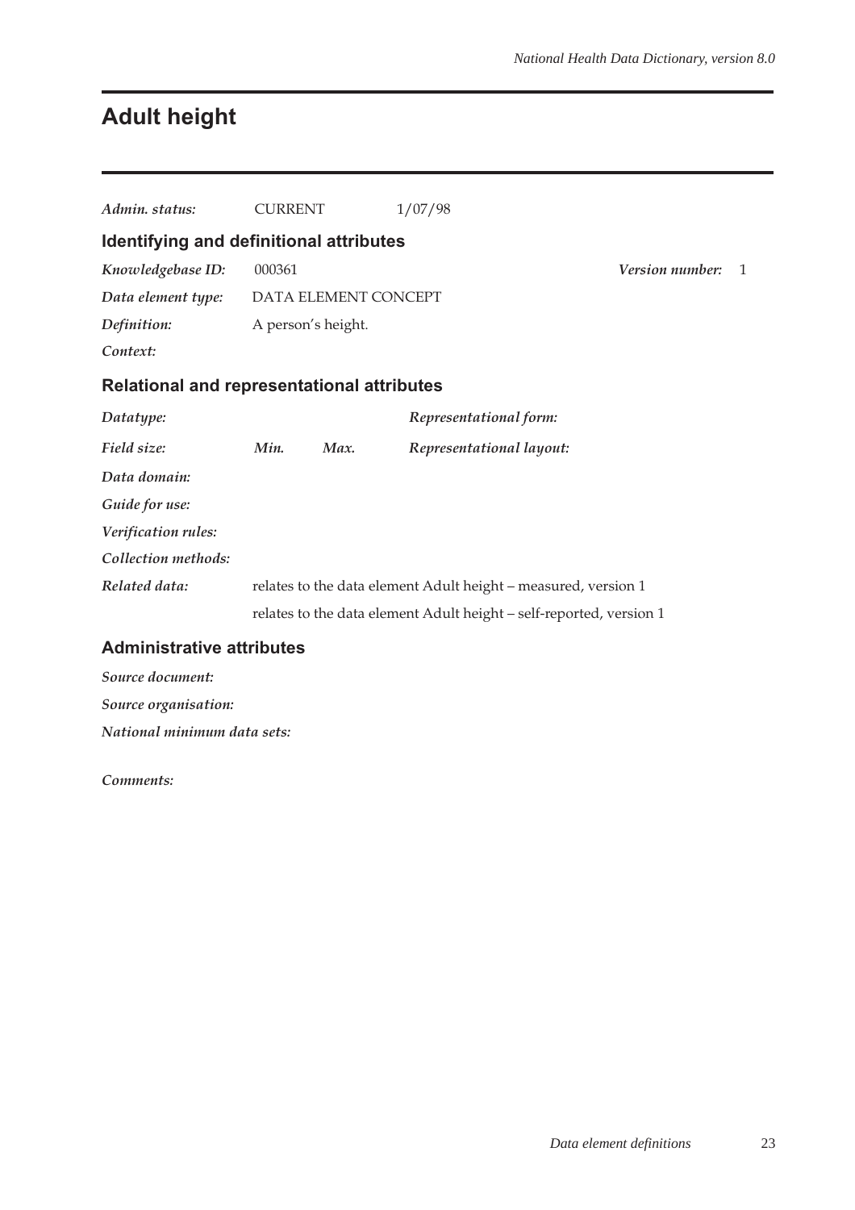# Adult height

*Admin. status:* CURRENT 1/07/98

## Identifying and definitional attributes

*Knowledgebase ID:* 000361 *Version number:* 1

*Data element type:* DATA ELEMENT CONCEPT

*Definition:* A person's height.

*Context:*

## Relational and representational attributes

*Datatype:* *Representational form:*

*Field size:* *Min.* *Max.* *Representational layout:*

*Data domain:*

*Guide for use:*

*Verification rules:*

*Collection methods:*

*Related data:* relates to the data element Adult height – measured, version 1

relates to the data element Adult height – self-reported, version 1

## Administrative attributes

*Source document:*

*Source organisation:*

*National minimum data sets:*

*Comments:*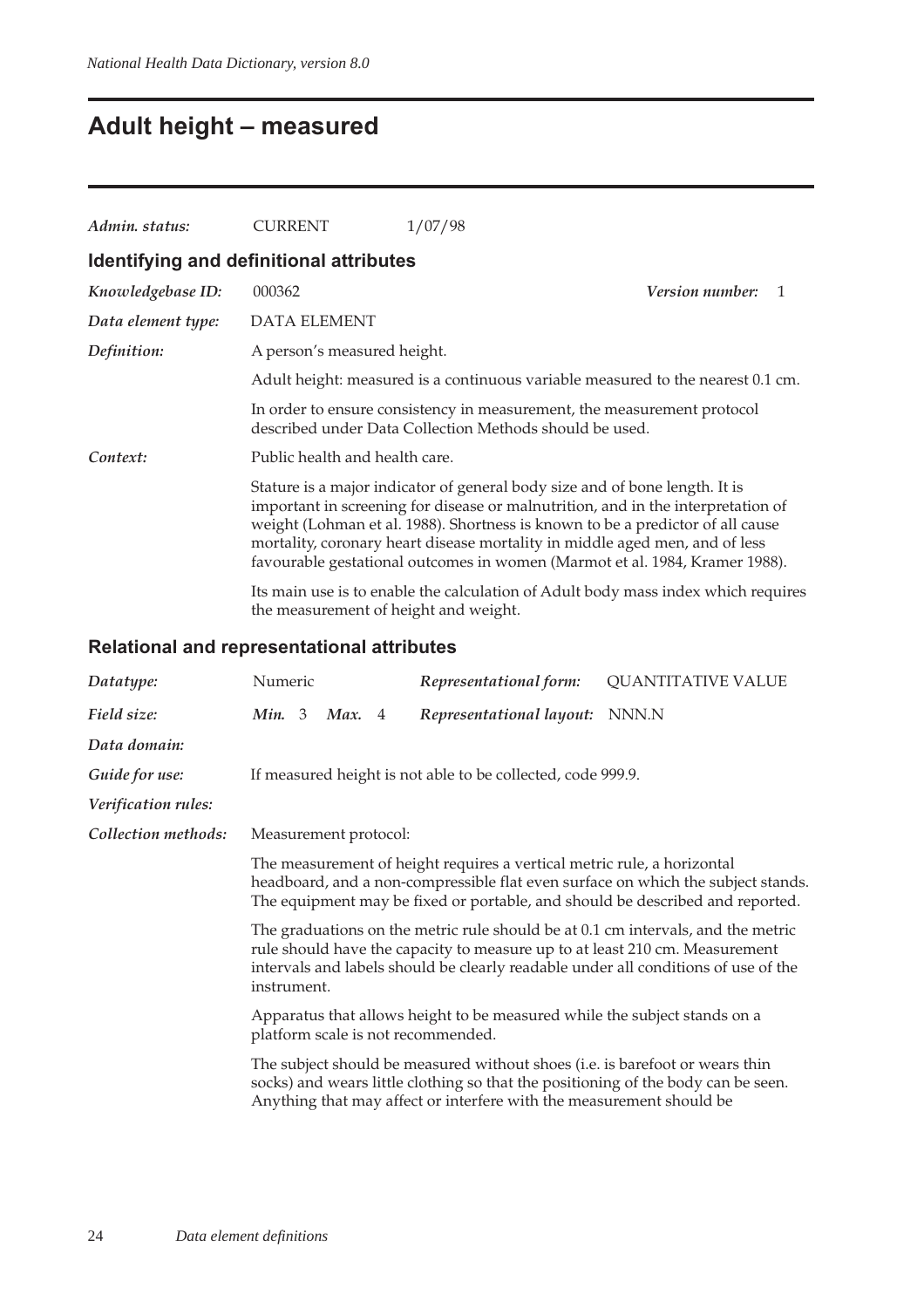# Adult height – measured

| | | |
|---|---|---|
| *Admin. status:* | CURRENT | 1/07/98 |

## Identifying and definitional attributes

*Knowledgebase ID:* 000362 *Version number:* 1

*Data element type:* DATA ELEMENT

*Definition:* A person's measured height.

Adult height: measured is a continuous variable measured to the nearest 0.1 cm.

In order to ensure consistency in measurement, the measurement protocol described under Data Collection Methods should be used.

*Context:* Public health and health care.

Stature is a major indicator of general body size and of bone length. It is important in screening for disease or malnutrition, and in the interpretation of weight (Lohman et al. 1988). Shortness is known to be a predictor of all cause mortality, coronary heart disease mortality in middle aged men, and of less favourable gestational outcomes in women (Marmot et al. 1984, Kramer 1988).

Its main use is to enable the calculation of Adult body mass index which requires the measurement of height and weight.

## Relational and representational attributes

*Datatype:* Numeric *Representational form:* QUANTITATIVE VALUE

*Field size:* ***Min.*** 3 ***Max.*** 4 *Representational layout:* NNN.N

*Data domain:*

*Guide for use:* If measured height is not able to be collected, code 999.9.

*Verification rules:*

*Collection methods:* Measurement protocol:

The measurement of height requires a vertical metric rule, a horizontal headboard, and a non-compressible flat even surface on which the subject stands. The equipment may be fixed or portable, and should be described and reported.

The graduations on the metric rule should be at 0.1 cm intervals, and the metric rule should have the capacity to measure up to at least 210 cm. Measurement intervals and labels should be clearly readable under all conditions of use of the instrument.

Apparatus that allows height to be measured while the subject stands on a platform scale is not recommended.

The subject should be measured without shoes (i.e. is barefoot or wears thin socks) and wears little clothing so that the positioning of the body can be seen. Anything that may affect or interfere with the measurement should be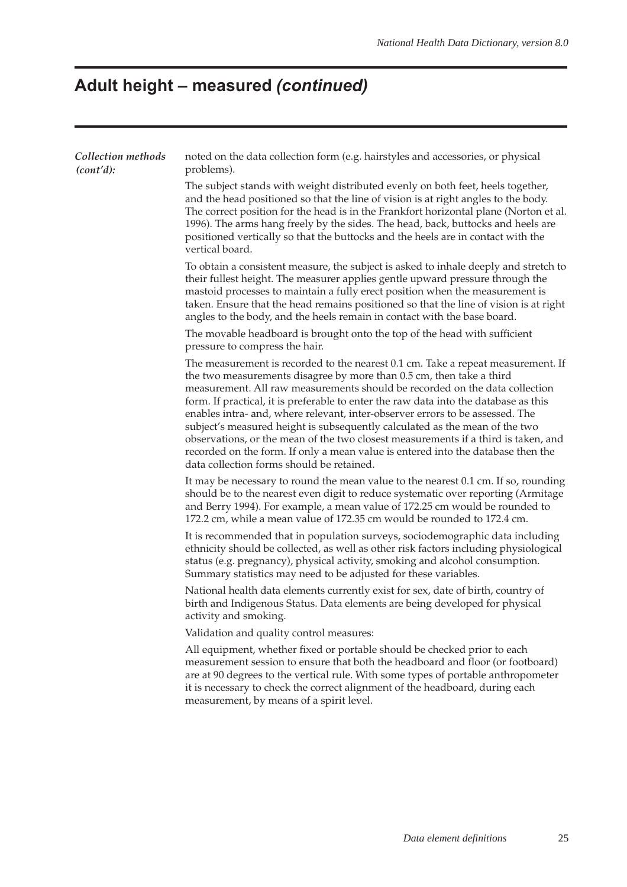# Adult height – measured *(continued)*

*Collection methods (cont'd):*

noted on the data collection form (e.g. hairstyles and accessories, or physical problems).

The subject stands with weight distributed evenly on both feet, heels together, and the head positioned so that the line of vision is at right angles to the body. The correct position for the head is in the Frankfort horizontal plane (Norton et al. 1996). The arms hang freely by the sides. The head, back, buttocks and heels are positioned vertically so that the buttocks and the heels are in contact with the vertical board.

To obtain a consistent measure, the subject is asked to inhale deeply and stretch to their fullest height. The measurer applies gentle upward pressure through the mastoid processes to maintain a fully erect position when the measurement is taken. Ensure that the head remains positioned so that the line of vision is at right angles to the body, and the heels remain in contact with the base board.

The movable headboard is brought onto the top of the head with sufficient pressure to compress the hair.

The measurement is recorded to the nearest 0.1 cm. Take a repeat measurement. If the two measurements disagree by more than 0.5 cm, then take a third measurement. All raw measurements should be recorded on the data collection form. If practical, it is preferable to enter the raw data into the database as this enables intra- and, where relevant, inter-observer errors to be assessed. The subject's measured height is subsequently calculated as the mean of the two observations, or the mean of the two closest measurements if a third is taken, and recorded on the form. If only a mean value is entered into the database then the data collection forms should be retained.

It may be necessary to round the mean value to the nearest 0.1 cm. If so, rounding should be to the nearest even digit to reduce systematic over reporting (Armitage and Berry 1994). For example, a mean value of 172.25 cm would be rounded to 172.2 cm, while a mean value of 172.35 cm would be rounded to 172.4 cm.

It is recommended that in population surveys, sociodemographic data including ethnicity should be collected, as well as other risk factors including physiological status (e.g. pregnancy), physical activity, smoking and alcohol consumption. Summary statistics may need to be adjusted for these variables.

National health data elements currently exist for sex, date of birth, country of birth and Indigenous Status. Data elements are being developed for physical activity and smoking.

Validation and quality control measures:

All equipment, whether fixed or portable should be checked prior to each measurement session to ensure that both the headboard and floor (or footboard) are at 90 degrees to the vertical rule. With some types of portable anthropometer it is necessary to check the correct alignment of the headboard, during each measurement, by means of a spirit level.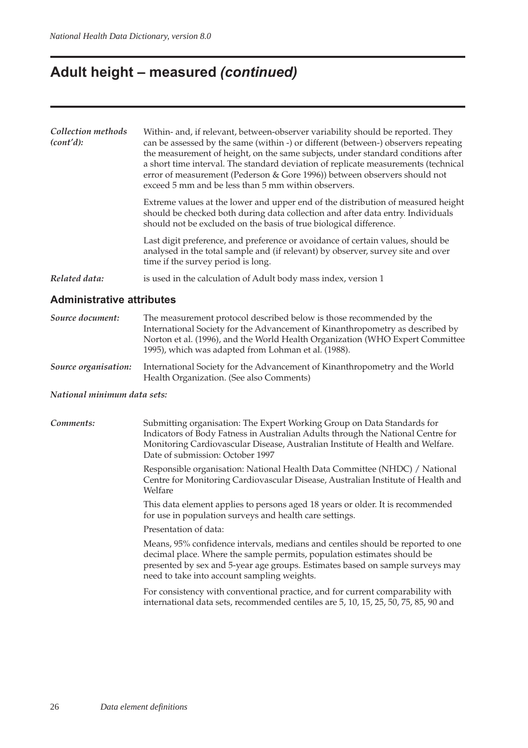# Adult height – measured *(continued)*

*Collection methods (cont'd):* Within- and, if relevant, between-observer variability should be reported. They can be assessed by the same (within -) or different (between-) observers repeating the measurement of height, on the same subjects, under standard conditions after a short time interval. The standard deviation of replicate measurements (technical error of measurement (Pederson & Gore 1996)) between observers should not exceed 5 mm and be less than 5 mm within observers.

Extreme values at the lower and upper end of the distribution of measured height should be checked both during data collection and after data entry. Individuals should not be excluded on the basis of true biological difference.

Last digit preference, and preference or avoidance of certain values, should be analysed in the total sample and (if relevant) by observer, survey site and over time if the survey period is long.

*Related data:* is used in the calculation of Adult body mass index, version 1

## Administrative attributes

*Source document:* The measurement protocol described below is those recommended by the International Society for the Advancement of Kinanthropometry as described by Norton et al. (1996), and the World Health Organization (WHO Expert Committee 1995), which was adapted from Lohman et al. (1988).

*Source organisation:* International Society for the Advancement of Kinanthropometry and the World Health Organization. (See also Comments)

*National minimum data sets:*

*Comments:* Submitting organisation: The Expert Working Group on Data Standards for Indicators of Body Fatness in Australian Adults through the National Centre for Monitoring Cardiovascular Disease, Australian Institute of Health and Welfare. Date of submission: October 1997

Responsible organisation: National Health Data Committee (NHDC) / National Centre for Monitoring Cardiovascular Disease, Australian Institute of Health and Welfare

This data element applies to persons aged 18 years or older. It is recommended for use in population surveys and health care settings.

Presentation of data:

Means, 95% confidence intervals, medians and centiles should be reported to one decimal place. Where the sample permits, population estimates should be presented by sex and 5-year age groups. Estimates based on sample surveys may need to take into account sampling weights.

For consistency with conventional practice, and for current comparability with international data sets, recommended centiles are 5, 10, 15, 25, 50, 75, 85, 90 and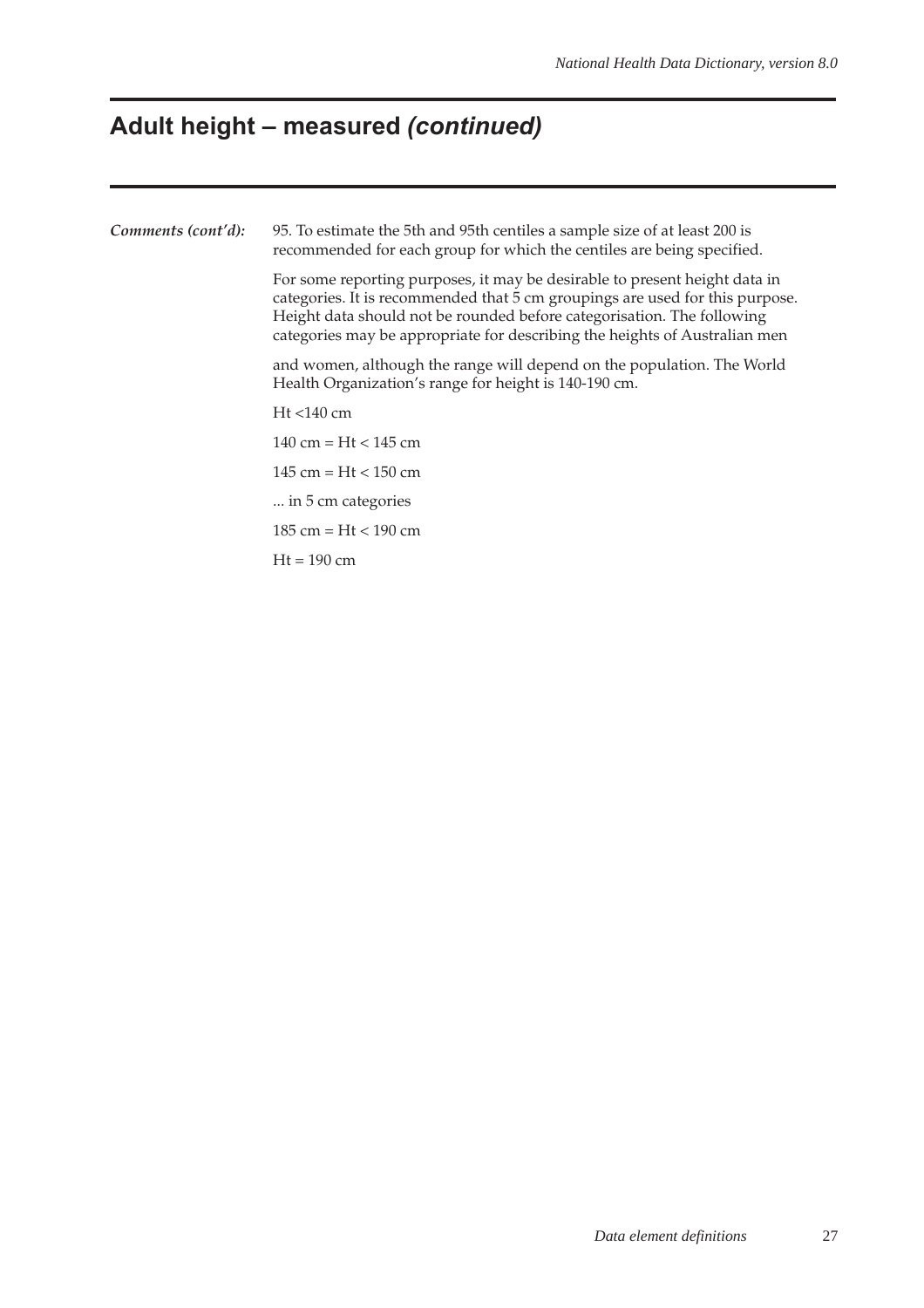# Adult height – measured *(continued)*

***Comments (cont'd):*** 95. To estimate the 5th and 95th centiles a sample size of at least 200 is recommended for each group for which the centiles are being specified.

For some reporting purposes, it may be desirable to present height data in categories. It is recommended that 5 cm groupings are used for this purpose. Height data should not be rounded before categorisation. The following categories may be appropriate for describing the heights of Australian men

and women, although the range will depend on the population. The World Health Organization's range for height is 140-190 cm.

Ht <140 cm

140 cm = Ht < 145 cm

145 cm = Ht < 150 cm

... in 5 cm categories

185 cm = Ht < 190 cm

Ht = 190 cm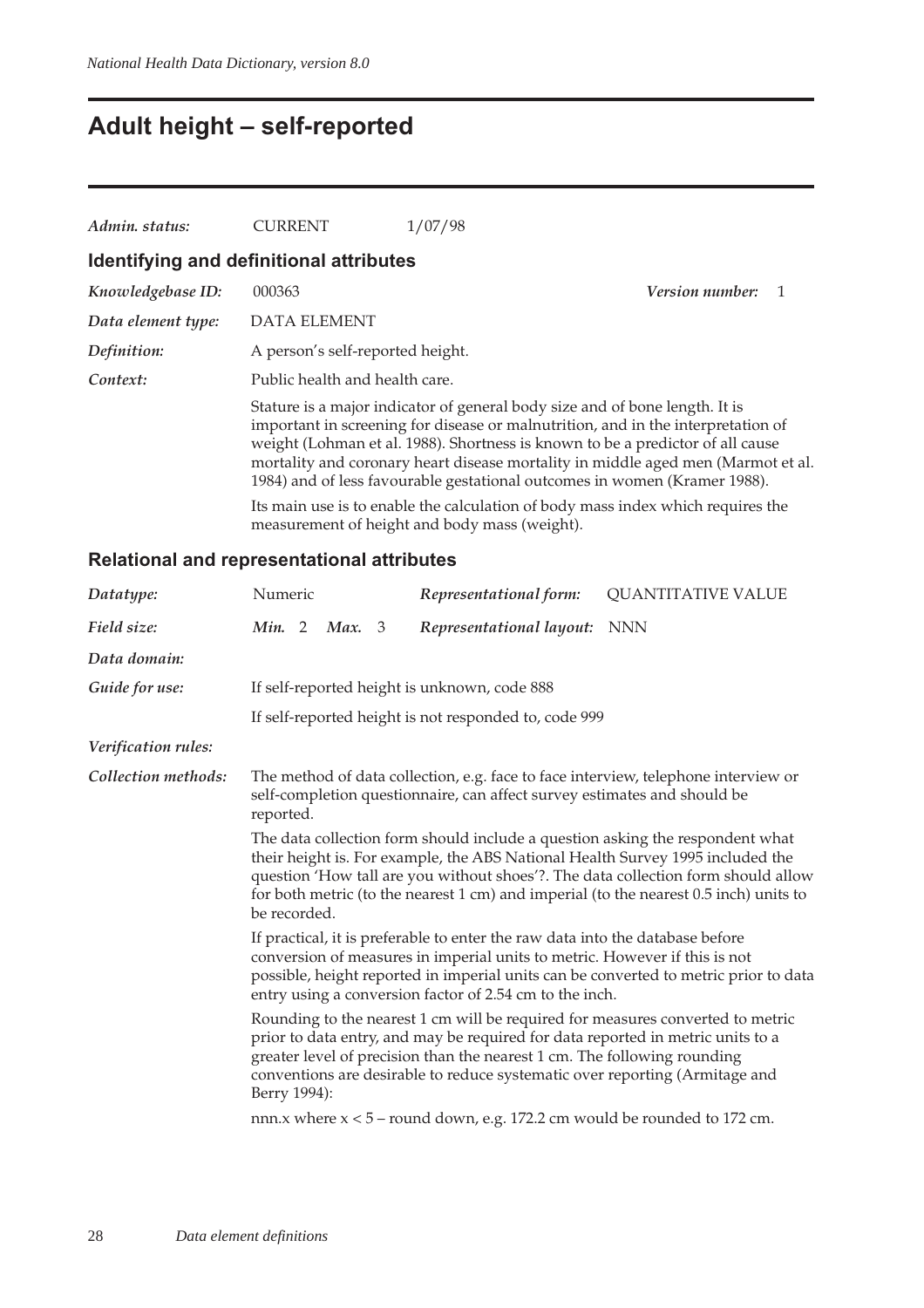# Adult height – self-reported

*Admin. status:* CURRENT 1/07/98

## Identifying and definitional attributes

*Knowledgebase ID:* 000363 *Version number:* 1

*Data element type:* DATA ELEMENT

*Definition:* A person's self-reported height.

*Context:* Public health and health care.

Stature is a major indicator of general body size and of bone length. It is important in screening for disease or malnutrition, and in the interpretation of weight (Lohman et al. 1988). Shortness is known to be a predictor of all cause mortality and coronary heart disease mortality in middle aged men (Marmot et al. 1984) and of less favourable gestational outcomes in women (Kramer 1988).

Its main use is to enable the calculation of body mass index which requires the measurement of height and body mass (weight).

## Relational and representational attributes

*Datatype:* Numeric *Representational form:* QUANTITATIVE VALUE

*Field size:* *Min.* 2 *Max.* 3 *Representational layout:* NNN

*Data domain:*

*Guide for use:* If self-reported height is unknown, code 888

If self-reported height is not responded to, code 999

*Verification rules:*

*Collection methods:* The method of data collection, e.g. face to face interview, telephone interview or self-completion questionnaire, can affect survey estimates and should be reported.

The data collection form should include a question asking the respondent what their height is. For example, the ABS National Health Survey 1995 included the question 'How tall are you without shoes'?. The data collection form should allow for both metric (to the nearest 1 cm) and imperial (to the nearest 0.5 inch) units to be recorded.

If practical, it is preferable to enter the raw data into the database before conversion of measures in imperial units to metric. However if this is not possible, height reported in imperial units can be converted to metric prior to data entry using a conversion factor of 2.54 cm to the inch.

Rounding to the nearest 1 cm will be required for measures converted to metric prior to data entry, and may be required for data reported in metric units to a greater level of precision than the nearest 1 cm. The following rounding conventions are desirable to reduce systematic over reporting (Armitage and Berry 1994):

nnn.x where $x < 5$ – round down, e.g. 172.2 cm would be rounded to 172 cm.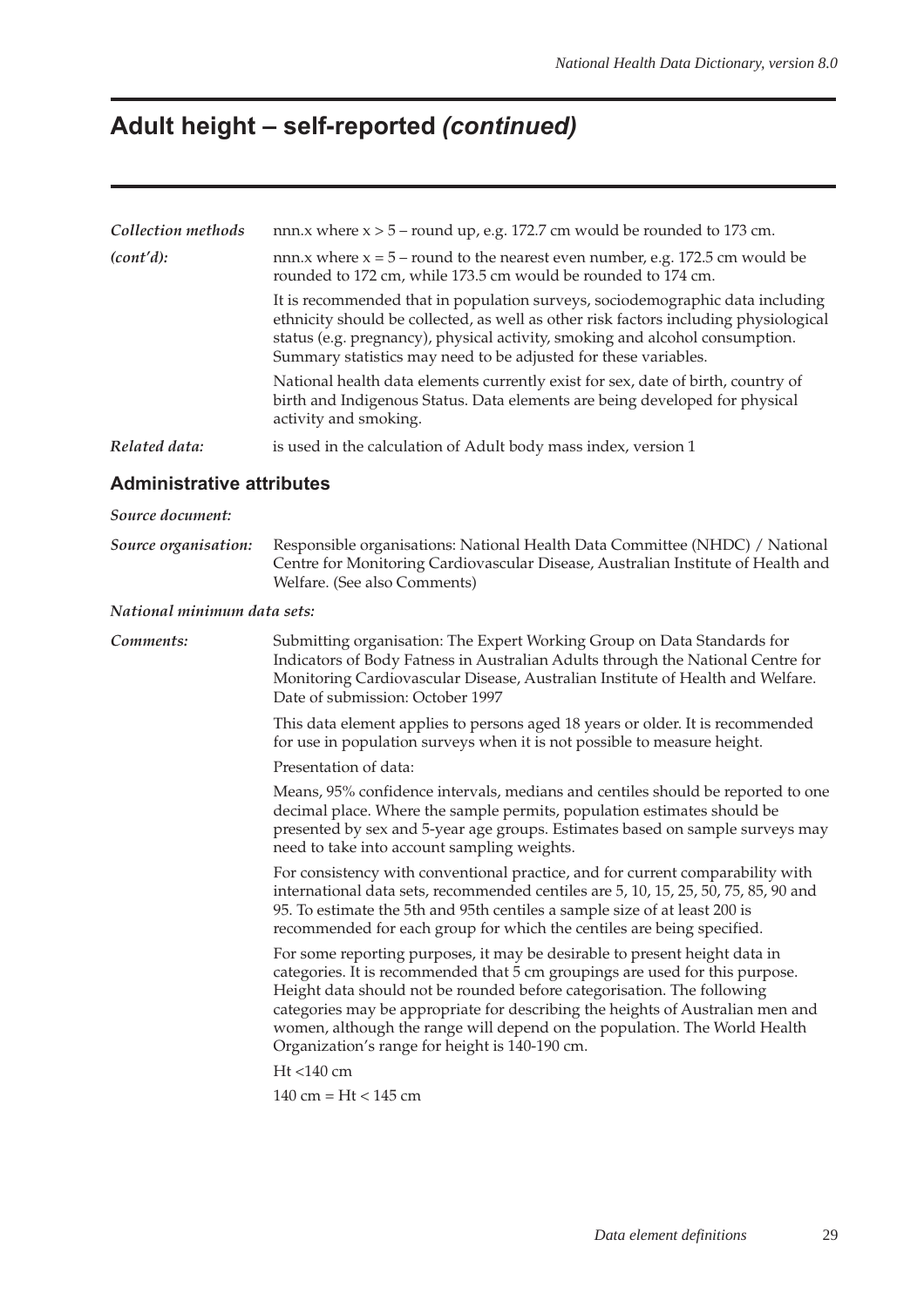# Adult height – self-reported *(continued)*

*Collection methods (cont'd):*

nnn.x where x > 5 – round up, e.g. 172.7 cm would be rounded to 173 cm.

nnn.x where x = 5 – round to the nearest even number, e.g. 172.5 cm would be rounded to 172 cm, while 173.5 cm would be rounded to 174 cm.

It is recommended that in population surveys, sociodemographic data including ethnicity should be collected, as well as other risk factors including physiological status (e.g. pregnancy), physical activity, smoking and alcohol consumption. Summary statistics may need to be adjusted for these variables.

National health data elements currently exist for sex, date of birth, country of birth and Indigenous Status. Data elements are being developed for physical activity and smoking.

*Related data:* is used in the calculation of Adult body mass index, version 1

## Administrative attributes

*Source document:*

*Source organisation:* Responsible organisations: National Health Data Committee (NHDC) / National Centre for Monitoring Cardiovascular Disease, Australian Institute of Health and Welfare. (See also Comments)

*National minimum data sets:*

*Comments:* Submitting organisation: The Expert Working Group on Data Standards for Indicators of Body Fatness in Australian Adults through the National Centre for Monitoring Cardiovascular Disease, Australian Institute of Health and Welfare. Date of submission: October 1997

This data element applies to persons aged 18 years or older. It is recommended for use in population surveys when it is not possible to measure height.

Presentation of data:

Means, 95% confidence intervals, medians and centiles should be reported to one decimal place. Where the sample permits, population estimates should be presented by sex and 5-year age groups. Estimates based on sample surveys may need to take into account sampling weights.

For consistency with conventional practice, and for current comparability with international data sets, recommended centiles are 5, 10, 15, 25, 50, 75, 85, 90 and 95. To estimate the 5th and 95th centiles a sample size of at least 200 is recommended for each group for which the centiles are being specified.

For some reporting purposes, it may be desirable to present height data in categories. It is recommended that 5 cm groupings are used for this purpose. Height data should not be rounded before categorisation. The following categories may be appropriate for describing the heights of Australian men and women, although the range will depend on the population. The World Health Organization's range for height is 140-190 cm.

Ht <140 cm

140 cm = Ht < 145 cm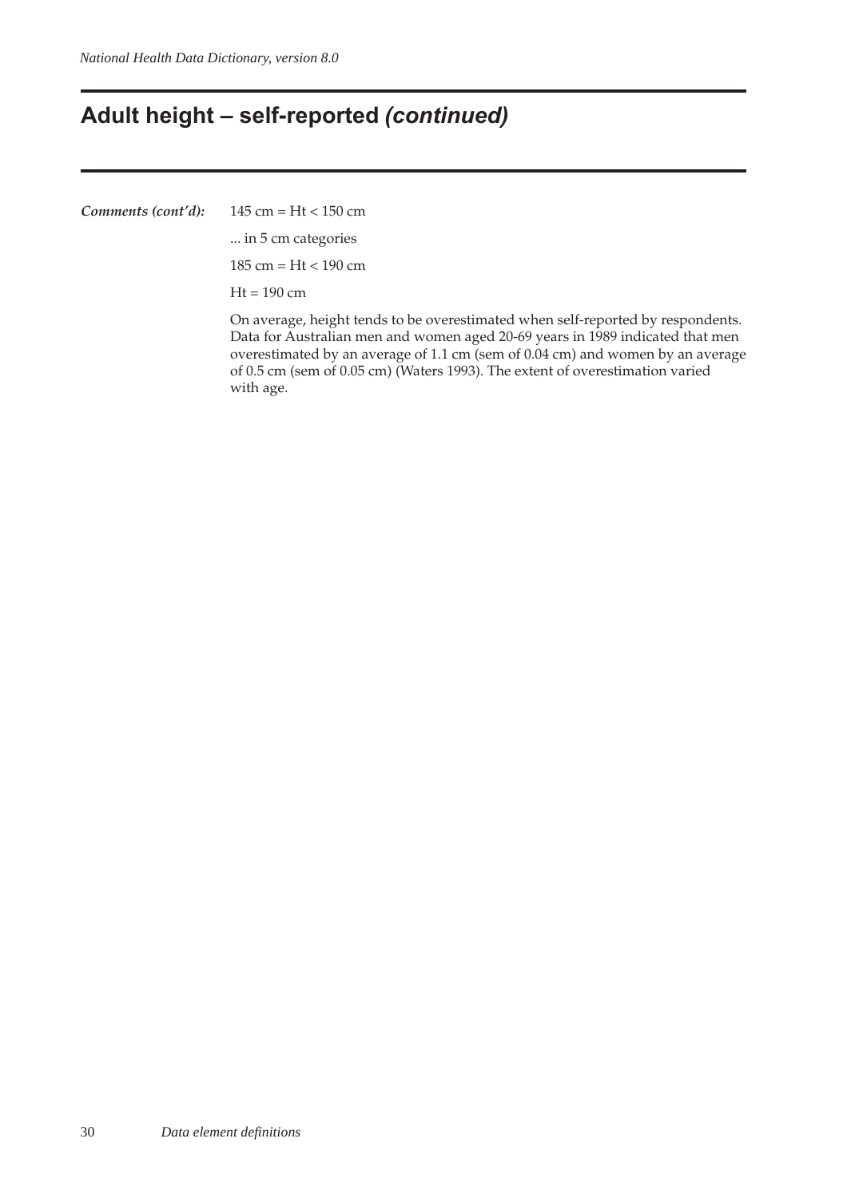# Adult height – self-reported *(continued)*

***Comments (cont'd):*** 145 cm = Ht < 150 cm

... in 5 cm categories

185 cm = Ht < 190 cm

Ht = 190 cm

On average, height tends to be overestimated when self-reported by respondents. Data for Australian men and women aged 20-69 years in 1989 indicated that men overestimated by an average of 1.1 cm (sem of 0.04 cm) and women by an average of 0.5 cm (sem of 0.05 cm) (Waters 1993). The extent of overestimation varied with age.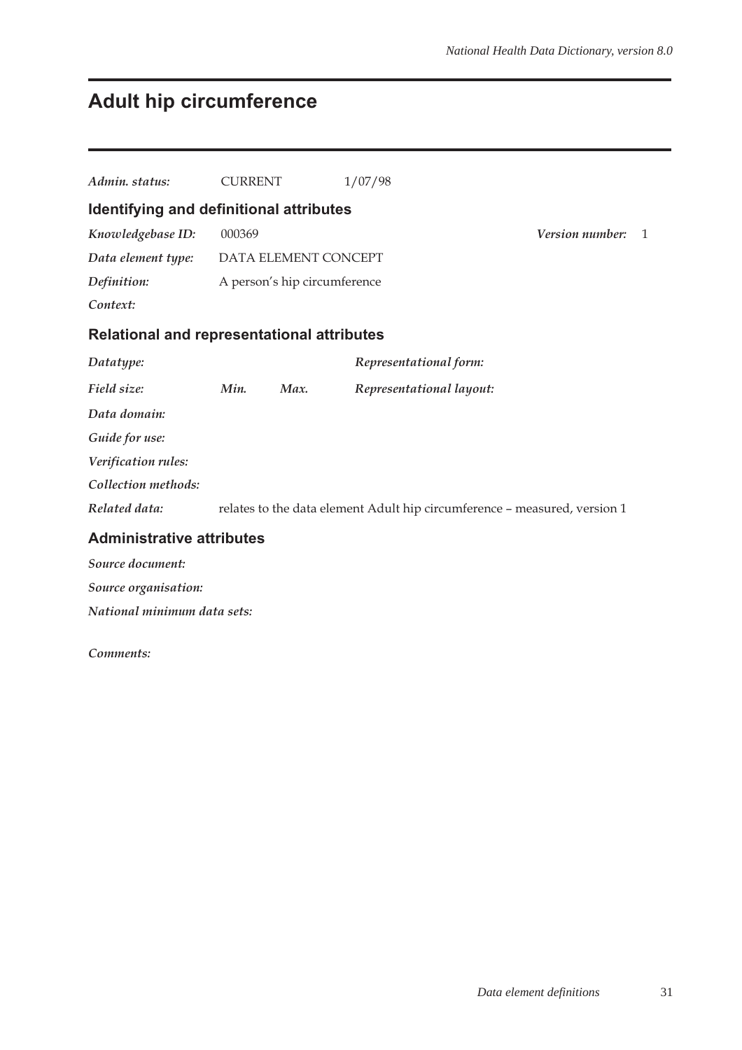# Adult hip circumference

*Admin. status:* CURRENT 1/07/98

## Identifying and definitional attributes

*Knowledgebase ID:* 000369 *Version number:* 1

*Data element type:* DATA ELEMENT CONCEPT

*Definition:* A person's hip circumference

*Context:*

## Relational and representational attributes

*Datatype:* *Representational form:*

*Field size:* *Min.* *Max.* *Representational layout:*

*Data domain:*

*Guide for use:*

*Verification rules:*

*Collection methods:*

*Related data:* relates to the data element Adult hip circumference – measured, version 1

## Administrative attributes

*Source document:*

*Source organisation:*

*National minimum data sets:*

*Comments:*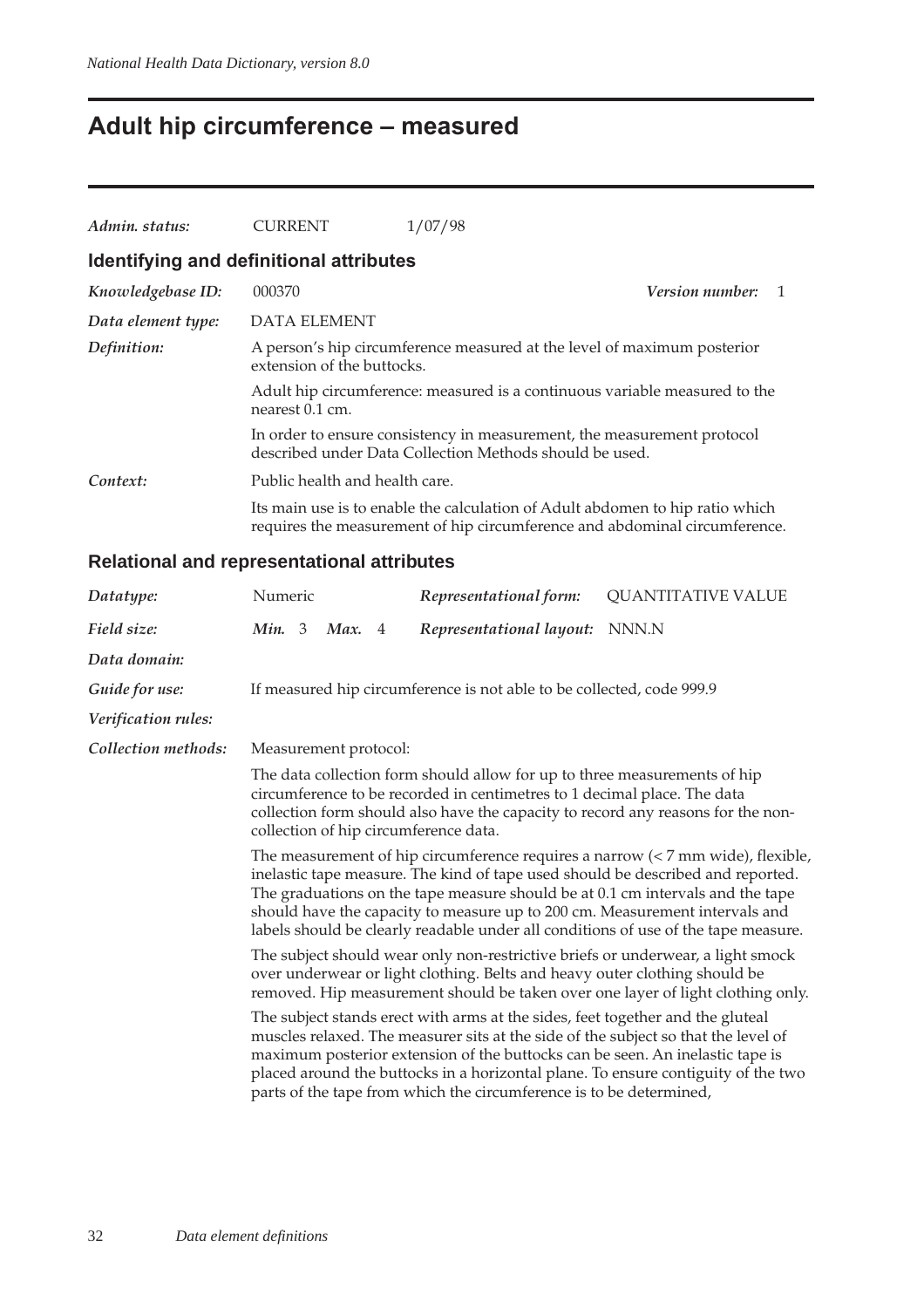# Adult hip circumference – measured

| | | |
|---|---|---|
| *Admin. status:* | CURRENT | 1/07/98 |

## Identifying and definitional attributes

*Knowledgebase ID:* 000370 — *Version number:* 1

*Data element type:* DATA ELEMENT

*Definition:* A person's hip circumference measured at the level of maximum posterior extension of the buttocks.

Adult hip circumference: measured is a continuous variable measured to the nearest 0.1 cm.

In order to ensure consistency in measurement, the measurement protocol described under Data Collection Methods should be used.

*Context:* Public health and health care.

Its main use is to enable the calculation of Adult abdomen to hip ratio which requires the measurement of hip circumference and abdominal circumference.

## Relational and representational attributes

| | | | |
|---|---|---|---|
| *Datatype:* | Numeric | *Representational form:* | QUANTITATIVE VALUE |
| *Field size:* | *Min.* 3 *Max.* 4 | *Representational layout:* | NNN.N |

*Data domain:*

*Guide for use:* If measured hip circumference is not able to be collected, code 999.9

*Verification rules:*

*Collection methods:* Measurement protocol:

The data collection form should allow for up to three measurements of hip circumference to be recorded in centimetres to 1 decimal place. The data collection form should also have the capacity to record any reasons for the non-collection of hip circumference data.

The measurement of hip circumference requires a narrow (< 7 mm wide), flexible, inelastic tape measure. The kind of tape used should be described and reported. The graduations on the tape measure should be at 0.1 cm intervals and the tape should have the capacity to measure up to 200 cm. Measurement intervals and labels should be clearly readable under all conditions of use of the tape measure.

The subject should wear only non-restrictive briefs or underwear, a light smock over underwear or light clothing. Belts and heavy outer clothing should be removed. Hip measurement should be taken over one layer of light clothing only.

The subject stands erect with arms at the sides, feet together and the gluteal muscles relaxed. The measurer sits at the side of the subject so that the level of maximum posterior extension of the buttocks can be seen. An inelastic tape is placed around the buttocks in a horizontal plane. To ensure contiguity of the two parts of the tape from which the circumference is to be determined,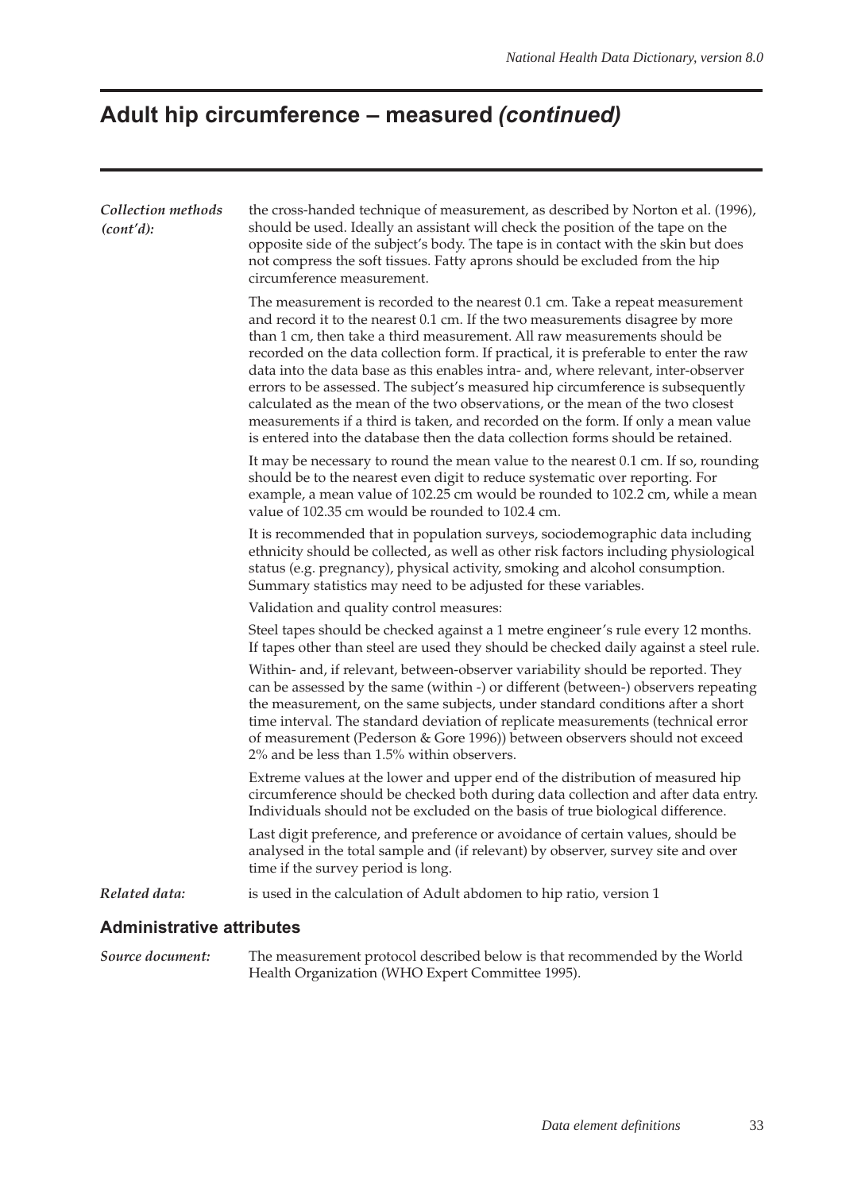# Adult hip circumference – measured *(continued)*

*Collection methods (cont'd):* the cross-handed technique of measurement, as described by Norton et al. (1996), should be used. Ideally an assistant will check the position of the tape on the opposite side of the subject's body. The tape is in contact with the skin but does not compress the soft tissues. Fatty aprons should be excluded from the hip circumference measurement.

The measurement is recorded to the nearest 0.1 cm. Take a repeat measurement and record it to the nearest 0.1 cm. If the two measurements disagree by more than 1 cm, then take a third measurement. All raw measurements should be recorded on the data collection form. If practical, it is preferable to enter the raw data into the data base as this enables intra- and, where relevant, inter-observer errors to be assessed. The subject's measured hip circumference is subsequently calculated as the mean of the two observations, or the mean of the two closest measurements if a third is taken, and recorded on the form. If only a mean value is entered into the database then the data collection forms should be retained.

It may be necessary to round the mean value to the nearest 0.1 cm. If so, rounding should be to the nearest even digit to reduce systematic over reporting. For example, a mean value of 102.25 cm would be rounded to 102.2 cm, while a mean value of 102.35 cm would be rounded to 102.4 cm.

It is recommended that in population surveys, sociodemographic data including ethnicity should be collected, as well as other risk factors including physiological status (e.g. pregnancy), physical activity, smoking and alcohol consumption. Summary statistics may need to be adjusted for these variables.

Validation and quality control measures:

Steel tapes should be checked against a 1 metre engineer's rule every 12 months. If tapes other than steel are used they should be checked daily against a steel rule.

Within- and, if relevant, between-observer variability should be reported. They can be assessed by the same (within -) or different (between-) observers repeating the measurement, on the same subjects, under standard conditions after a short time interval. The standard deviation of replicate measurements (technical error of measurement (Pederson & Gore 1996)) between observers should not exceed 2% and be less than 1.5% within observers.

Extreme values at the lower and upper end of the distribution of measured hip circumference should be checked both during data collection and after data entry. Individuals should not be excluded on the basis of true biological difference.

Last digit preference, and preference or avoidance of certain values, should be analysed in the total sample and (if relevant) by observer, survey site and over time if the survey period is long.

*Related data:* is used in the calculation of Adult abdomen to hip ratio, version 1

## Administrative attributes

*Source document:* The measurement protocol described below is that recommended by the World Health Organization (WHO Expert Committee 1995).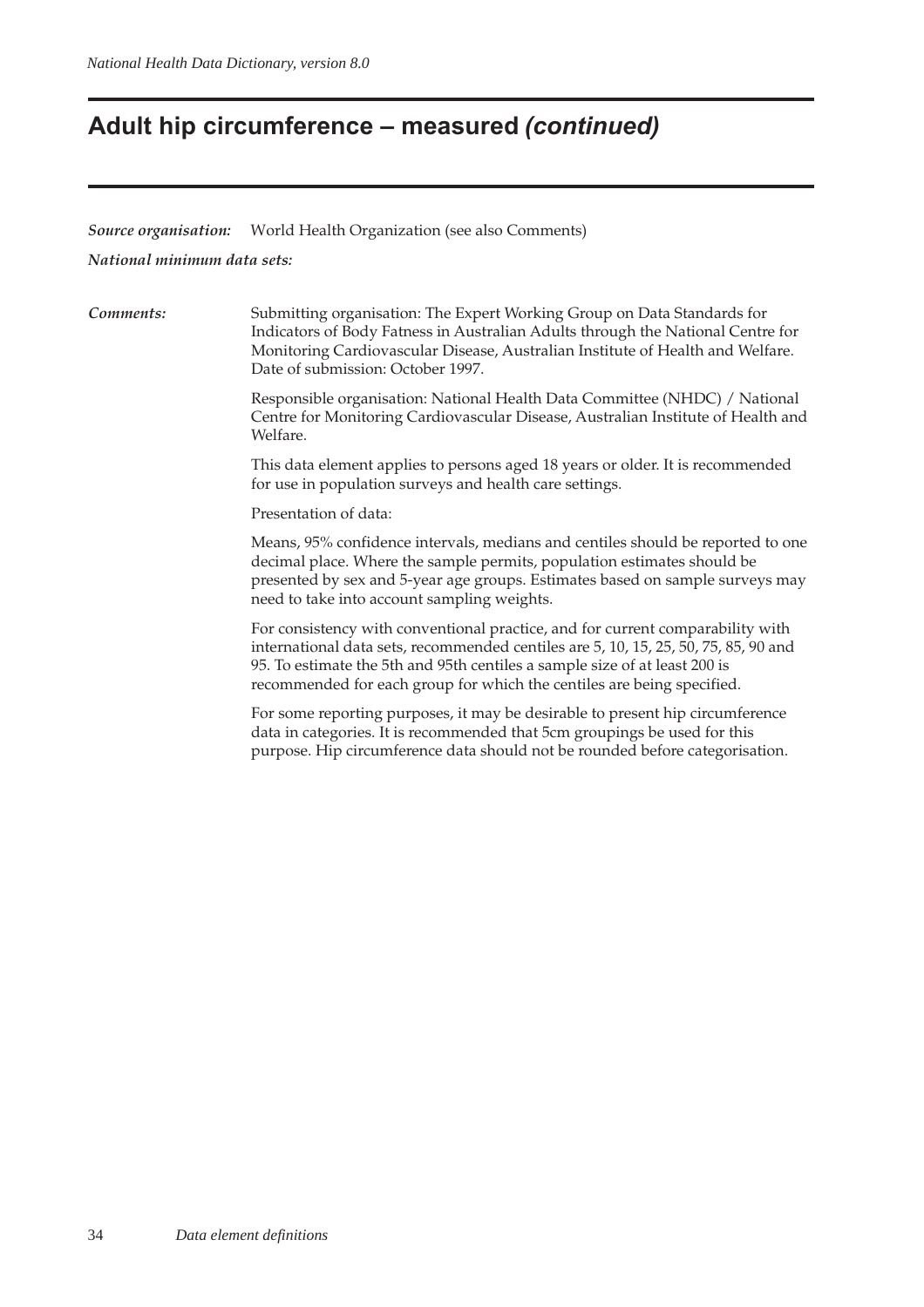# Adult hip circumference – measured *(continued)*

***Source organisation:*** World Health Organization (see also Comments)

***National minimum data sets:***

***Comments:***

Submitting organisation: The Expert Working Group on Data Standards for Indicators of Body Fatness in Australian Adults through the National Centre for Monitoring Cardiovascular Disease, Australian Institute of Health and Welfare. Date of submission: October 1997.

Responsible organisation: National Health Data Committee (NHDC) / National Centre for Monitoring Cardiovascular Disease, Australian Institute of Health and Welfare.

This data element applies to persons aged 18 years or older. It is recommended for use in population surveys and health care settings.

Presentation of data:

Means, 95% confidence intervals, medians and centiles should be reported to one decimal place. Where the sample permits, population estimates should be presented by sex and 5-year age groups. Estimates based on sample surveys may need to take into account sampling weights.

For consistency with conventional practice, and for current comparability with international data sets, recommended centiles are 5, 10, 15, 25, 50, 75, 85, 90 and 95. To estimate the 5th and 95th centiles a sample size of at least 200 is recommended for each group for which the centiles are being specified.

For some reporting purposes, it may be desirable to present hip circumference data in categories. It is recommended that 5cm groupings be used for this purpose. Hip circumference data should not be rounded before categorisation.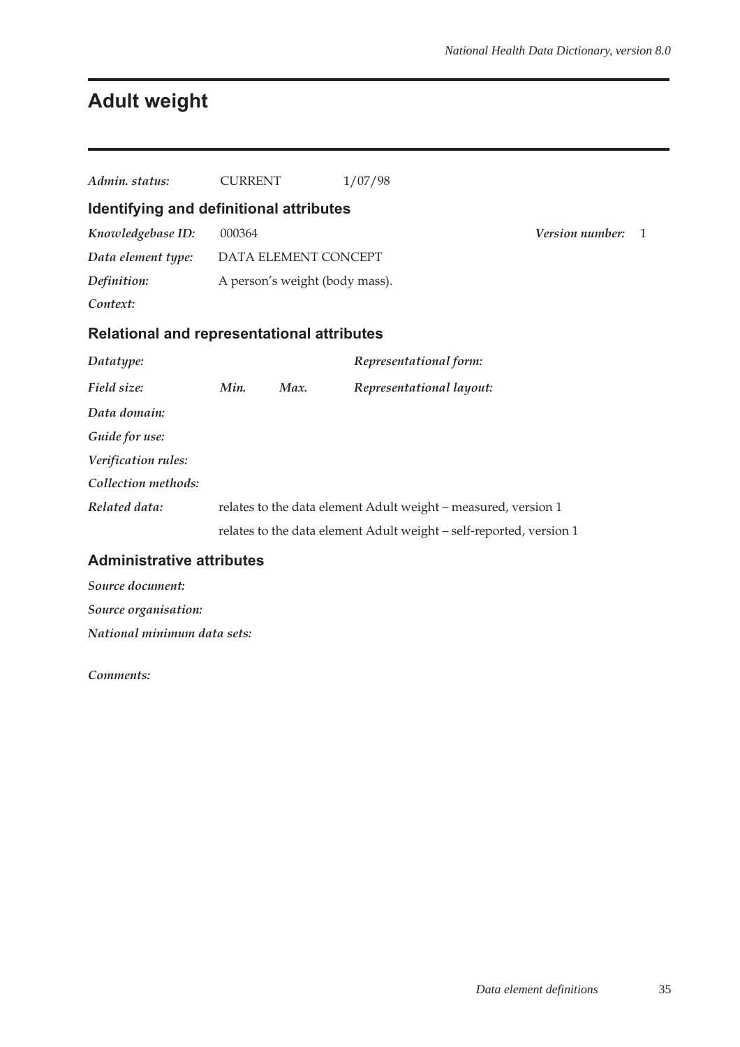# Adult weight

*Admin. status:* CURRENT 1/07/98

## Identifying and definitional attributes

*Knowledgebase ID:* 000364 *Version number:* 1

*Data element type:* DATA ELEMENT CONCEPT

*Definition:* A person's weight (body mass).

*Context:*

## Relational and representational attributes

*Datatype:* *Representational form:*

*Field size:* *Min.* *Max.* *Representational layout:*

*Data domain:*

*Guide for use:*

*Verification rules:*

*Collection methods:*

*Related data:* relates to the data element Adult weight – measured, version 1

relates to the data element Adult weight – self-reported, version 1

## Administrative attributes

*Source document:*

*Source organisation:*

*National minimum data sets:*

*Comments:*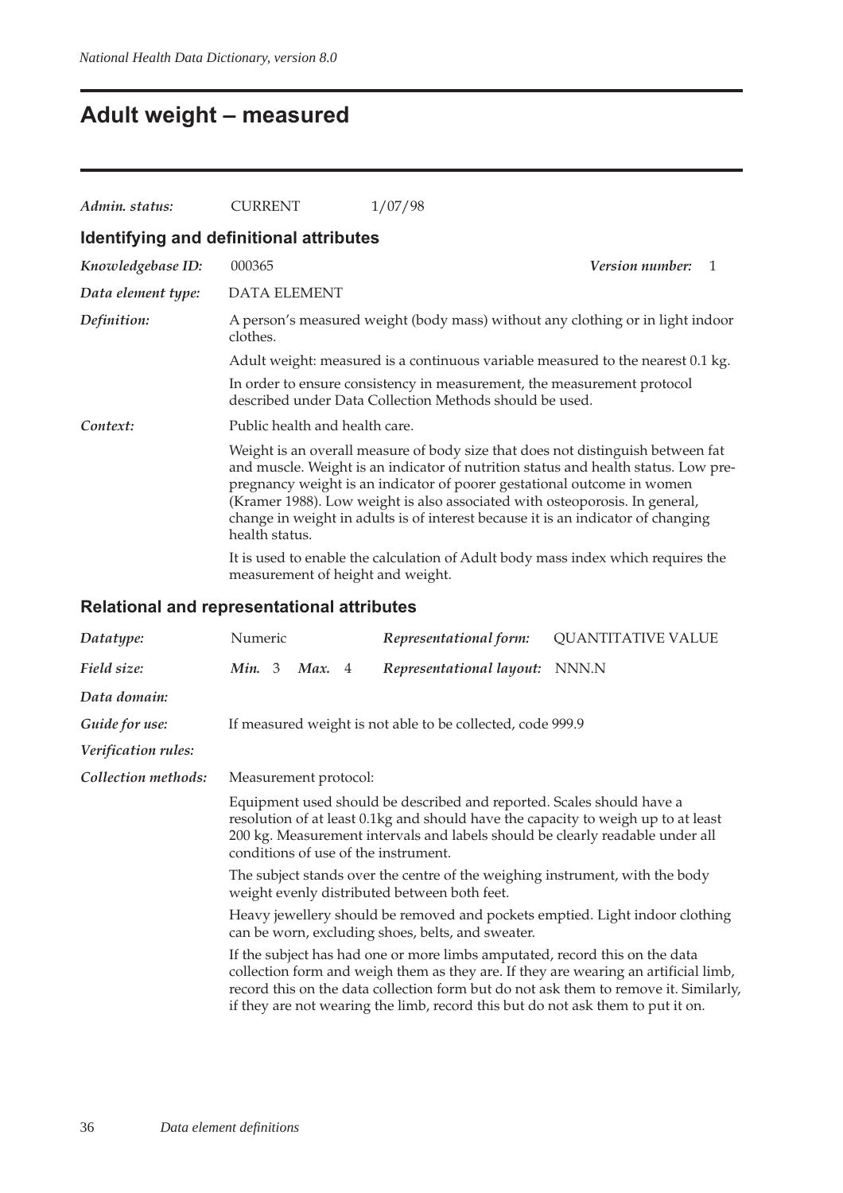# Adult weight – measured

*Admin. status:* CURRENT 1/07/98

## Identifying and definitional attributes

*Knowledgebase ID:* 000365 *Version number:* 1

*Data element type:* DATA ELEMENT

*Definition:* A person's measured weight (body mass) without any clothing or in light indoor clothes.

Adult weight: measured is a continuous variable measured to the nearest 0.1 kg.

In order to ensure consistency in measurement, the measurement protocol described under Data Collection Methods should be used.

*Context:* Public health and health care.

Weight is an overall measure of body size that does not distinguish between fat and muscle. Weight is an indicator of nutrition status and health status. Low pre-pregnancy weight is an indicator of poorer gestational outcome in women (Kramer 1988). Low weight is also associated with osteoporosis. In general, change in weight in adults is of interest because it is an indicator of changing health status.

It is used to enable the calculation of Adult body mass index which requires the measurement of height and weight.

## Relational and representational attributes

*Datatype:* Numeric *Representational form:* QUANTITATIVE VALUE

*Field size:* ***Min.*** 3 ***Max.*** 4 *Representational layout:* NNN.N

*Data domain:*

*Guide for use:* If measured weight is not able to be collected, code 999.9

*Verification rules:*

*Collection methods:* Measurement protocol:

Equipment used should be described and reported. Scales should have a resolution of at least 0.1kg and should have the capacity to weigh up to at least 200 kg. Measurement intervals and labels should be clearly readable under all conditions of use of the instrument.

The subject stands over the centre of the weighing instrument, with the body weight evenly distributed between both feet.

Heavy jewellery should be removed and pockets emptied. Light indoor clothing can be worn, excluding shoes, belts, and sweater.

If the subject has had one or more limbs amputated, record this on the data collection form and weigh them as they are. If they are wearing an artificial limb, record this on the data collection form but do not ask them to remove it. Similarly, if they are not wearing the limb, record this but do not ask them to put it on.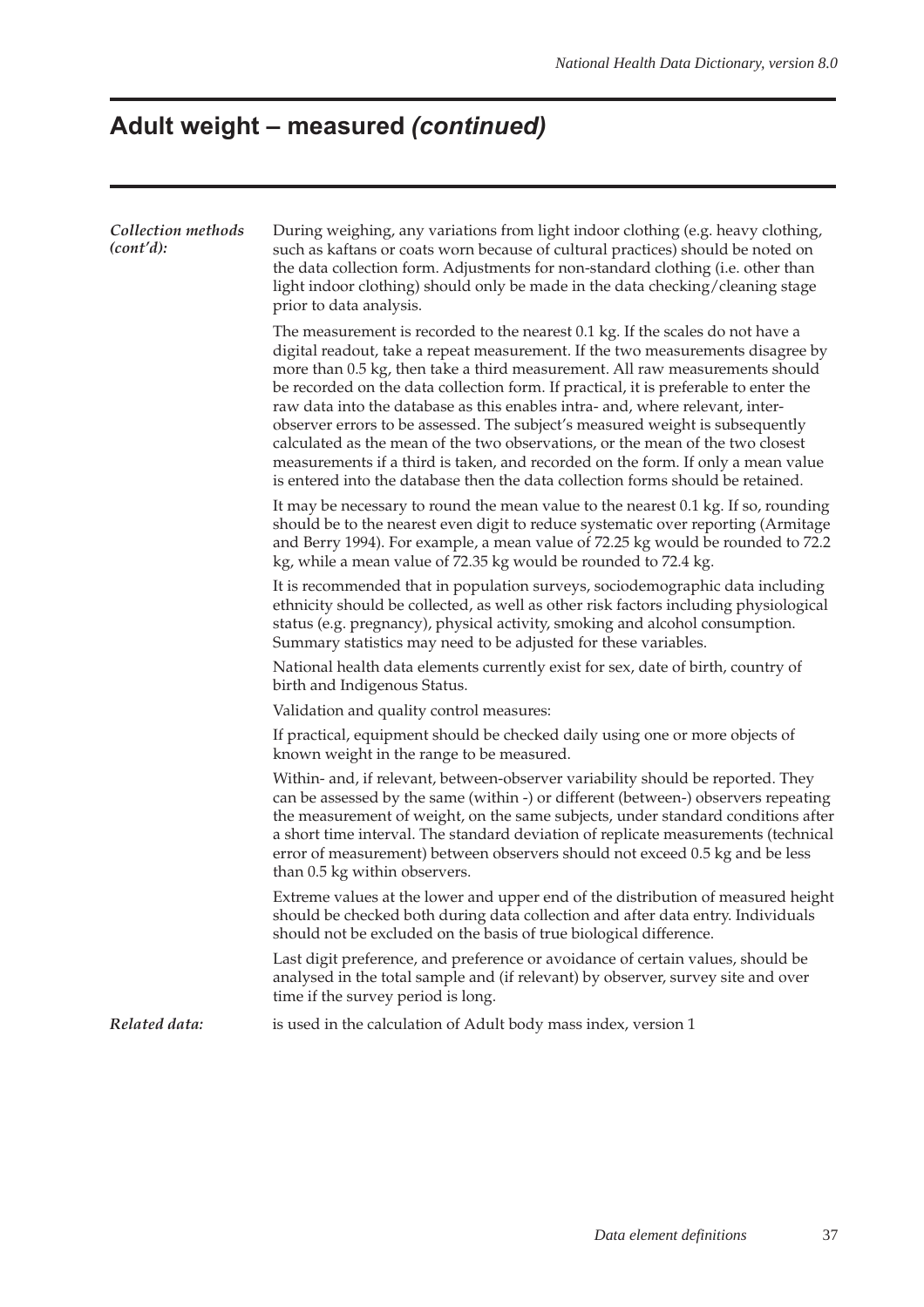# Adult weight – measured *(continued)*

***Collection methods (cont'd):***

During weighing, any variations from light indoor clothing (e.g. heavy clothing, such as kaftans or coats worn because of cultural practices) should be noted on the data collection form. Adjustments for non-standard clothing (i.e. other than light indoor clothing) should only be made in the data checking/cleaning stage prior to data analysis.

The measurement is recorded to the nearest 0.1 kg. If the scales do not have a digital readout, take a repeat measurement. If the two measurements disagree by more than 0.5 kg, then take a third measurement. All raw measurements should be recorded on the data collection form. If practical, it is preferable to enter the raw data into the database as this enables intra- and, where relevant, inter-observer errors to be assessed. The subject's measured weight is subsequently calculated as the mean of the two observations, or the mean of the two closest measurements if a third is taken, and recorded on the form. If only a mean value is entered into the database then the data collection forms should be retained.

It may be necessary to round the mean value to the nearest 0.1 kg. If so, rounding should be to the nearest even digit to reduce systematic over reporting (Armitage and Berry 1994). For example, a mean value of 72.25 kg would be rounded to 72.2 kg, while a mean value of 72.35 kg would be rounded to 72.4 kg.

It is recommended that in population surveys, sociodemographic data including ethnicity should be collected, as well as other risk factors including physiological status (e.g. pregnancy), physical activity, smoking and alcohol consumption. Summary statistics may need to be adjusted for these variables.

National health data elements currently exist for sex, date of birth, country of birth and Indigenous Status.

Validation and quality control measures:

If practical, equipment should be checked daily using one or more objects of known weight in the range to be measured.

Within- and, if relevant, between-observer variability should be reported. They can be assessed by the same (within -) or different (between-) observers repeating the measurement of weight, on the same subjects, under standard conditions after a short time interval. The standard deviation of replicate measurements (technical error of measurement) between observers should not exceed 0.5 kg and be less than 0.5 kg within observers.

Extreme values at the lower and upper end of the distribution of measured height should be checked both during data collection and after data entry. Individuals should not be excluded on the basis of true biological difference.

Last digit preference, and preference or avoidance of certain values, should be analysed in the total sample and (if relevant) by observer, survey site and over time if the survey period is long.

***Related data:***

is used in the calculation of Adult body mass index, version 1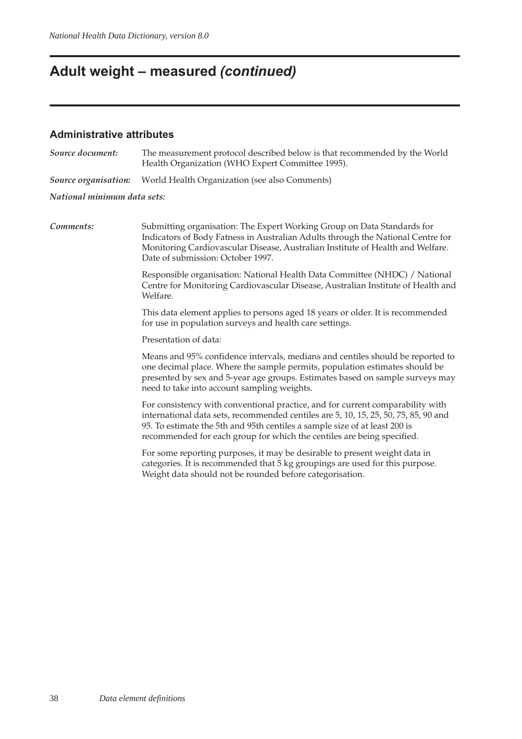# Adult weight – measured *(continued)*

## Administrative attributes

***Source document:*** The measurement protocol described below is that recommended by the World Health Organization (WHO Expert Committee 1995).

***Source organisation:*** World Health Organization (see also Comments)

***National minimum data sets:***

***Comments:*** Submitting organisation: The Expert Working Group on Data Standards for Indicators of Body Fatness in Australian Adults through the National Centre for Monitoring Cardiovascular Disease, Australian Institute of Health and Welfare. Date of submission: October 1997.

Responsible organisation: National Health Data Committee (NHDC) / National Centre for Monitoring Cardiovascular Disease, Australian Institute of Health and Welfare.

This data element applies to persons aged 18 years or older. It is recommended for use in population surveys and health care settings.

Presentation of data:

Means and 95% confidence intervals, medians and centiles should be reported to one decimal place. Where the sample permits, population estimates should be presented by sex and 5-year age groups. Estimates based on sample surveys may need to take into account sampling weights.

For consistency with conventional practice, and for current comparability with international data sets, recommended centiles are 5, 10, 15, 25, 50, 75, 85, 90 and 95. To estimate the 5th and 95th centiles a sample size of at least 200 is recommended for each group for which the centiles are being specified.

For some reporting purposes, it may be desirable to present weight data in categories. It is recommended that 5 kg groupings are used for this purpose. Weight data should not be rounded before categorisation.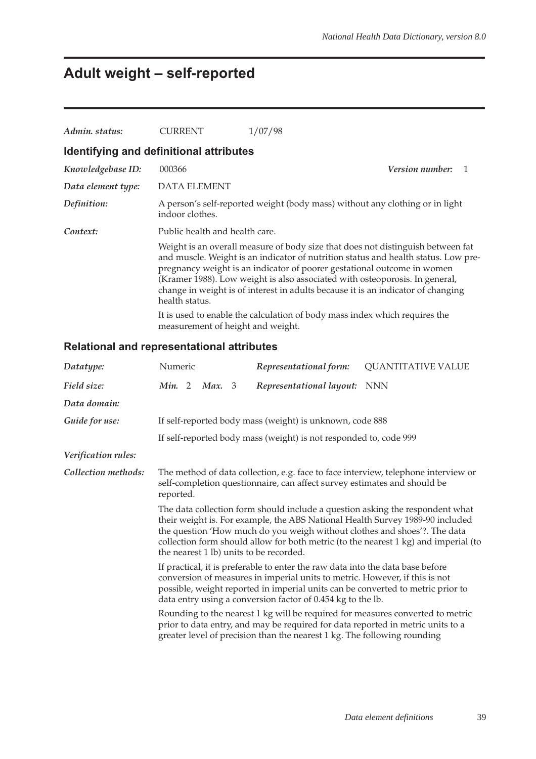# Adult weight – self-reported

*Admin. status:* CURRENT 1/07/98

## Identifying and definitional attributes

*Knowledgebase ID:* 000366 *Version number:* 1

*Data element type:* DATA ELEMENT

*Definition:* A person's self-reported weight (body mass) without any clothing or in light indoor clothes.

*Context:* Public health and health care.

Weight is an overall measure of body size that does not distinguish between fat and muscle. Weight is an indicator of nutrition status and health status. Low pre-pregnancy weight is an indicator of poorer gestational outcome in women (Kramer 1988). Low weight is also associated with osteoporosis. In general, change in weight is of interest in adults because it is an indicator of changing health status.

It is used to enable the calculation of body mass index which requires the measurement of height and weight.

## Relational and representational attributes

*Datatype:* Numeric *Representational form:* QUANTITATIVE VALUE

*Field size:* *Min.* 2 *Max.* 3 *Representational layout:* NNN

*Data domain:*

*Guide for use:* If self-reported body mass (weight) is unknown, code 888

If self-reported body mass (weight) is not responded to, code 999

*Verification rules:*

*Collection methods:* The method of data collection, e.g. face to face interview, telephone interview or self-completion questionnaire, can affect survey estimates and should be reported.

The data collection form should include a question asking the respondent what their weight is. For example, the ABS National Health Survey 1989-90 included the question 'How much do you weigh without clothes and shoes'?. The data collection form should allow for both metric (to the nearest 1 kg) and imperial (to the nearest 1 lb) units to be recorded.

If practical, it is preferable to enter the raw data into the data base before conversion of measures in imperial units to metric. However, if this is not possible, weight reported in imperial units can be converted to metric prior to data entry using a conversion factor of 0.454 kg to the lb.

Rounding to the nearest 1 kg will be required for measures converted to metric prior to data entry, and may be required for data reported in metric units to a greater level of precision than the nearest 1 kg. The following rounding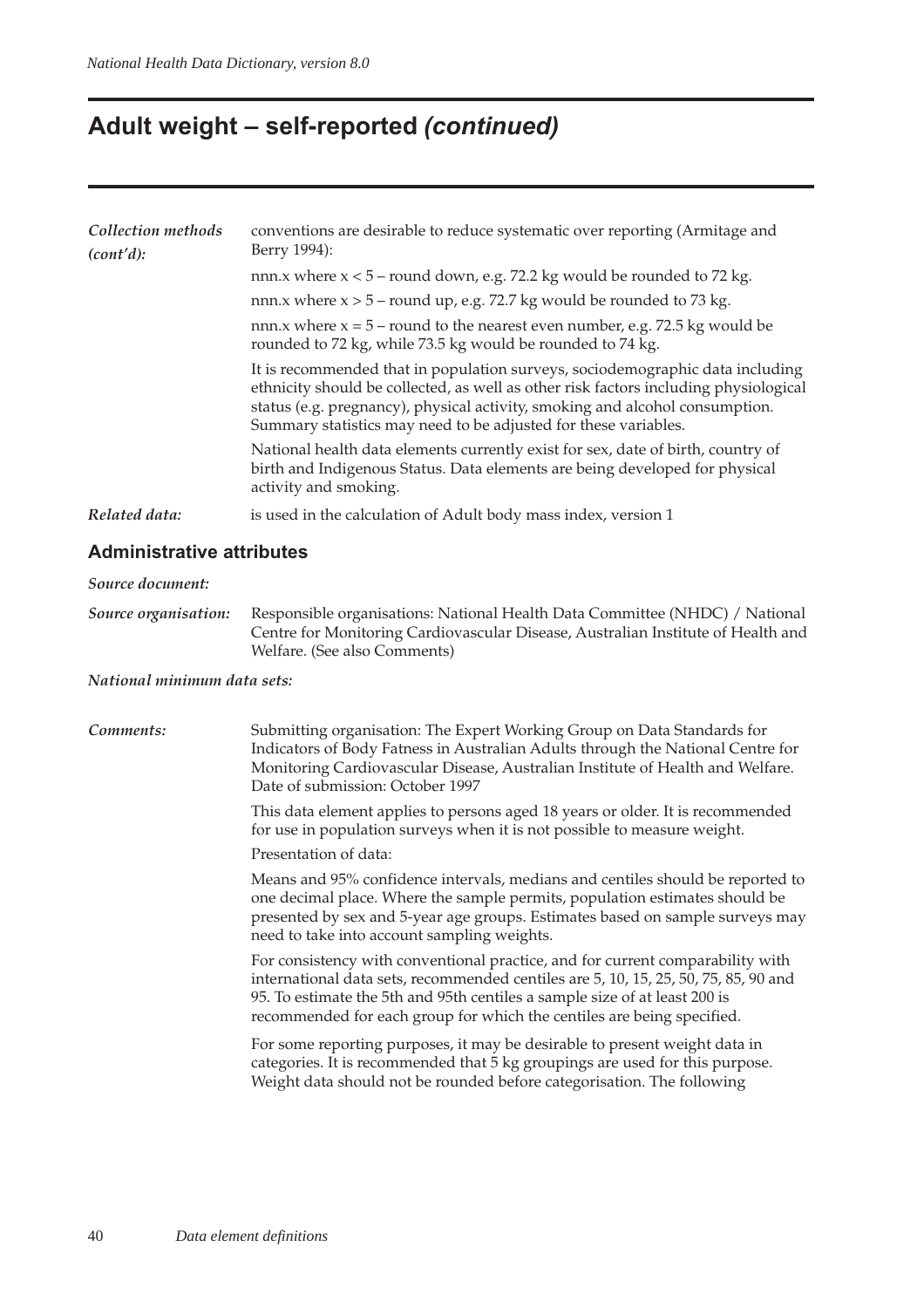# Adult weight – self-reported *(continued)*

*Collection methods (cont'd):* conventions are desirable to reduce systematic over reporting (Armitage and Berry 1994):

nnn.x where x < 5 – round down, e.g. 72.2 kg would be rounded to 72 kg.

nnn.x where x > 5 – round up, e.g. 72.7 kg would be rounded to 73 kg.

nnn.x where x = 5 – round to the nearest even number, e.g. 72.5 kg would be rounded to 72 kg, while 73.5 kg would be rounded to 74 kg.

It is recommended that in population surveys, sociodemographic data including ethnicity should be collected, as well as other risk factors including physiological status (e.g. pregnancy), physical activity, smoking and alcohol consumption. Summary statistics may need to be adjusted for these variables.

National health data elements currently exist for sex, date of birth, country of birth and Indigenous Status. Data elements are being developed for physical activity and smoking.

*Related data:* is used in the calculation of Adult body mass index, version 1

## Administrative attributes

*Source document:*

*Source organisation:* Responsible organisations: National Health Data Committee (NHDC) / National Centre for Monitoring Cardiovascular Disease, Australian Institute of Health and Welfare. (See also Comments)

*National minimum data sets:*

*Comments:* Submitting organisation: The Expert Working Group on Data Standards for Indicators of Body Fatness in Australian Adults through the National Centre for Monitoring Cardiovascular Disease, Australian Institute of Health and Welfare. Date of submission: October 1997

This data element applies to persons aged 18 years or older. It is recommended for use in population surveys when it is not possible to measure weight.

Presentation of data:

Means and 95% confidence intervals, medians and centiles should be reported to one decimal place. Where the sample permits, population estimates should be presented by sex and 5-year age groups. Estimates based on sample surveys may need to take into account sampling weights.

For consistency with conventional practice, and for current comparability with international data sets, recommended centiles are 5, 10, 15, 25, 50, 75, 85, 90 and 95. To estimate the 5th and 95th centiles a sample size of at least 200 is recommended for each group for which the centiles are being specified.

For some reporting purposes, it may be desirable to present weight data in categories. It is recommended that 5 kg groupings are used for this purpose. Weight data should not be rounded before categorisation. The following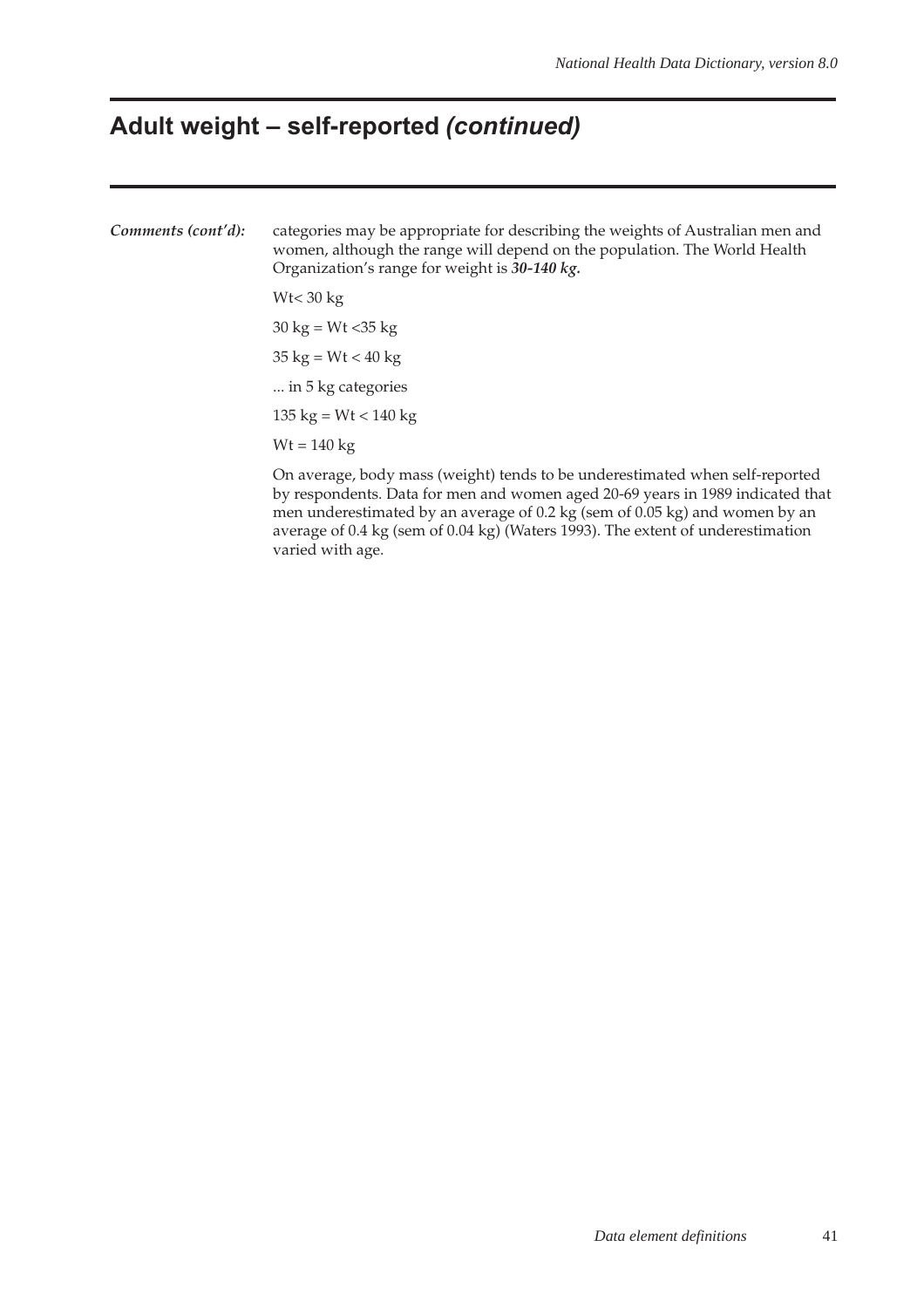# Adult weight – self-reported *(continued)*

***Comments (cont'd):*** categories may be appropriate for describing the weights of Australian men and women, although the range will depend on the population. The World Health Organization's range for weight is ***30-140 kg.***

Wt< 30 kg

30 kg = Wt <35 kg

35 kg = Wt < 40 kg

... in 5 kg categories

135 kg = Wt < 140 kg

Wt = 140 kg

On average, body mass (weight) tends to be underestimated when self-reported by respondents. Data for men and women aged 20-69 years in 1989 indicated that men underestimated by an average of 0.2 kg (sem of 0.05 kg) and women by an average of 0.4 kg (sem of 0.04 kg) (Waters 1993). The extent of underestimation varied with age.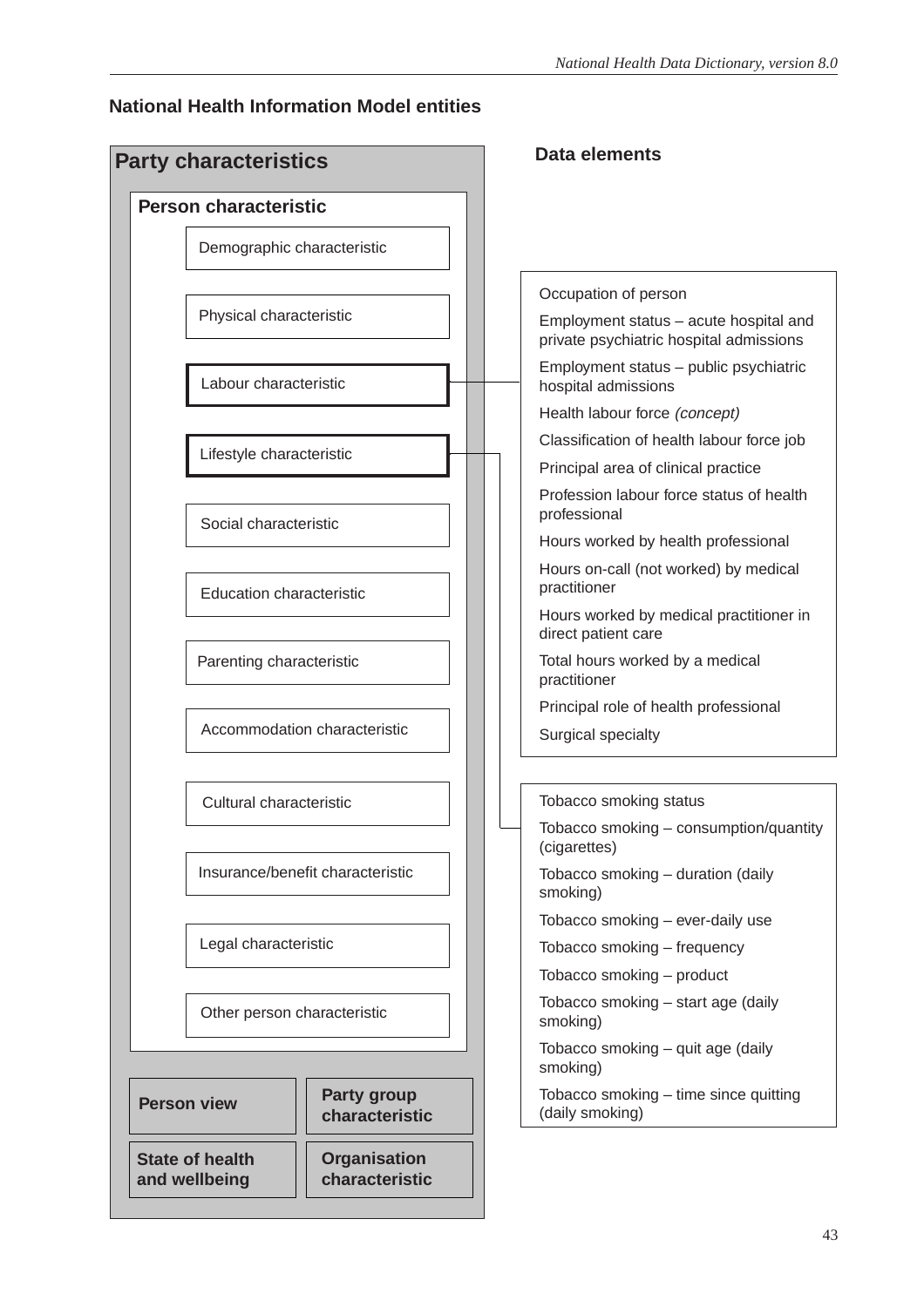## National Health Information Model entities

### Party characteristics

**Person characteristic**

- Demographic characteristic
- Physical characteristic
- Labour characteristic
- Lifestyle characteristic
- Social characteristic
- Education characteristic
- Parenting characteristic
- Accommodation characteristic
- Cultural characteristic
- Insurance/benefit characteristic
- Legal characteristic
- Other person characteristic

**Person view**

**Party group characteristic**

**State of health and wellbeing**

**Organisation characteristic**

### Data elements

**Labour characteristic:**

- Occupation of person
- Employment status – acute hospital and private psychiatric hospital admissions
- Employment status – public psychiatric hospital admissions
- Health labour force *(concept)*
- Classification of health labour force job
- Principal area of clinical practice
- Profession labour force status of health professional
- Hours worked by health professional
- Hours on-call (not worked) by medical practitioner
- Hours worked by medical practitioner in direct patient care
- Total hours worked by a medical practitioner
- Principal role of health professional
- Surgical specialty

**Lifestyle characteristic:**

- Tobacco smoking status
- Tobacco smoking – consumption/quantity (cigarettes)
- Tobacco smoking – duration (daily smoking)
- Tobacco smoking – ever-daily use
- Tobacco smoking – frequency
- Tobacco smoking – product
- Tobacco smoking – start age (daily smoking)
- Tobacco smoking – quit age (daily smoking)
- Tobacco smoking – time since quitting (daily smoking)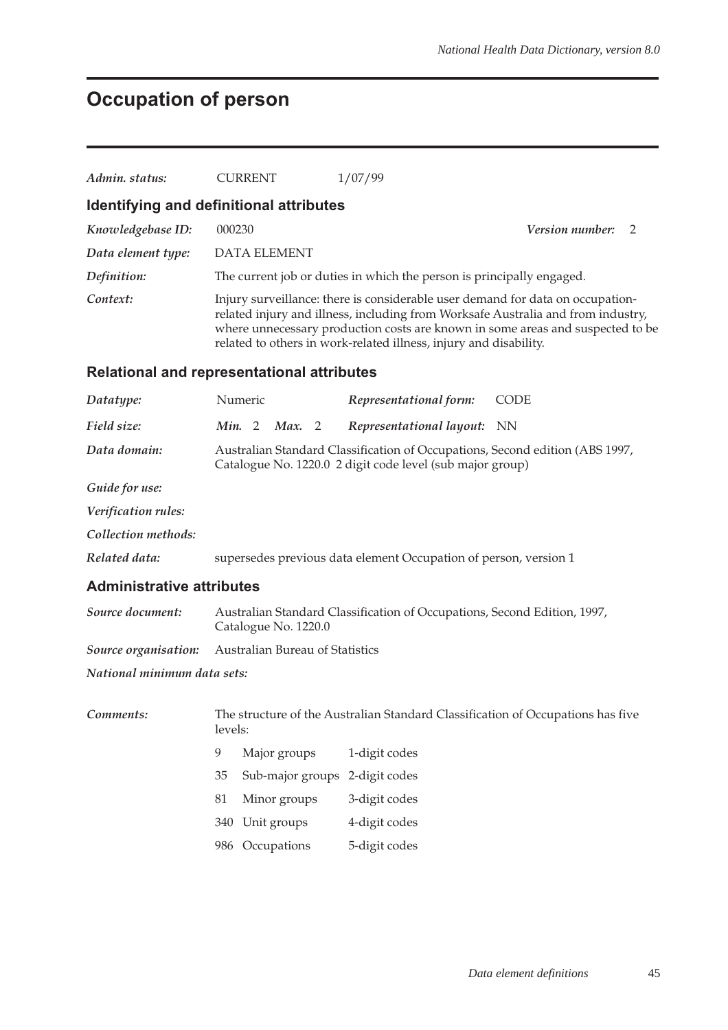# Occupation of person

*Admin. status:* CURRENT 1/07/99

## Identifying and definitional attributes

*Knowledgebase ID:* 000230 *Version number:* 2

*Data element type:* DATA ELEMENT

*Definition:* The current job or duties in which the person is principally engaged.

*Context:* Injury surveillance: there is considerable user demand for data on occupation-related injury and illness, including from Worksafe Australia and from industry, where unnecessary production costs are known in some areas and suspected to be related to others in work-related illness, injury and disability.

## Relational and representational attributes

*Datatype:* Numeric *Representational form:* CODE

*Field size:* *Min.* 2 *Max.* 2 *Representational layout:* NN

*Data domain:* Australian Standard Classification of Occupations, Second edition (ABS 1997, Catalogue No. 1220.0 2 digit code level (sub major group)

*Guide for use:*

*Verification rules:*

*Collection methods:*

*Related data:* supersedes previous data element Occupation of person, version 1

## Administrative attributes

*Source document:* Australian Standard Classification of Occupations, Second Edition, 1997, Catalogue No. 1220.0

*Source organisation:* Australian Bureau of Statistics

*National minimum data sets:*

*Comments:* The structure of the Australian Standard Classification of Occupations has five levels:

| | | |
|---|---|---|
| 9 | Major groups | 1-digit codes |
| 35 | Sub-major groups | 2-digit codes |
| 81 | Minor groups | 3-digit codes |
| 340 | Unit groups | 4-digit codes |
| 986 | Occupations | 5-digit codes |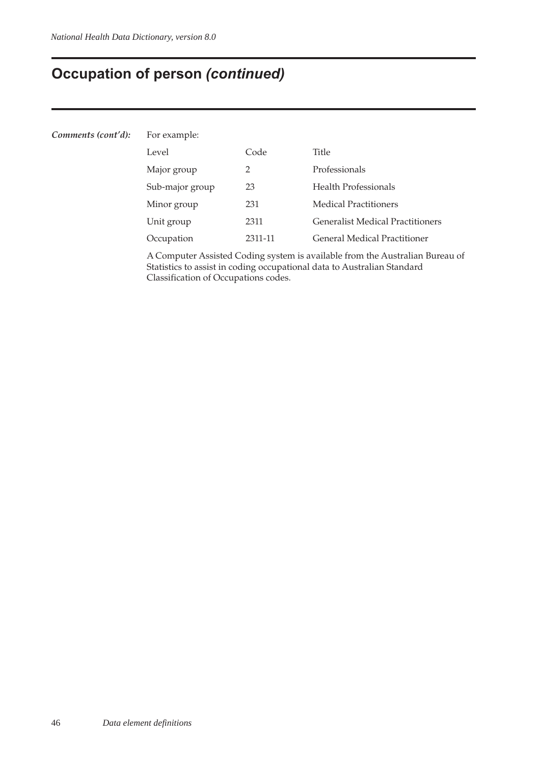# Occupation of person *(continued)*

***Comments (cont'd):*** For example:

| Level | Code | Title |
|---|---|---|
| Major group | 2 | Professionals |
| Sub-major group | 23 | Health Professionals |
| Minor group | 231 | Medical Practitioners |
| Unit group | 2311 | Generalist Medical Practitioners |
| Occupation | 2311-11 | General Medical Practitioner |

A Computer Assisted Coding system is available from the Australian Bureau of Statistics to assist in coding occupational data to Australian Standard Classification of Occupations codes.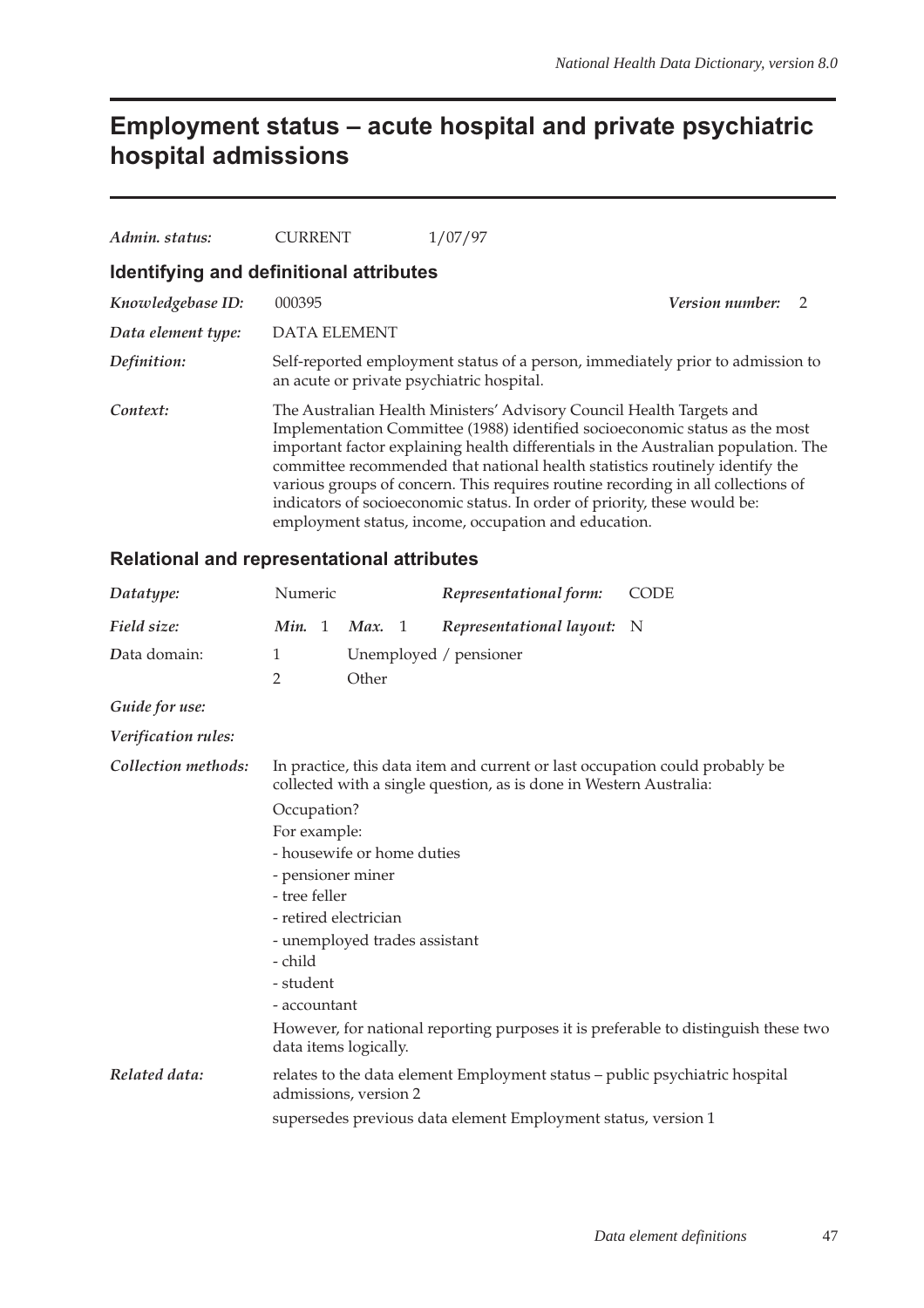# Employment status – acute hospital and private psychiatric hospital admissions

| | | |
|---|---|---|
| *Admin. status:* | CURRENT | 1/07/97 |

## Identifying and definitional attributes

*Knowledgebase ID:* 000395 *Version number:* 2

*Data element type:* DATA ELEMENT

*Definition:* Self-reported employment status of a person, immediately prior to admission to an acute or private psychiatric hospital.

*Context:* The Australian Health Ministers' Advisory Council Health Targets and Implementation Committee (1988) identified socioeconomic status as the most important factor explaining health differentials in the Australian population. The committee recommended that national health statistics routinely identify the various groups of concern. This requires routine recording in all collections of indicators of socioeconomic status. In order of priority, these would be: employment status, income, occupation and education.

## Relational and representational attributes

*Datatype:* Numeric *Representational form:* CODE

*Field size:* *Min.* 1 *Max.* 1 *Representational layout:* N

*Data domain:*
1 Unemployed / pensioner
2 Other

*Guide for use:*

*Verification rules:*

*Collection methods:* In practice, this data item and current or last occupation could probably be collected with a single question, as is done in Western Australia:

Occupation?

For example:

- housewife or home duties
- pensioner miner
- tree feller
- retired electrician
- unemployed trades assistant
- child
- student
- accountant

However, for national reporting purposes it is preferable to distinguish these two data items logically.

*Related data:* relates to the data element Employment status – public psychiatric hospital admissions, version 2

supersedes previous data element Employment status, version 1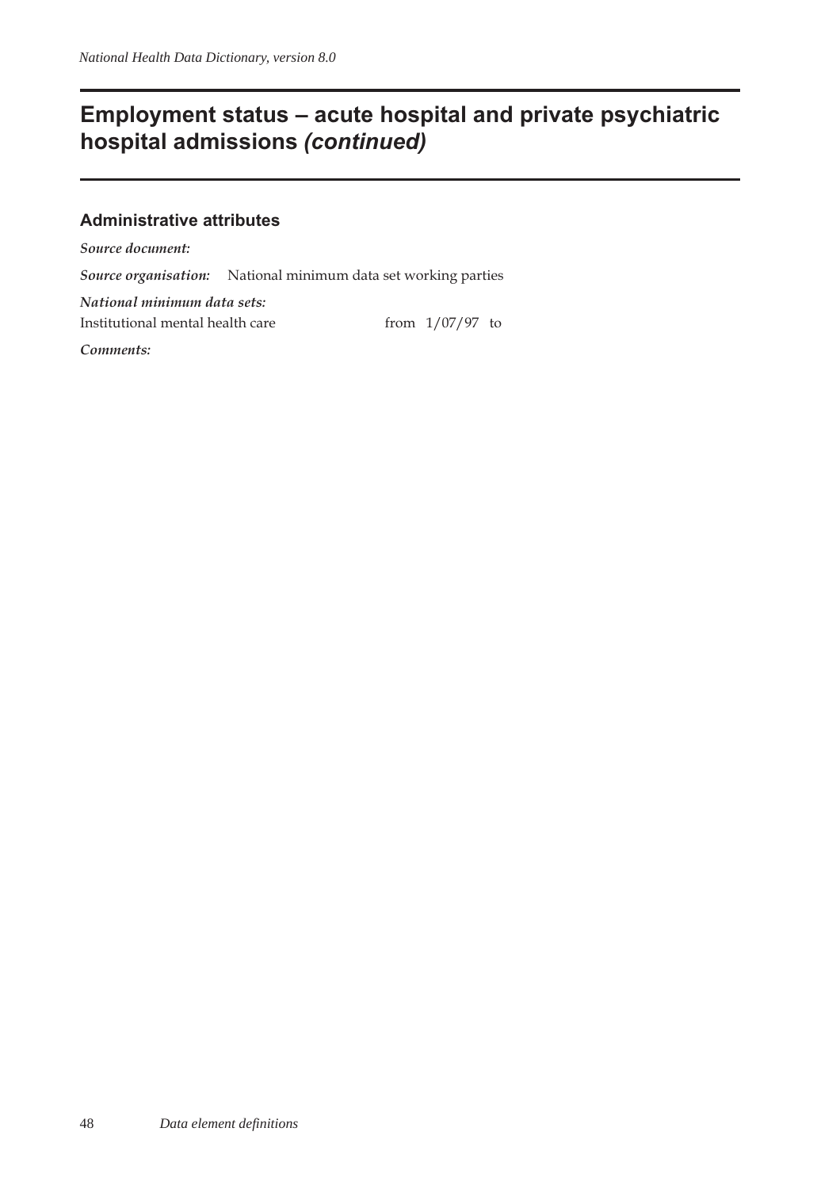# Employment status – acute hospital and private psychiatric hospital admissions *(continued)*

## Administrative attributes

*Source document:*

*Source organisation:* National minimum data set working parties

*National minimum data sets:*

Institutional mental health care from 1/07/97 to

*Comments:*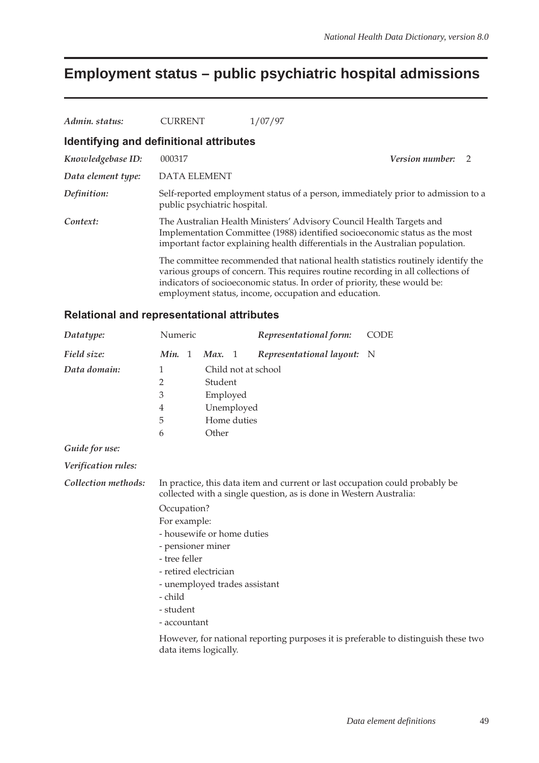# Employment status – public psychiatric hospital admissions

*Admin. status:* CURRENT 1/07/97

## Identifying and definitional attributes

*Knowledgebase ID:* 000317 *Version number:* 2

*Data element type:* DATA ELEMENT

*Definition:* Self-reported employment status of a person, immediately prior to admission to a public psychiatric hospital.

*Context:* The Australian Health Ministers' Advisory Council Health Targets and Implementation Committee (1988) identified socioeconomic status as the most important factor explaining health differentials in the Australian population.

The committee recommended that national health statistics routinely identify the various groups of concern. This requires routine recording in all collections of indicators of socioeconomic status. In order of priority, these would be: employment status, income, occupation and education.

## Relational and representational attributes

*Datatype:* Numeric *Representational form:* CODE

*Field size:* *Min.* 1 *Max.* 1 *Representational layout:* N

*Data domain:*

1 Child not at school
2 Student
3 Employed
4 Unemployed
5 Home duties
6 Other

*Guide for use:*

*Verification rules:*

*Collection methods:* In practice, this data item and current or last occupation could probably be collected with a single question, as is done in Western Australia:

Occupation?

For example:

- housewife or home duties
- pensioner miner
- tree feller
- retired electrician
- unemployed trades assistant
- child
- student
- accountant

However, for national reporting purposes it is preferable to distinguish these two data items logically.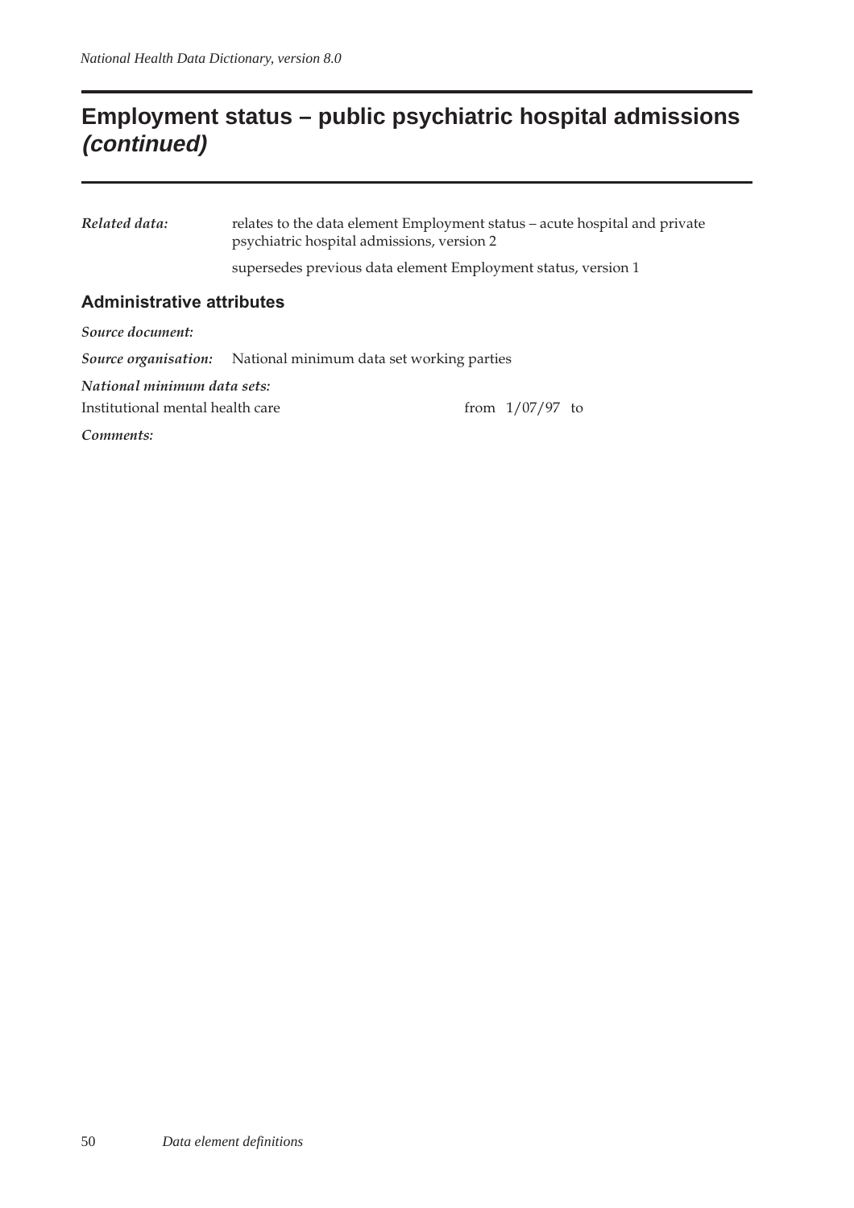## Employment status – public psychiatric hospital admissions *(continued)*

*Related data:* relates to the data element Employment status – acute hospital and private psychiatric hospital admissions, version 2

supersedes previous data element Employment status, version 1

### Administrative attributes

*Source document:*

*Source organisation:* National minimum data set working parties

*National minimum data sets:*

Institutional mental health care from 1/07/97 to

*Comments:*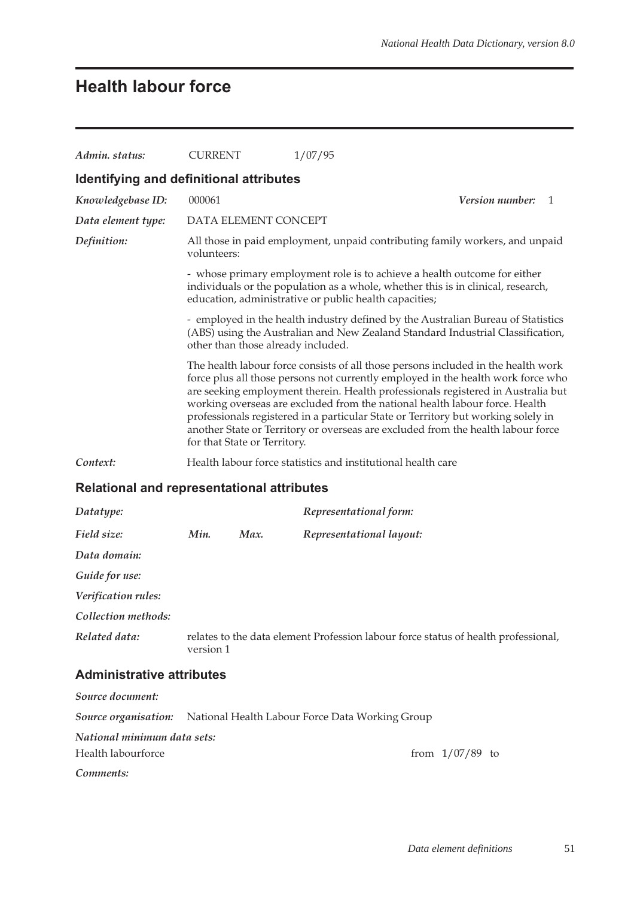# Health labour force

| | | |
|---|---|---|
| *Admin. status:* | CURRENT | 1/07/95 |

## Identifying and definitional attributes

*Knowledgebase ID:* 000061 *Version number:* 1

*Data element type:* DATA ELEMENT CONCEPT

*Definition:* All those in paid employment, unpaid contributing family workers, and unpaid volunteers:

- whose primary employment role is to achieve a health outcome for either individuals or the population as a whole, whether this is in clinical, research, education, administrative or public health capacities;

- employed in the health industry defined by the Australian Bureau of Statistics (ABS) using the Australian and New Zealand Standard Industrial Classification, other than those already included.

The health labour force consists of all those persons included in the health work force plus all those persons not currently employed in the health work force who are seeking employment therein. Health professionals registered in Australia but working overseas are excluded from the national health labour force. Health professionals registered in a particular State or Territory but working solely in another State or Territory or overseas are excluded from the health labour force for that State or Territory.

*Context:* Health labour force statistics and institutional health care

## Relational and representational attributes

*Datatype:* *Representational form:*

*Field size:* *Min.* *Max.* *Representational layout:*

*Data domain:*

*Guide for use:*

*Verification rules:*

*Collection methods:*

*Related data:* relates to the data element Profession labour force status of health professional, version 1

## Administrative attributes

*Source document:*

*Source organisation:* National Health Labour Force Data Working Group

*National minimum data sets:*

Health labourforce from 1/07/89 to

*Comments:*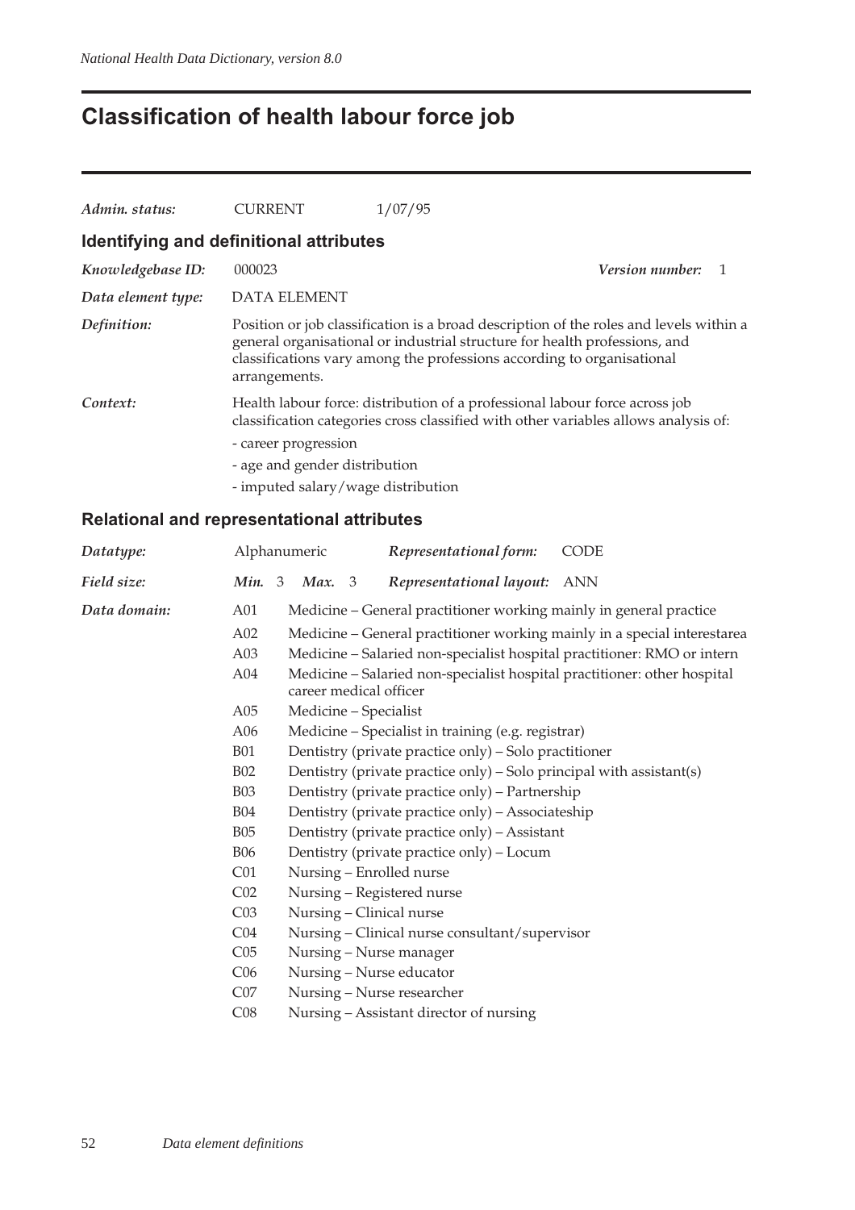# Classification of health labour force job

*Admin. status:* CURRENT 1/07/95

## Identifying and definitional attributes

*Knowledgebase ID:* 000023 *Version number:* 1

*Data element type:* DATA ELEMENT

*Definition:* Position or job classification is a broad description of the roles and levels within a general organisational or industrial structure for health professions, and classifications vary among the professions according to organisational arrangements.

*Context:* Health labour force: distribution of a professional labour force across job classification categories cross classified with other variables allows analysis of:

- career progression
- age and gender distribution
- imputed salary/wage distribution

## Relational and representational attributes

*Datatype:* Alphanumeric *Representational form:* CODE

*Field size:* *Min.* 3 *Max.* 3 *Representational layout:* ANN

*Data domain:*

| Code | Description |
|---|---|
| A01 | Medicine – General practitioner working mainly in general practice |
| A02 | Medicine – General practitioner working mainly in a special interestarea |
| A03 | Medicine – Salaried non-specialist hospital practitioner: RMO or intern |
| A04 | Medicine – Salaried non-specialist hospital practitioner: other hospital career medical officer |
| A05 | Medicine – Specialist |
| A06 | Medicine – Specialist in training (e.g. registrar) |
| B01 | Dentistry (private practice only) – Solo practitioner |
| B02 | Dentistry (private practice only) – Solo principal with assistant(s) |
| B03 | Dentistry (private practice only) – Partnership |
| B04 | Dentistry (private practice only) – Associateship |
| B05 | Dentistry (private practice only) – Assistant |
| B06 | Dentistry (private practice only) – Locum |
| C01 | Nursing – Enrolled nurse |
| C02 | Nursing – Registered nurse |
| C03 | Nursing – Clinical nurse |
| C04 | Nursing – Clinical nurse consultant/supervisor |
| C05 | Nursing – Nurse manager |
| C06 | Nursing – Nurse educator |
| C07 | Nursing – Nurse researcher |
| C08 | Nursing – Assistant director of nursing |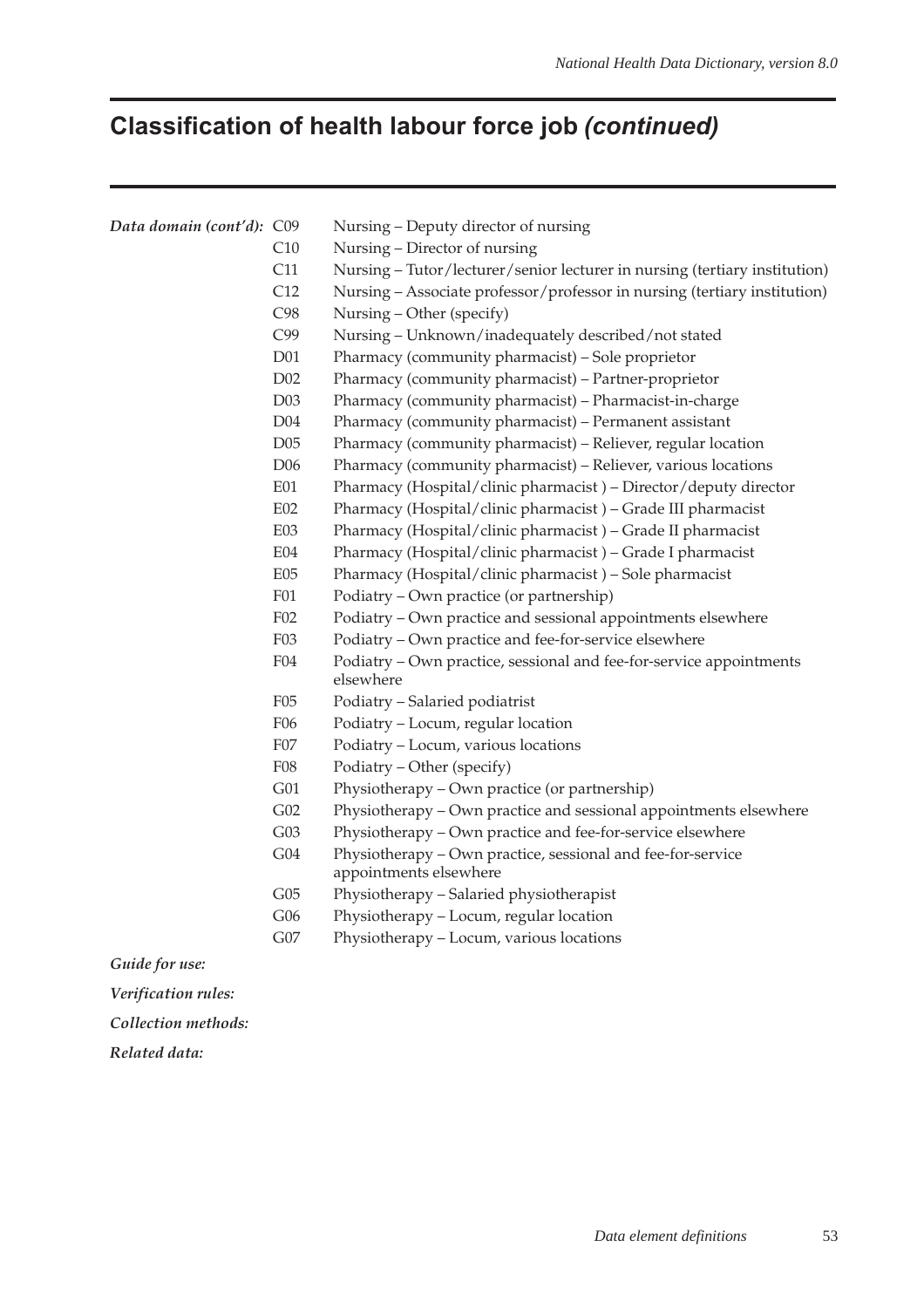# Classification of health labour force job *(continued)*

***Data domain (cont'd):***

| | |
|---|---|
| C09 | Nursing – Deputy director of nursing |
| C10 | Nursing – Director of nursing |
| C11 | Nursing – Tutor/lecturer/senior lecturer in nursing (tertiary institution) |
| C12 | Nursing – Associate professor/professor in nursing (tertiary institution) |
| C98 | Nursing – Other (specify) |
| C99 | Nursing – Unknown/inadequately described/not stated |
| D01 | Pharmacy (community pharmacist) – Sole proprietor |
| D02 | Pharmacy (community pharmacist) – Partner-proprietor |
| D03 | Pharmacy (community pharmacist) – Pharmacist-in-charge |
| D04 | Pharmacy (community pharmacist) – Permanent assistant |
| D05 | Pharmacy (community pharmacist) – Reliever, regular location |
| D06 | Pharmacy (community pharmacist) – Reliever, various locations |
| E01 | Pharmacy (Hospital/clinic pharmacist ) – Director/deputy director |
| E02 | Pharmacy (Hospital/clinic pharmacist ) – Grade III pharmacist |
| E03 | Pharmacy (Hospital/clinic pharmacist ) – Grade II pharmacist |
| E04 | Pharmacy (Hospital/clinic pharmacist ) – Grade I pharmacist |
| E05 | Pharmacy (Hospital/clinic pharmacist ) – Sole pharmacist |
| F01 | Podiatry – Own practice (or partnership) |
| F02 | Podiatry – Own practice and sessional appointments elsewhere |
| F03 | Podiatry – Own practice and fee-for-service elsewhere |
| F04 | Podiatry – Own practice, sessional and fee-for-service appointments elsewhere |
| F05 | Podiatry – Salaried podiatrist |
| F06 | Podiatry – Locum, regular location |
| F07 | Podiatry – Locum, various locations |
| F08 | Podiatry – Other (specify) |
| G01 | Physiotherapy – Own practice (or partnership) |
| G02 | Physiotherapy – Own practice and sessional appointments elsewhere |
| G03 | Physiotherapy – Own practice and fee-for-service elsewhere |
| G04 | Physiotherapy – Own practice, sessional and fee-for-service appointments elsewhere |
| G05 | Physiotherapy – Salaried physiotherapist |
| G06 | Physiotherapy – Locum, regular location |
| G07 | Physiotherapy – Locum, various locations |

***Guide for use:***

***Verification rules:***

***Collection methods:***

***Related data:***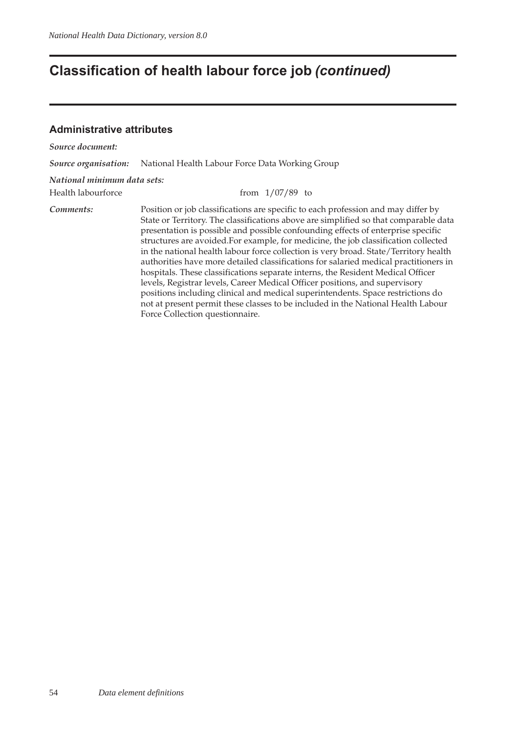# Classification of health labour force job *(continued)*

### Administrative attributes

***Source document:***

***Source organisation:*** National Health Labour Force Data Working Group

***National minimum data sets:***

Health labourforce from 1/07/89 to

***Comments:*** Position or job classifications are specific to each profession and may differ by State or Territory. The classifications above are simplified so that comparable data presentation is possible and possible confounding effects of enterprise specific structures are avoided.For example, for medicine, the job classification collected in the national health labour force collection is very broad. State/Territory health authorities have more detailed classifications for salaried medical practitioners in hospitals. These classifications separate interns, the Resident Medical Officer levels, Registrar levels, Career Medical Officer positions, and supervisory positions including clinical and medical superintendents. Space restrictions do not at present permit these classes to be included in the National Health Labour Force Collection questionnaire.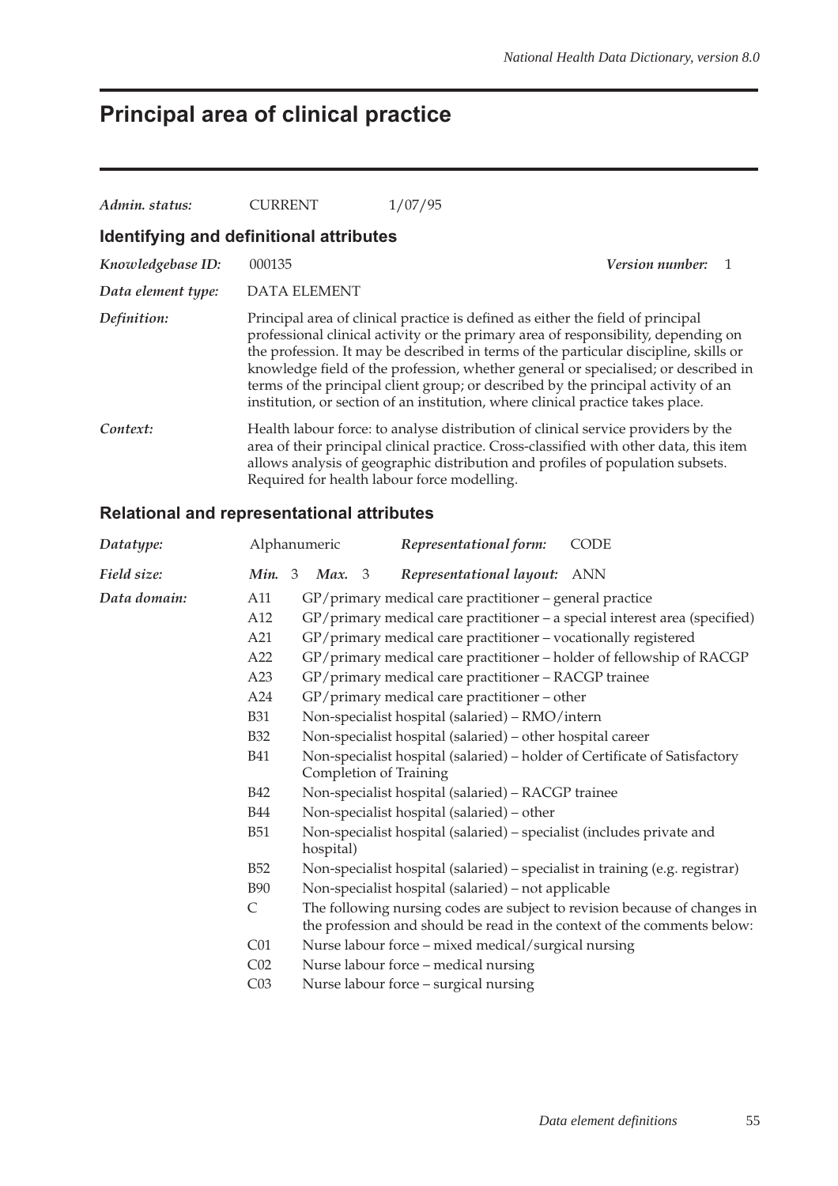# Principal area of clinical practice

| | | |
|---|---|---|
| *Admin. status:* | CURRENT | 1/07/95 |

## Identifying and definitional attributes

*Knowledgebase ID:* 000135 *Version number:* 1

*Data element type:* DATA ELEMENT

*Definition:* Principal area of clinical practice is defined as either the field of principal professional clinical activity or the primary area of responsibility, depending on the profession. It may be described in terms of the particular discipline, skills or knowledge field of the profession, whether general or specialised; or described in terms of the principal client group; or described by the principal activity of an institution, or section of an institution, where clinical practice takes place.

*Context:* Health labour force: to analyse distribution of clinical service providers by the area of their principal clinical practice. Cross-classified with other data, this item allows analysis of geographic distribution and profiles of population subsets. Required for health labour force modelling.

## Relational and representational attributes

*Datatype:* Alphanumeric *Representational form:* CODE

*Field size:* *Min.* 3 *Max.* 3 *Representational layout:* ANN

*Data domain:*

| Code | Description |
|---|---|
| A11 | GP/primary medical care practitioner – general practice |
| A12 | GP/primary medical care practitioner – a special interest area (specified) |
| A21 | GP/primary medical care practitioner – vocationally registered |
| A22 | GP/primary medical care practitioner – holder of fellowship of RACGP |
| A23 | GP/primary medical care practitioner – RACGP trainee |
| A24 | GP/primary medical care practitioner – other |
| B31 | Non-specialist hospital (salaried) – RMO/intern |
| B32 | Non-specialist hospital (salaried) – other hospital career |
| B41 | Non-specialist hospital (salaried) – holder of Certificate of Satisfactory Completion of Training |
| B42 | Non-specialist hospital (salaried) – RACGP trainee |
| B44 | Non-specialist hospital (salaried) – other |
| B51 | Non-specialist hospital (salaried) – specialist (includes private and hospital) |
| B52 | Non-specialist hospital (salaried) – specialist in training (e.g. registrar) |
| B90 | Non-specialist hospital (salaried) – not applicable |
| C | The following nursing codes are subject to revision because of changes in the profession and should be read in the context of the comments below: |
| C01 | Nurse labour force – mixed medical/surgical nursing |
| C02 | Nurse labour force – medical nursing |
| C03 | Nurse labour force – surgical nursing |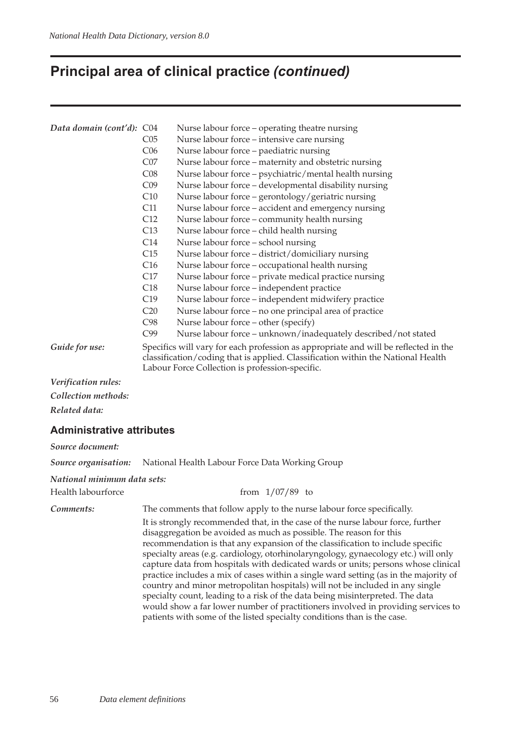# Principal area of clinical practice *(continued)*

*Data domain (cont'd):*

| Code | Description |
|---|---|
| C04 | Nurse labour force – operating theatre nursing |
| C05 | Nurse labour force – intensive care nursing |
| C06 | Nurse labour force – paediatric nursing |
| C07 | Nurse labour force – maternity and obstetric nursing |
| C08 | Nurse labour force – psychiatric/mental health nursing |
| C09 | Nurse labour force – developmental disability nursing |
| C10 | Nurse labour force – gerontology/geriatric nursing |
| C11 | Nurse labour force – accident and emergency nursing |
| C12 | Nurse labour force – community health nursing |
| C13 | Nurse labour force – child health nursing |
| C14 | Nurse labour force – school nursing |
| C15 | Nurse labour force – district/domiciliary nursing |
| C16 | Nurse labour force – occupational health nursing |
| C17 | Nurse labour force – private medical practice nursing |
| C18 | Nurse labour force – independent practice |
| C19 | Nurse labour force – independent midwifery practice |
| C20 | Nurse labour force – no one principal area of practice |
| C98 | Nurse labour force – other (specify) |
| C99 | Nurse labour force – unknown/inadequately described/not stated |

*Guide for use:* Specifics will vary for each profession as appropriate and will be reflected in the classification/coding that is applied. Classification within the National Health Labour Force Collection is profession-specific.

*Verification rules:*

*Collection methods:*

*Related data:*

## Administrative attributes

*Source document:*

*Source organisation:* National Health Labour Force Data Working Group

*National minimum data sets:*

Health labourforce from 1/07/89 to

*Comments:* The comments that follow apply to the nurse labour force specifically.

It is strongly recommended that, in the case of the nurse labour force, further disaggregation be avoided as much as possible. The reason for this recommendation is that any expansion of the classification to include specific specialty areas (e.g. cardiology, otorhinolaryngology, gynaecology etc.) will only capture data from hospitals with dedicated wards or units; persons whose clinical practice includes a mix of cases within a single ward setting (as in the majority of country and minor metropolitan hospitals) will not be included in any single specialty count, leading to a risk of the data being misinterpreted. The data would show a far lower number of practitioners involved in providing services to patients with some of the listed specialty conditions than is the case.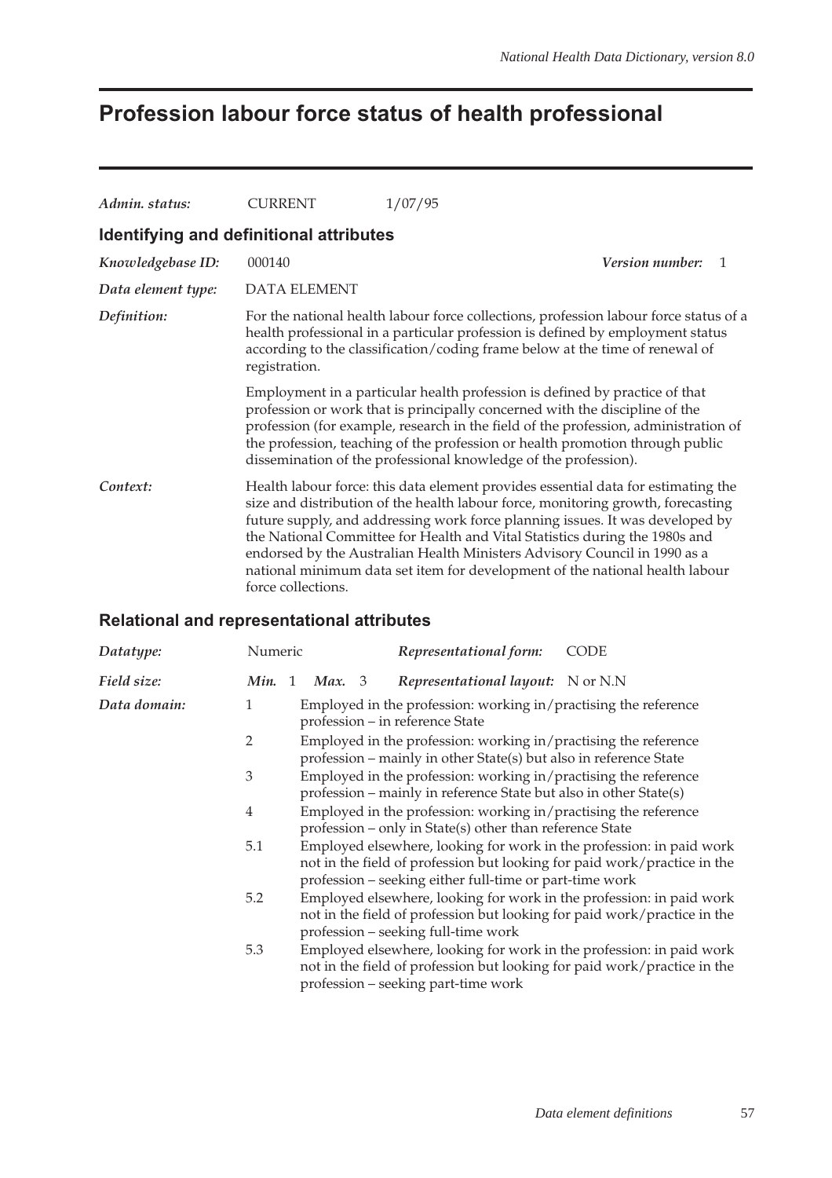# Profession labour force status of health professional

| | | |
|---|---|---|
| *Admin. status:* | CURRENT | 1/07/95 |

## Identifying and definitional attributes

| | | |
|---|---|---|
| *Knowledgebase ID:* | 000140 | ***Version number:*** 1 |
| *Data element type:* | DATA ELEMENT | |

*Definition:* For the national health labour force collections, profession labour force status of a health professional in a particular profession is defined by employment status according to the classification/coding frame below at the time of renewal of registration.

Employment in a particular health profession is defined by practice of that profession or work that is principally concerned with the discipline of the profession (for example, research in the field of the profession, administration of the profession, teaching of the profession or health promotion through public dissemination of the professional knowledge of the profession).

*Context:* Health labour force: this data element provides essential data for estimating the size and distribution of the health labour force, monitoring growth, forecasting future supply, and addressing work force planning issues. It was developed by the National Committee for Health and Vital Statistics during the 1980s and endorsed by the Australian Health Ministers Advisory Council in 1990 as a national minimum data set item for development of the national health labour force collections.

## Relational and representational attributes

| | | | |
|---|---|---|---|
| *Datatype:* | Numeric | *Representational form:* | CODE |
| *Field size:* | ***Min.*** 1 ***Max.*** 3 | *Representational layout:* | N or N.N |

*Data domain:*

| Code | Description |
|---|---|
| 1 | Employed in the profession: working in/practising the reference profession – in reference State |
| 2 | Employed in the profession: working in/practising the reference profession – mainly in other State(s) but also in reference State |
| 3 | Employed in the profession: working in/practising the reference profession – mainly in reference State but also in other State(s) |
| 4 | Employed in the profession: working in/practising the reference profession – only in State(s) other than reference State |
| 5.1 | Employed elsewhere, looking for work in the profession: in paid work not in the field of profession but looking for paid work/practice in the profession – seeking either full-time or part-time work |
| 5.2 | Employed elsewhere, looking for work in the profession: in paid work not in the field of profession but looking for paid work/practice in the profession – seeking full-time work |
| 5.3 | Employed elsewhere, looking for work in the profession: in paid work not in the field of profession but looking for paid work/practice in the profession – seeking part-time work |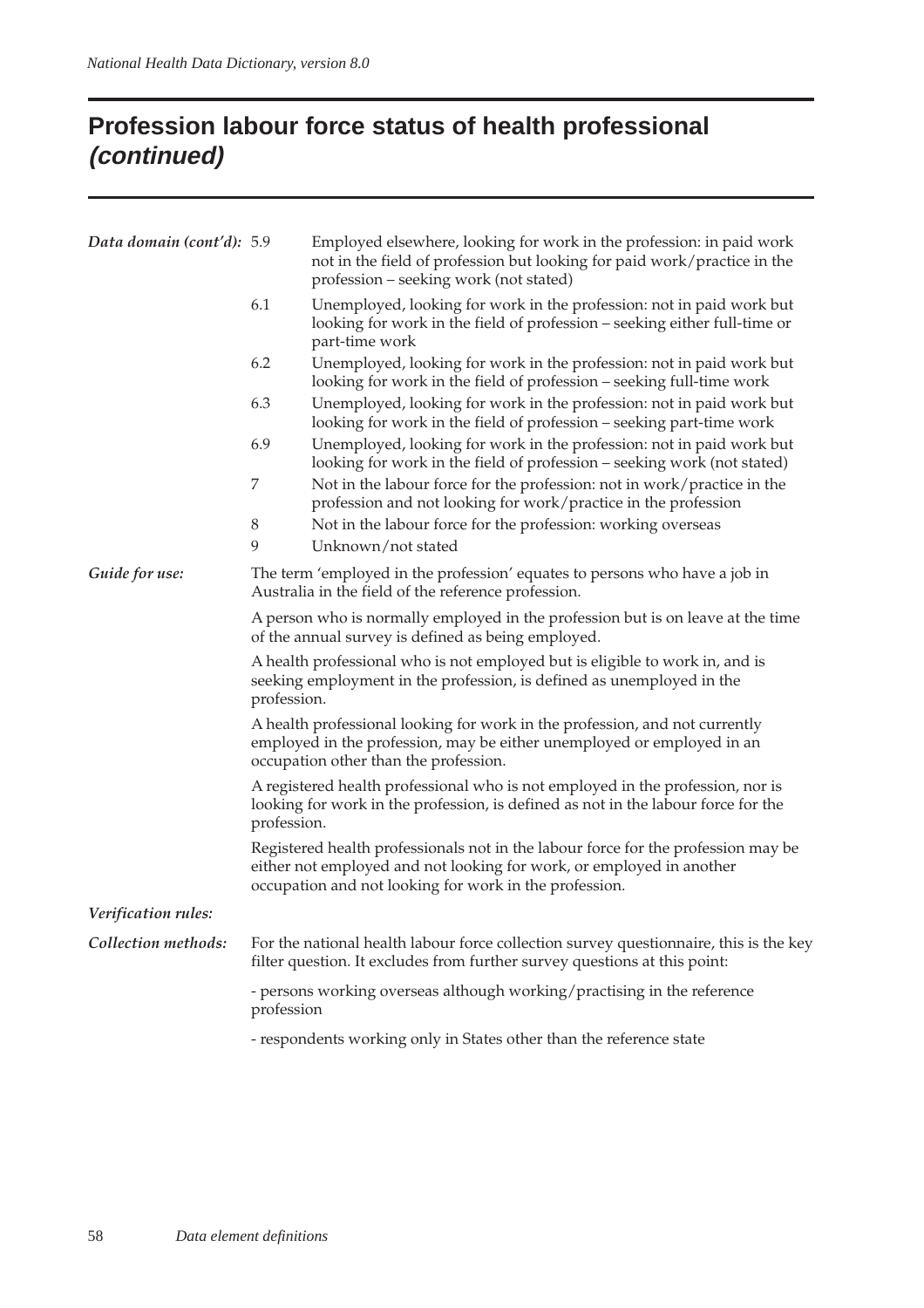# Profession labour force status of health professional *(continued)*

***Data domain (cont'd):***

| Code | Description |
|---|---|
| 5.9 | Employed elsewhere, looking for work in the profession: in paid work not in the field of profession but looking for paid work/practice in the profession – seeking work (not stated) |
| 6.1 | Unemployed, looking for work in the profession: not in paid work but looking for work in the field of profession – seeking either full-time or part-time work |
| 6.2 | Unemployed, looking for work in the profession: not in paid work but looking for work in the field of profession – seeking full-time work |
| 6.3 | Unemployed, looking for work in the profession: not in paid work but looking for work in the field of profession – seeking part-time work |
| 6.9 | Unemployed, looking for work in the profession: not in paid work but looking for work in the field of profession – seeking work (not stated) |
| 7 | Not in the labour force for the profession: not in work/practice in the profession and not looking for work/practice in the profession |
| 8 | Not in the labour force for the profession: working overseas |
| 9 | Unknown/not stated |

***Guide for use:***

The term 'employed in the profession' equates to persons who have a job in Australia in the field of the reference profession.

A person who is normally employed in the profession but is on leave at the time of the annual survey is defined as being employed.

A health professional who is not employed but is eligible to work in, and is seeking employment in the profession, is defined as unemployed in the profession.

A health professional looking for work in the profession, and not currently employed in the profession, may be either unemployed or employed in an occupation other than the profession.

A registered health professional who is not employed in the profession, nor is looking for work in the profession, is defined as not in the labour force for the profession.

Registered health professionals not in the labour force for the profession may be either not employed and not looking for work, or employed in another occupation and not looking for work in the profession.

***Verification rules:***

***Collection methods:***

For the national health labour force collection survey questionnaire, this is the key filter question. It excludes from further survey questions at this point:

- persons working overseas although working/practising in the reference profession

- respondents working only in States other than the reference state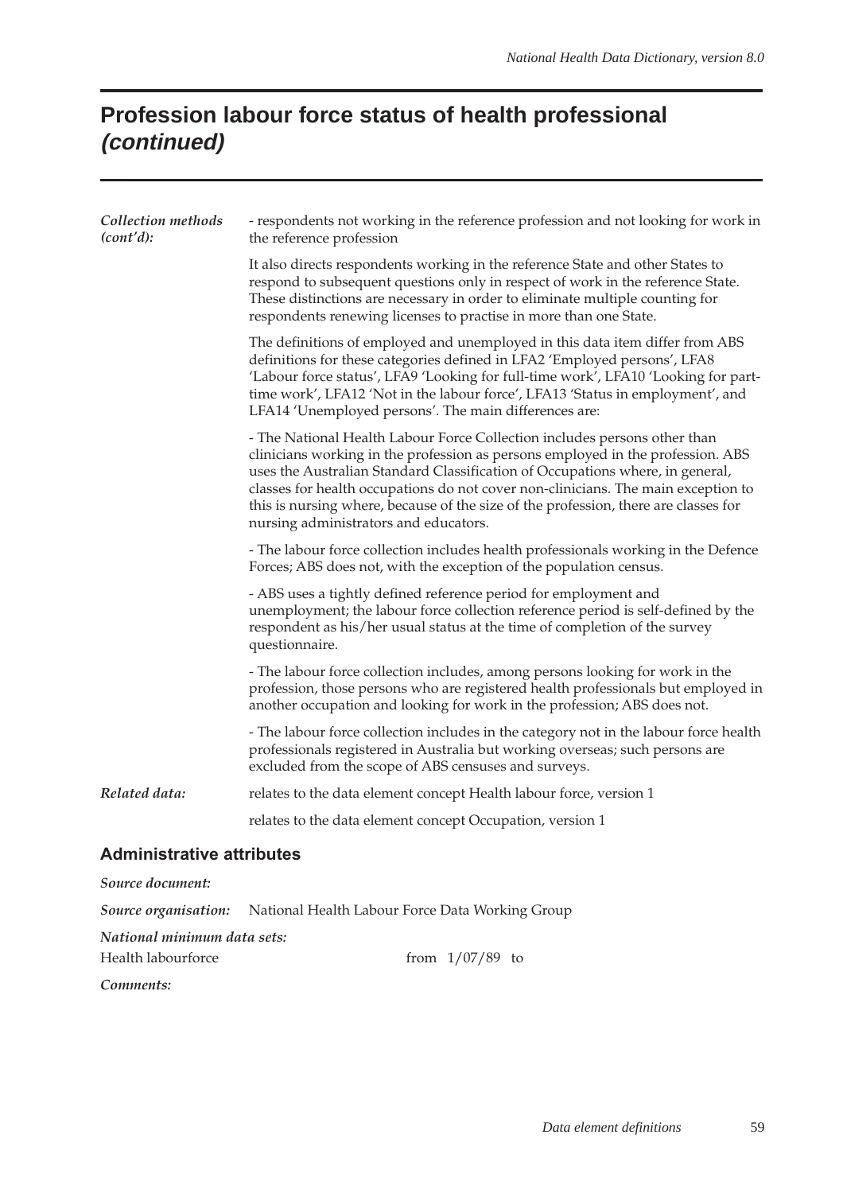# Profession labour force status of health professional *(continued)*

*Collection methods (cont'd):*

- respondents not working in the reference profession and not looking for work in the reference profession

It also directs respondents working in the reference State and other States to respond to subsequent questions only in respect of work in the reference State. These distinctions are necessary in order to eliminate multiple counting for respondents renewing licenses to practise in more than one State.

The definitions of employed and unemployed in this data item differ from ABS definitions for these categories defined in LFA2 'Employed persons', LFA8 'Labour force status', LFA9 'Looking for full-time work', LFA10 'Looking for part-time work', LFA12 'Not in the labour force', LFA13 'Status in employment', and LFA14 'Unemployed persons'. The main differences are:

- The National Health Labour Force Collection includes persons other than clinicians working in the profession as persons employed in the profession. ABS uses the Australian Standard Classification of Occupations where, in general, classes for health occupations do not cover non-clinicians. The main exception to this is nursing where, because of the size of the profession, there are classes for nursing administrators and educators.

- The labour force collection includes health professionals working in the Defence Forces; ABS does not, with the exception of the population census.

- ABS uses a tightly defined reference period for employment and unemployment; the labour force collection reference period is self-defined by the respondent as his/her usual status at the time of completion of the survey questionnaire.

- The labour force collection includes, among persons looking for work in the profession, those persons who are registered health professionals but employed in another occupation and looking for work in the profession; ABS does not.

- The labour force collection includes in the category not in the labour force health professionals registered in Australia but working overseas; such persons are excluded from the scope of ABS censuses and surveys.

*Related data:*

relates to the data element concept Health labour force, version 1

relates to the data element concept Occupation, version 1

## Administrative attributes

*Source document:*

*Source organisation:* National Health Labour Force Data Working Group

*National minimum data sets:*

Health labourforce — from 1/07/89 to

*Comments:*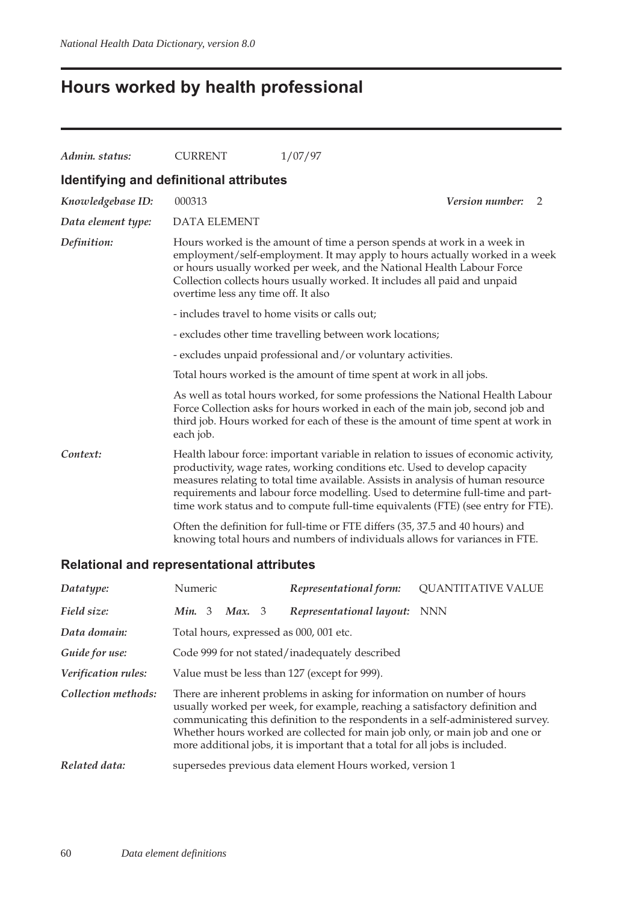# Hours worked by health professional

| | | |
|---|---|---|
| *Admin. status:* | CURRENT | 1/07/97 |

## Identifying and definitional attributes

*Knowledgebase ID:* 000313 — *Version number:* 2

*Data element type:* DATA ELEMENT

*Definition:* Hours worked is the amount of time a person spends at work in a week in employment/self-employment. It may apply to hours actually worked in a week or hours usually worked per week, and the National Health Labour Force Collection collects hours usually worked. It includes all paid and unpaid overtime less any time off. It also

- includes travel to home visits or calls out;
- excludes other time travelling between work locations;
- excludes unpaid professional and/or voluntary activities.

Total hours worked is the amount of time spent at work in all jobs.

As well as total hours worked, for some professions the National Health Labour Force Collection asks for hours worked in each of the main job, second job and third job. Hours worked for each of these is the amount of time spent at work in each job.

*Context:* Health labour force: important variable in relation to issues of economic activity, productivity, wage rates, working conditions etc. Used to develop capacity measures relating to total time available. Assists in analysis of human resource requirements and labour force modelling. Used to determine full-time and part-time work status and to compute full-time equivalents (FTE) (see entry for FTE).

Often the definition for full-time or FTE differs (35, 37.5 and 40 hours) and knowing total hours and numbers of individuals allows for variances in FTE.

## Relational and representational attributes

*Datatype:* Numeric — *Representational form:* QUANTITATIVE VALUE

*Field size:* ***Min.*** 3 ***Max.*** 3 — *Representational layout:* NNN

*Data domain:* Total hours, expressed as 000, 001 etc.

*Guide for use:* Code 999 for not stated/inadequately described

*Verification rules:* Value must be less than 127 (except for 999).

*Collection methods:* There are inherent problems in asking for information on number of hours usually worked per week, for example, reaching a satisfactory definition and communicating this definition to the respondents in a self-administered survey. Whether hours worked are collected for main job only, or main job and one or more additional jobs, it is important that a total for all jobs is included.

*Related data:* supersedes previous data element Hours worked, version 1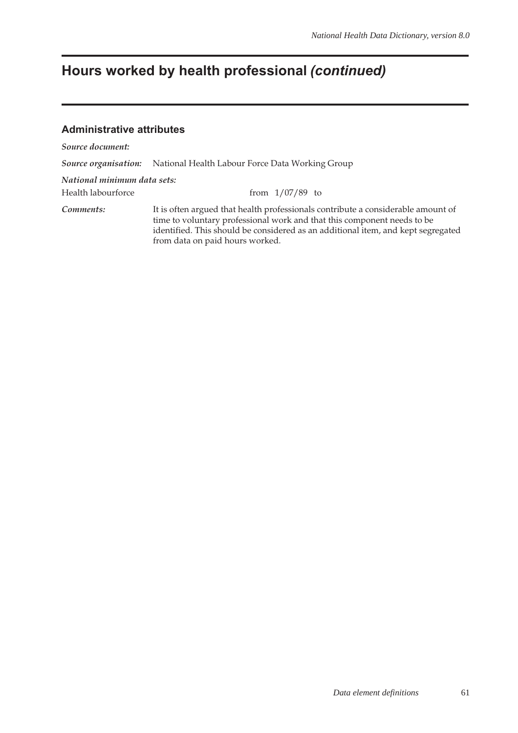# Hours worked by health professional *(continued)*

## Administrative attributes

***Source document:***

***Source organisation:*** National Health Labour Force Data Working Group

***National minimum data sets:***

Health labourforce from 1/07/89 to

***Comments:*** It is often argued that health professionals contribute a considerable amount of time to voluntary professional work and that this component needs to be identified. This should be considered as an additional item, and kept segregated from data on paid hours worked.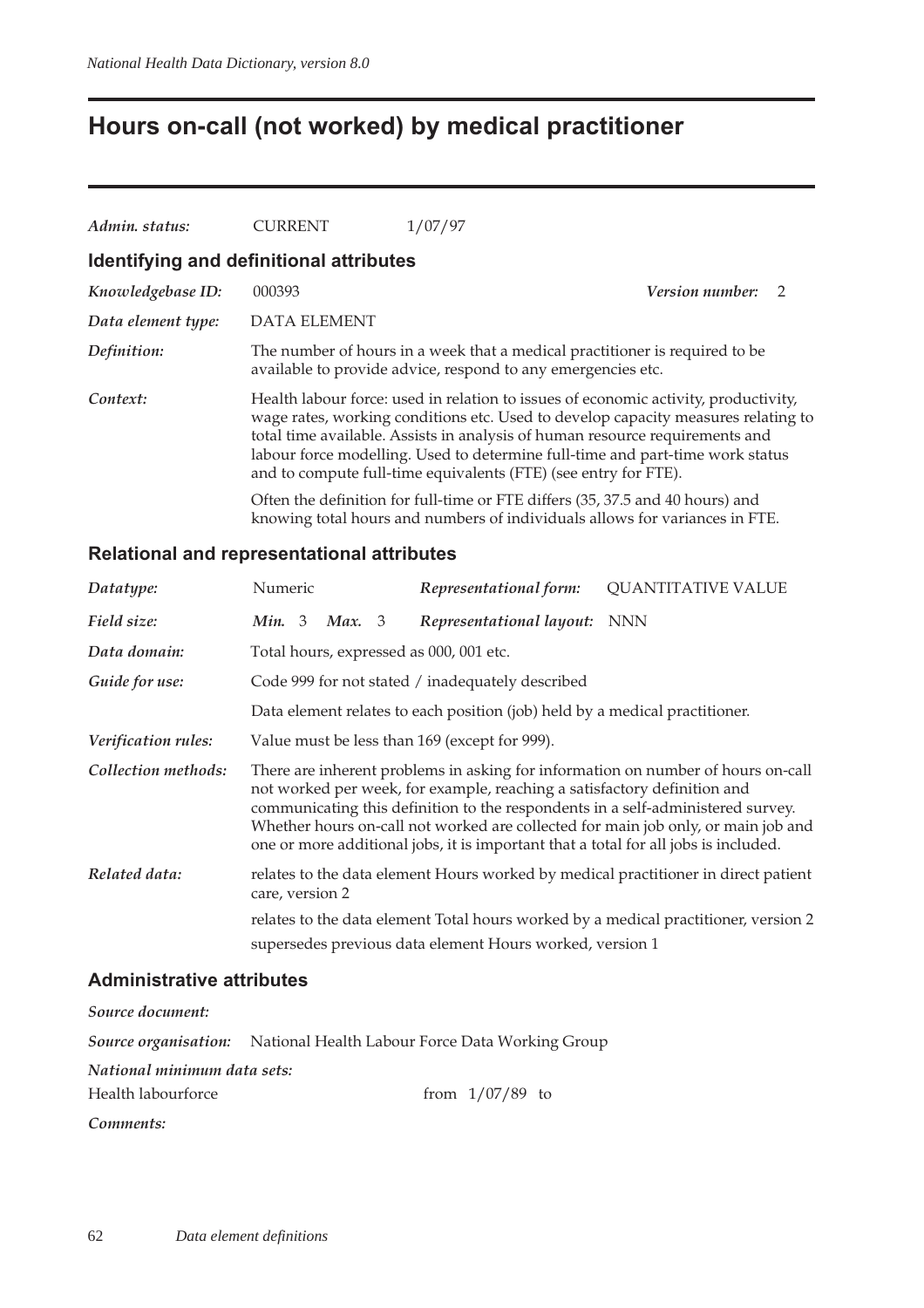# Hours on-call (not worked) by medical practitioner

*Admin. status:* CURRENT 1/07/97

## Identifying and definitional attributes

*Knowledgebase ID:* 000393 *Version number:* 2

*Data element type:* DATA ELEMENT

*Definition:* The number of hours in a week that a medical practitioner is required to be available to provide advice, respond to any emergencies etc.

*Context:* Health labour force: used in relation to issues of economic activity, productivity, wage rates, working conditions etc. Used to develop capacity measures relating to total time available. Assists in analysis of human resource requirements and labour force modelling. Used to determine full-time and part-time work status and to compute full-time equivalents (FTE) (see entry for FTE).

Often the definition for full-time or FTE differs (35, 37.5 and 40 hours) and knowing total hours and numbers of individuals allows for variances in FTE.

## Relational and representational attributes

*Datatype:* Numeric *Representational form:* QUANTITATIVE VALUE

*Field size:* *Min.* 3 *Max.* 3 *Representational layout:* NNN

*Data domain:* Total hours, expressed as 000, 001 etc.

*Guide for use:* Code 999 for not stated / inadequately described

Data element relates to each position (job) held by a medical practitioner.

*Verification rules:* Value must be less than 169 (except for 999).

*Collection methods:* There are inherent problems in asking for information on number of hours on-call not worked per week, for example, reaching a satisfactory definition and communicating this definition to the respondents in a self-administered survey. Whether hours on-call not worked are collected for main job only, or main job and one or more additional jobs, it is important that a total for all jobs is included.

*Related data:* relates to the data element Hours worked by medical practitioner in direct patient care, version 2

relates to the data element Total hours worked by a medical practitioner, version 2

supersedes previous data element Hours worked, version 1

## Administrative attributes

*Source document:*

*Source organisation:* National Health Labour Force Data Working Group

*National minimum data sets:*

Health labourforce from 1/07/89 to

*Comments:*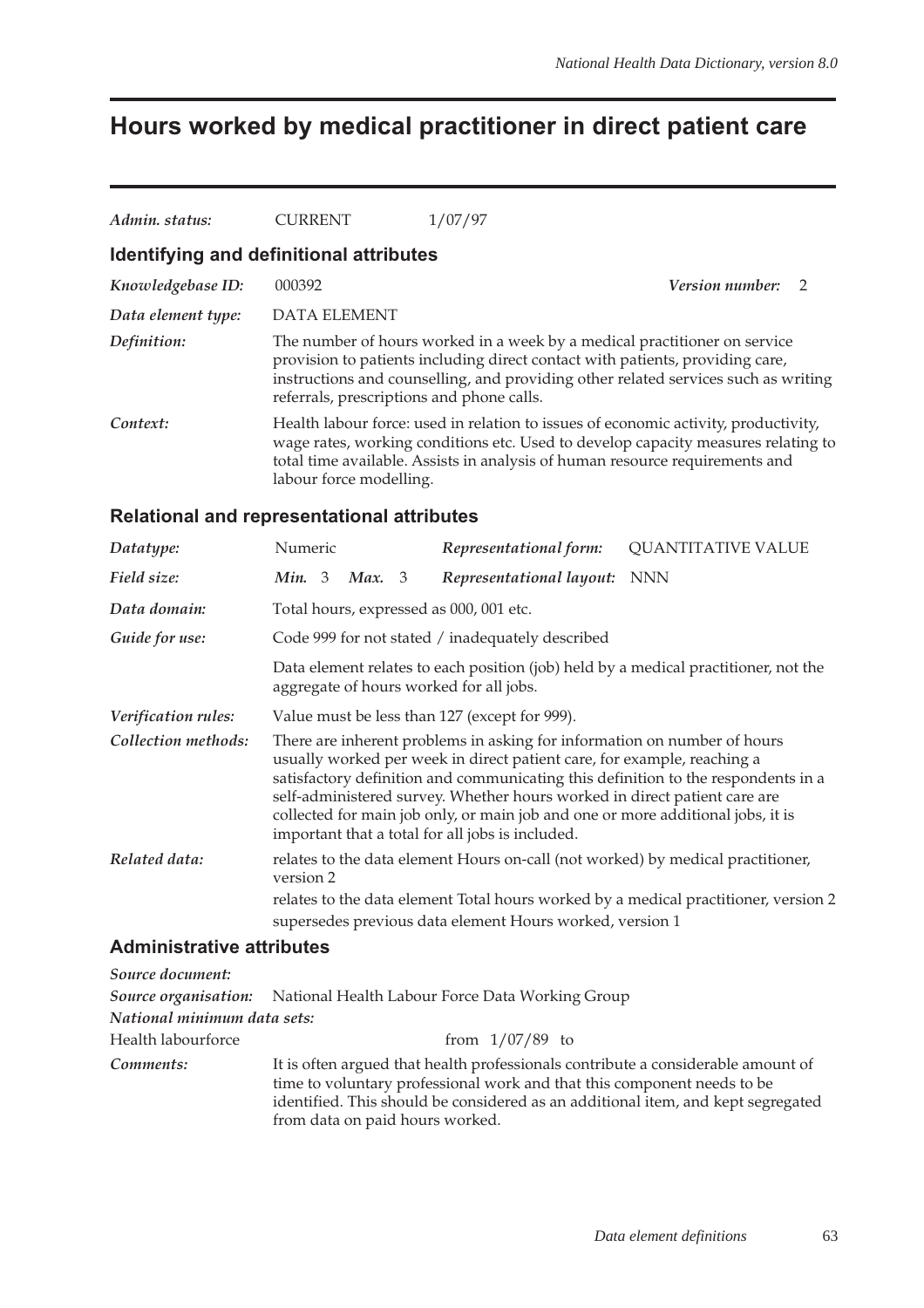# Hours worked by medical practitioner in direct patient care

| | | |
|---|---|---|
| *Admin. status:* | CURRENT | 1/07/97 |

## Identifying and definitional attributes

| | |
|---|---|
| *Knowledgebase ID:* | 000392 — *Version number:* 2 |
| *Data element type:* | DATA ELEMENT |
| *Definition:* | The number of hours worked in a week by a medical practitioner on service provision to patients including direct contact with patients, providing care, instructions and counselling, and providing other related services such as writing referrals, prescriptions and phone calls. |
| *Context:* | Health labour force: used in relation to issues of economic activity, productivity, wage rates, working conditions etc. Used to develop capacity measures relating to total time available. Assists in analysis of human resource requirements and labour force modelling. |

## Relational and representational attributes

| | | | |
|---|---|---|---|
| *Datatype:* | Numeric | *Representational form:* | QUANTITATIVE VALUE |
| *Field size:* | *Min.* 3 *Max.* 3 | *Representational layout:* | NNN |

| | |
|---|---|
| *Data domain:* | Total hours, expressed as 000, 001 etc. |
| *Guide for use:* | Code 999 for not stated / inadequately described<br><br>Data element relates to each position (job) held by a medical practitioner, not the aggregate of hours worked for all jobs. |
| *Verification rules:* | Value must be less than 127 (except for 999). |
| *Collection methods:* | There are inherent problems in asking for information on number of hours usually worked per week in direct patient care, for example, reaching a satisfactory definition and communicating this definition to the respondents in a self-administered survey. Whether hours worked in direct patient care are collected for main job only, or main job and one or more additional jobs, it is important that a total for all jobs is included. |
| *Related data:* | relates to the data element Hours on-call (not worked) by medical practitioner, version 2<br><br>relates to the data element Total hours worked by a medical practitioner, version 2<br><br>supersedes previous data element Hours worked, version 1 |

## Administrative attributes

*Source document:*

*Source organisation:* National Health Labour Force Data Working Group

*National minimum data sets:*

Health labourforce — from 1/07/89 to

*Comments:* It is often argued that health professionals contribute a considerable amount of time to voluntary professional work and that this component needs to be identified. This should be considered as an additional item, and kept segregated from data on paid hours worked.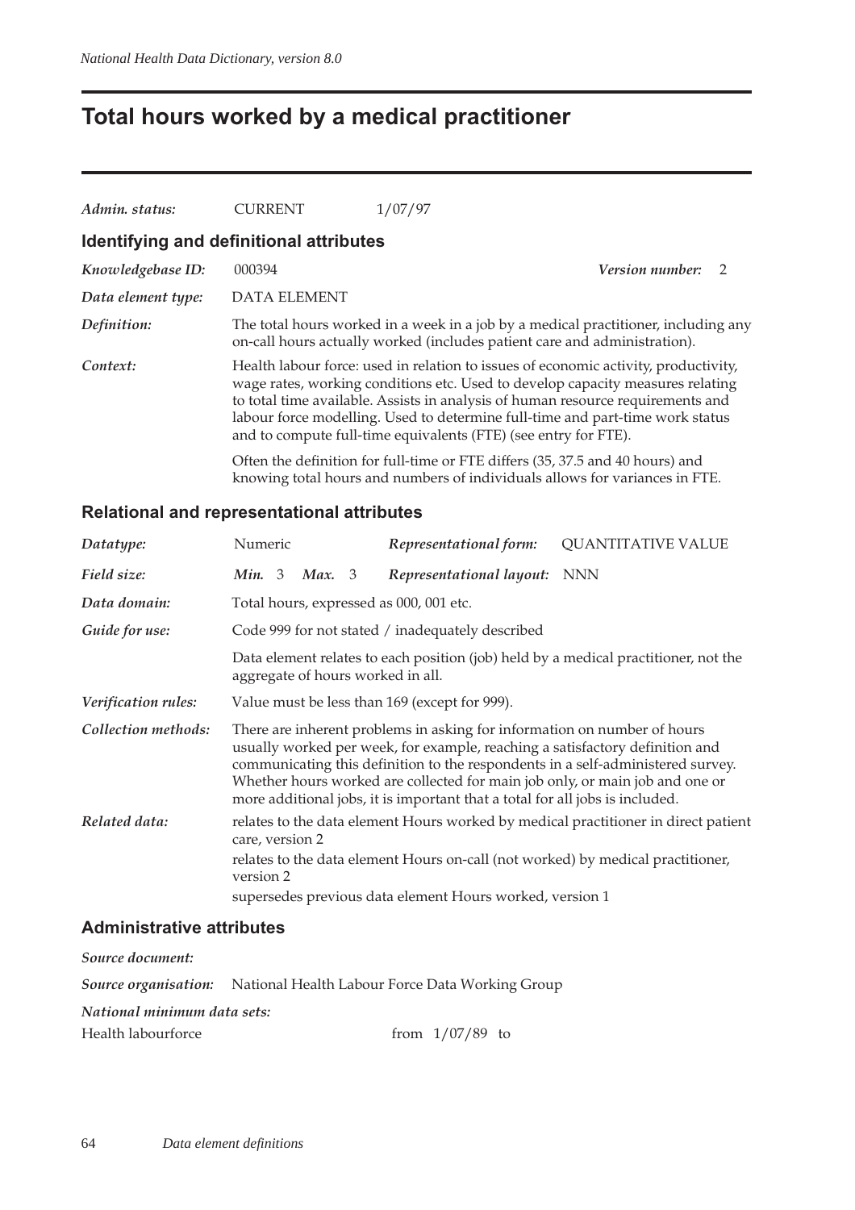# Total hours worked by a medical practitioner

*Admin. status:* CURRENT 1/07/97

## Identifying and definitional attributes

*Knowledgebase ID:* 000394 *Version number:* 2

*Data element type:* DATA ELEMENT

*Definition:* The total hours worked in a week in a job by a medical practitioner, including any on-call hours actually worked (includes patient care and administration).

*Context:* Health labour force: used in relation to issues of economic activity, productivity, wage rates, working conditions etc. Used to develop capacity measures relating to total time available. Assists in analysis of human resource requirements and labour force modelling. Used to determine full-time and part-time work status and to compute full-time equivalents (FTE) (see entry for FTE).

Often the definition for full-time or FTE differs (35, 37.5 and 40 hours) and knowing total hours and numbers of individuals allows for variances in FTE.

## Relational and representational attributes

*Datatype:* Numeric *Representational form:* QUANTITATIVE VALUE

*Field size:* *Min.* 3 *Max.* 3 *Representational layout:* NNN

*Data domain:* Total hours, expressed as 000, 001 etc.

*Guide for use:* Code 999 for not stated / inadequately described

Data element relates to each position (job) held by a medical practitioner, not the aggregate of hours worked in all.

*Verification rules:* Value must be less than 169 (except for 999).

*Collection methods:* There are inherent problems in asking for information on number of hours usually worked per week, for example, reaching a satisfactory definition and communicating this definition to the respondents in a self-administered survey. Whether hours worked are collected for main job only, or main job and one or more additional jobs, it is important that a total for all jobs is included.

*Related data:* relates to the data element Hours worked by medical practitioner in direct patient care, version 2

relates to the data element Hours on-call (not worked) by medical practitioner, version 2

supersedes previous data element Hours worked, version 1

## Administrative attributes

*Source document:*

*Source organisation:* National Health Labour Force Data Working Group

*National minimum data sets:*

Health labourforce from 1/07/89 to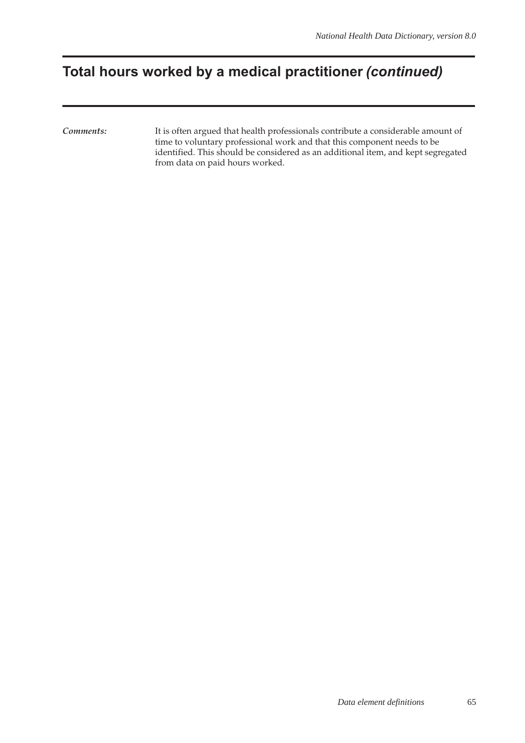# Total hours worked by a medical practitioner *(continued)*

*Comments:* It is often argued that health professionals contribute a considerable amount of time to voluntary professional work and that this component needs to be identified. This should be considered as an additional item, and kept segregated from data on paid hours worked.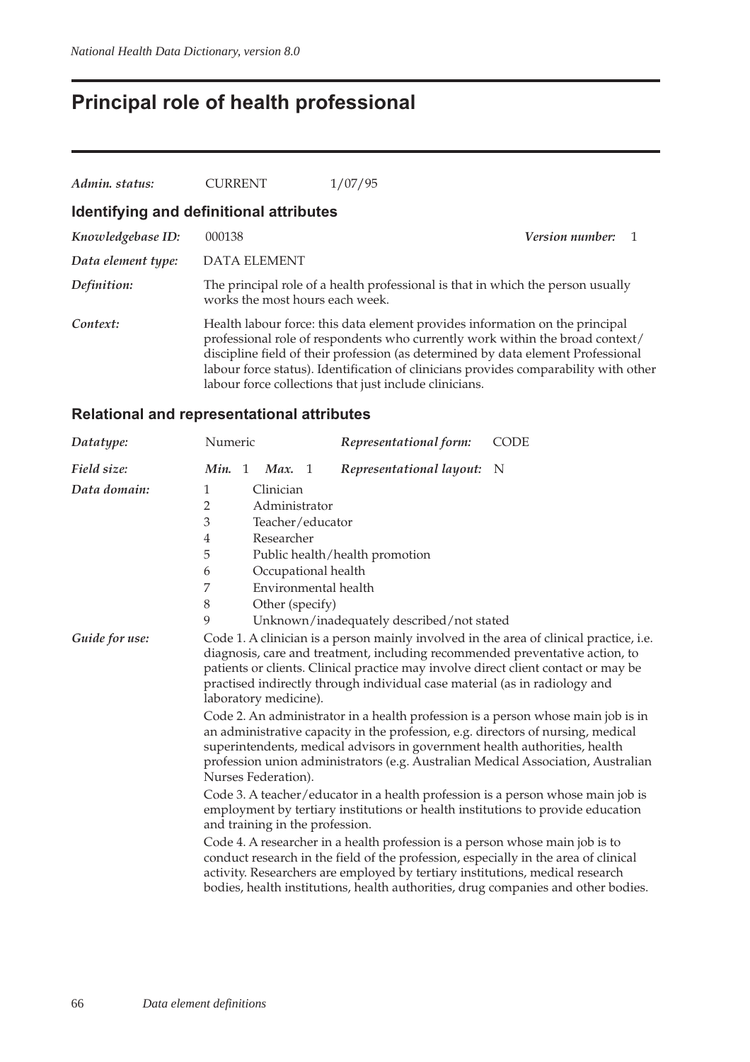# Principal role of health professional

*Admin. status:* CURRENT 1/07/95

## Identifying and definitional attributes

*Knowledgebase ID:* 000138 *Version number:* 1

*Data element type:* DATA ELEMENT

*Definition:* The principal role of a health professional is that in which the person usually works the most hours each week.

*Context:* Health labour force: this data element provides information on the principal professional role of respondents who currently work within the broad context/ discipline field of their profession (as determined by data element Professional labour force status). Identification of clinicians provides comparability with other labour force collections that just include clinicians.

## Relational and representational attributes

*Datatype:* Numeric *Representational form:* CODE

*Field size:* *Min.* 1 *Max.* 1 *Representational layout:* N

*Data domain:*

1 Clinician
2 Administrator
3 Teacher/educator
4 Researcher
5 Public health/health promotion
6 Occupational health
7 Environmental health
8 Other (specify)
9 Unknown/inadequately described/not stated

*Guide for use:* Code 1. A clinician is a person mainly involved in the area of clinical practice, i.e. diagnosis, care and treatment, including recommended preventative action, to patients or clients. Clinical practice may involve direct client contact or may be practised indirectly through individual case material (as in radiology and laboratory medicine).

Code 2. An administrator in a health profession is a person whose main job is in an administrative capacity in the profession, e.g. directors of nursing, medical superintendents, medical advisors in government health authorities, health profession union administrators (e.g. Australian Medical Association, Australian Nurses Federation).

Code 3. A teacher/educator in a health profession is a person whose main job is employment by tertiary institutions or health institutions to provide education and training in the profession.

Code 4. A researcher in a health profession is a person whose main job is to conduct research in the field of the profession, especially in the area of clinical activity. Researchers are employed by tertiary institutions, medical research bodies, health institutions, health authorities, drug companies and other bodies.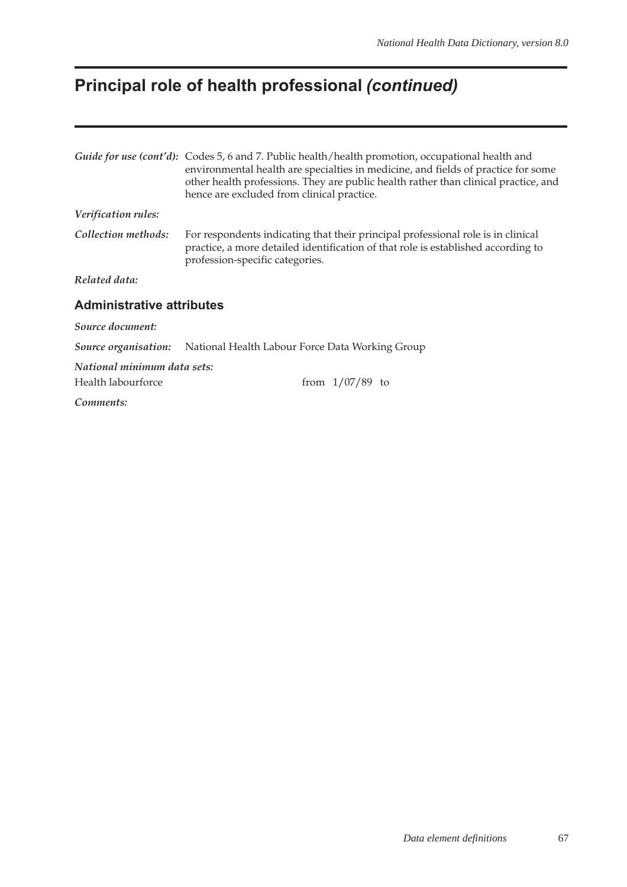# Principal role of health professional *(continued)*

***Guide for use (cont'd):*** Codes 5, 6 and 7. Public health/health promotion, occupational health and environmental health are specialties in medicine, and fields of practice for some other health professions. They are public health rather than clinical practice, and hence are excluded from clinical practice.

***Verification rules:***

***Collection methods:*** For respondents indicating that their principal professional role is in clinical practice, a more detailed identification of that role is established according to profession-specific categories.

***Related data:***

## Administrative attributes

***Source document:***

***Source organisation:*** National Health Labour Force Data Working Group

***National minimum data sets:***

Health labourforce from 1/07/89 to

***Comments:***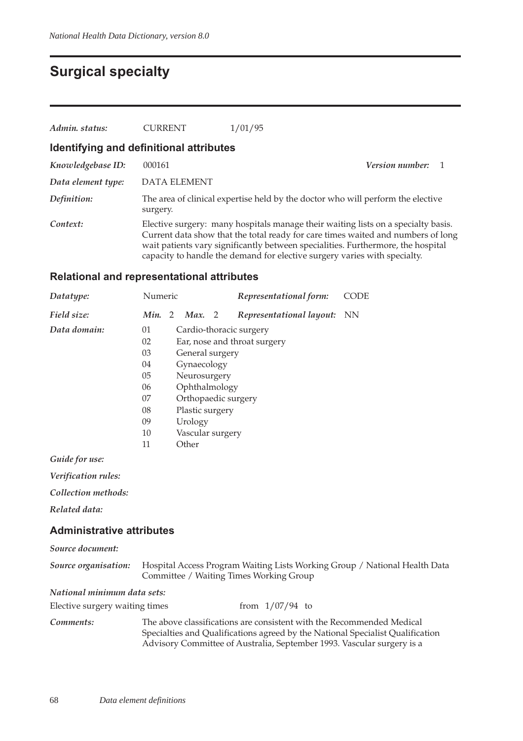# Surgical specialty

*Admin. status:* CURRENT 1/01/95

## Identifying and definitional attributes

*Knowledgebase ID:* 000161 *Version number:* 1

*Data element type:* DATA ELEMENT

*Definition:* The area of clinical expertise held by the doctor who will perform the elective surgery.

*Context:* Elective surgery: many hospitals manage their waiting lists on a specialty basis. Current data show that the total ready for care times waited and numbers of long wait patients vary significantly between specialities. Furthermore, the hospital capacity to handle the demand for elective surgery varies with specialty.

## Relational and representational attributes

*Datatype:* Numeric *Representational form:* CODE

*Field size:* *Min.* 2 *Max.* 2 *Representational layout:* NN

*Data domain:*

01 Cardio-thoracic surgery
02 Ear, nose and throat surgery
03 General surgery
04 Gynaecology
05 Neurosurgery
06 Ophthalmology
07 Orthopaedic surgery
08 Plastic surgery
09 Urology
10 Vascular surgery
11 Other

*Guide for use:*

*Verification rules:*

*Collection methods:*

*Related data:*

## Administrative attributes

*Source document:*

*Source organisation:* Hospital Access Program Waiting Lists Working Group / National Health Data Committee / Waiting Times Working Group

*National minimum data sets:*

Elective surgery waiting times from 1/07/94 to

*Comments:* The above classifications are consistent with the Recommended Medical Specialties and Qualifications agreed by the National Specialist Qualification Advisory Committee of Australia, September 1993. Vascular surgery is a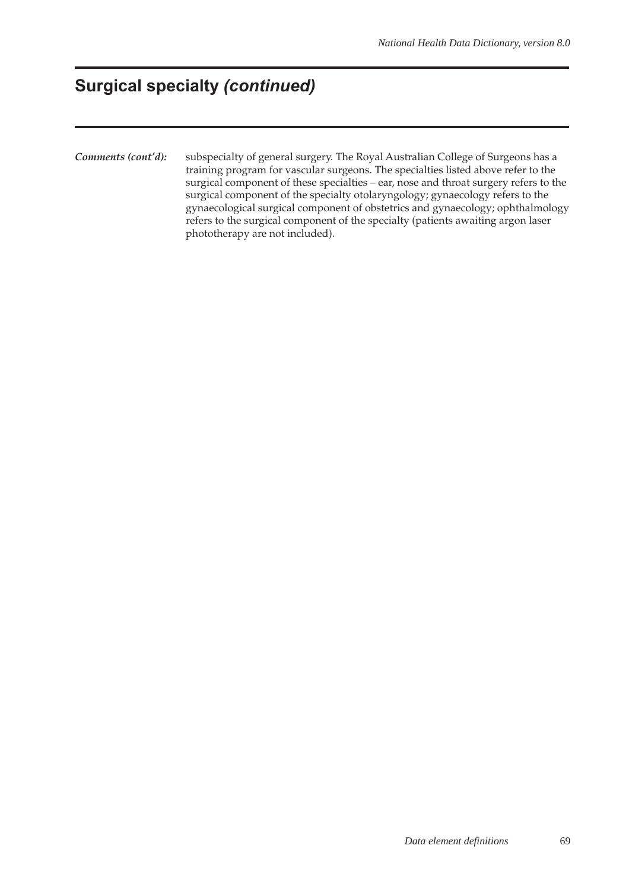## Surgical specialty *(continued)*

***Comments (cont'd):*** subspecialty of general surgery. The Royal Australian College of Surgeons has a training program for vascular surgeons. The specialties listed above refer to the surgical component of these specialties – ear, nose and throat surgery refers to the surgical component of the specialty otolaryngology; gynaecology refers to the gynaecological surgical component of obstetrics and gynaecology; ophthalmology refers to the surgical component of the specialty (patients awaiting argon laser phototherapy are not included).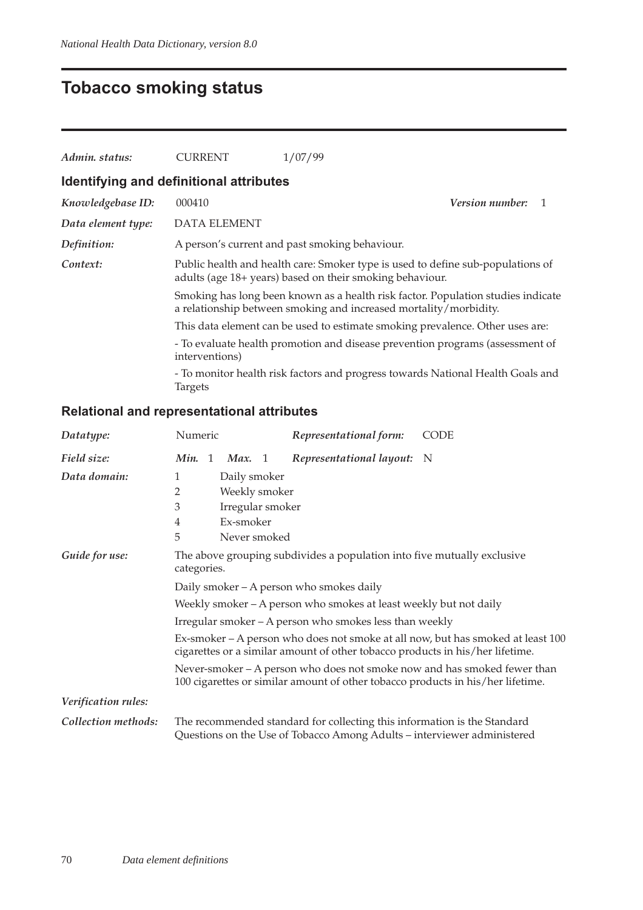# Tobacco smoking status

| | | |
|---|---|---|
| ***Admin. status:*** | CURRENT | 1/07/99 |

## Identifying and definitional attributes

| | |
|---|---|
| ***Knowledgebase ID:*** | 000410 &nbsp;&nbsp;&nbsp;&nbsp; ***Version number:*** 1 |
| ***Data element type:*** | DATA ELEMENT |
| ***Definition:*** | A person's current and past smoking behaviour. |
| ***Context:*** | Public health and health care: Smoker type is used to define sub-populations of adults (age 18+ years) based on their smoking behaviour. |

Smoking has long been known as a health risk factor. Population studies indicate a relationship between smoking and increased mortality/morbidity.

This data element can be used to estimate smoking prevalence. Other uses are:

- To evaluate health promotion and disease prevention programs (assessment of interventions)

- To monitor health risk factors and progress towards National Health Goals and Targets

## Relational and representational attributes

| | | | | |
|---|---|---|---|---|
| ***Datatype:*** | Numeric | | ***Representational form:*** | CODE |
| ***Field size:*** | ***Min.*** 1 | ***Max.*** 1 | ***Representational layout:*** | N |

***Data domain:***

1 Daily smoker
2 Weekly smoker
3 Irregular smoker
4 Ex-smoker
5 Never smoked

***Guide for use:*** The above grouping subdivides a population into five mutually exclusive categories.

Daily smoker – A person who smokes daily

Weekly smoker – A person who smokes at least weekly but not daily

Irregular smoker – A person who smokes less than weekly

Ex-smoker – A person who does not smoke at all now, but has smoked at least 100 cigarettes or a similar amount of other tobacco products in his/her lifetime.

Never-smoker – A person who does not smoke now and has smoked fewer than 100 cigarettes or similar amount of other tobacco products in his/her lifetime.

***Verification rules:***

***Collection methods:*** The recommended standard for collecting this information is the Standard Questions on the Use of Tobacco Among Adults – interviewer administered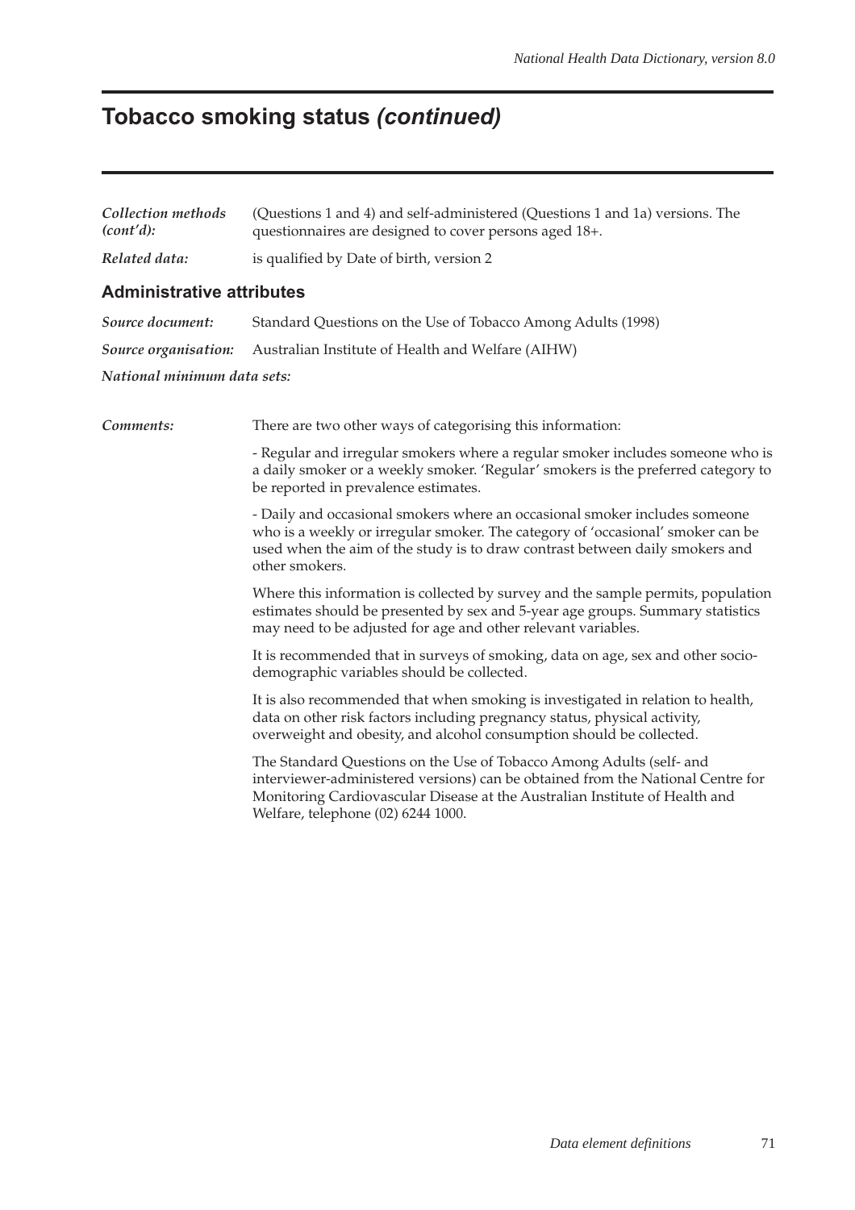# Tobacco smoking status *(continued)*

***Collection methods (cont'd):*** (Questions 1 and 4) and self-administered (Questions 1 and 1a) versions. The questionnaires are designed to cover persons aged 18+.

***Related data:*** is qualified by Date of birth, version 2

## Administrative attributes

***Source document:*** Standard Questions on the Use of Tobacco Among Adults (1998)

***Source organisation:*** Australian Institute of Health and Welfare (AIHW)

***National minimum data sets:***

***Comments:*** There are two other ways of categorising this information:

- Regular and irregular smokers where a regular smoker includes someone who is a daily smoker or a weekly smoker. 'Regular' smokers is the preferred category to be reported in prevalence estimates.

- Daily and occasional smokers where an occasional smoker includes someone who is a weekly or irregular smoker. The category of 'occasional' smoker can be used when the aim of the study is to draw contrast between daily smokers and other smokers.

Where this information is collected by survey and the sample permits, population estimates should be presented by sex and 5-year age groups. Summary statistics may need to be adjusted for age and other relevant variables.

It is recommended that in surveys of smoking, data on age, sex and other socio-demographic variables should be collected.

It is also recommended that when smoking is investigated in relation to health, data on other risk factors including pregnancy status, physical activity, overweight and obesity, and alcohol consumption should be collected.

The Standard Questions on the Use of Tobacco Among Adults (self- and interviewer-administered versions) can be obtained from the National Centre for Monitoring Cardiovascular Disease at the Australian Institute of Health and Welfare, telephone (02) 6244 1000.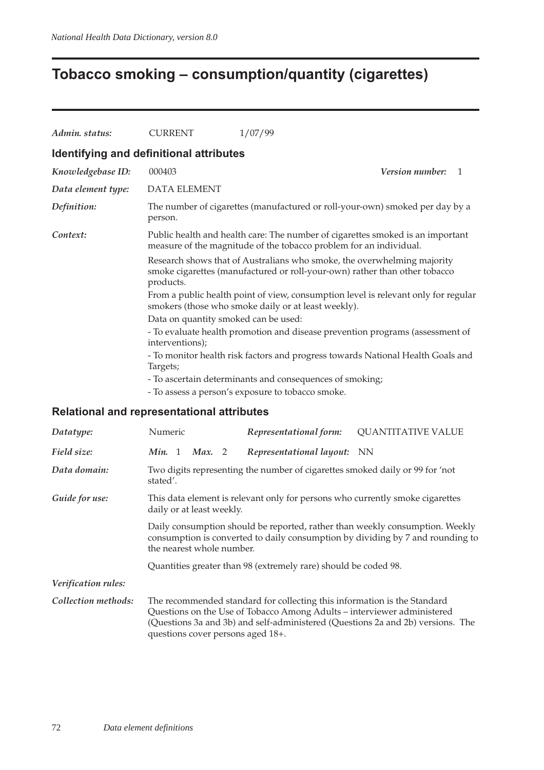# Tobacco smoking – consumption/quantity (cigarettes)

| | | |
|---|---|---|
| *Admin. status:* | CURRENT | 1/07/99 |

## Identifying and definitional attributes

*Knowledgebase ID:* 000403 *Version number:* 1

*Data element type:* DATA ELEMENT

*Definition:* The number of cigarettes (manufactured or roll-your-own) smoked per day by a person.

*Context:* Public health and health care: The number of cigarettes smoked is an important measure of the magnitude of the tobacco problem for an individual.

Research shows that of Australians who smoke, the overwhelming majority smoke cigarettes (manufactured or roll-your-own) rather than other tobacco products.

From a public health point of view, consumption level is relevant only for regular smokers (those who smoke daily or at least weekly).

Data on quantity smoked can be used:

- To evaluate health promotion and disease prevention programs (assessment of interventions);
- To monitor health risk factors and progress towards National Health Goals and Targets;
- To ascertain determinants and consequences of smoking;
- To assess a person's exposure to tobacco smoke.

## Relational and representational attributes

*Datatype:* Numeric *Representational form:* QUANTITATIVE VALUE

*Field size:* *Min.* 1 *Max.* 2 *Representational layout:* NN

*Data domain:* Two digits representing the number of cigarettes smoked daily or 99 for 'not stated'.

*Guide for use:* This data element is relevant only for persons who currently smoke cigarettes daily or at least weekly.

Daily consumption should be reported, rather than weekly consumption. Weekly consumption is converted to daily consumption by dividing by 7 and rounding to the nearest whole number.

Quantities greater than 98 (extremely rare) should be coded 98.

*Verification rules:*

*Collection methods:* The recommended standard for collecting this information is the Standard Questions on the Use of Tobacco Among Adults – interviewer administered (Questions 3a and 3b) and self-administered (Questions 2a and 2b) versions. The questions cover persons aged 18+.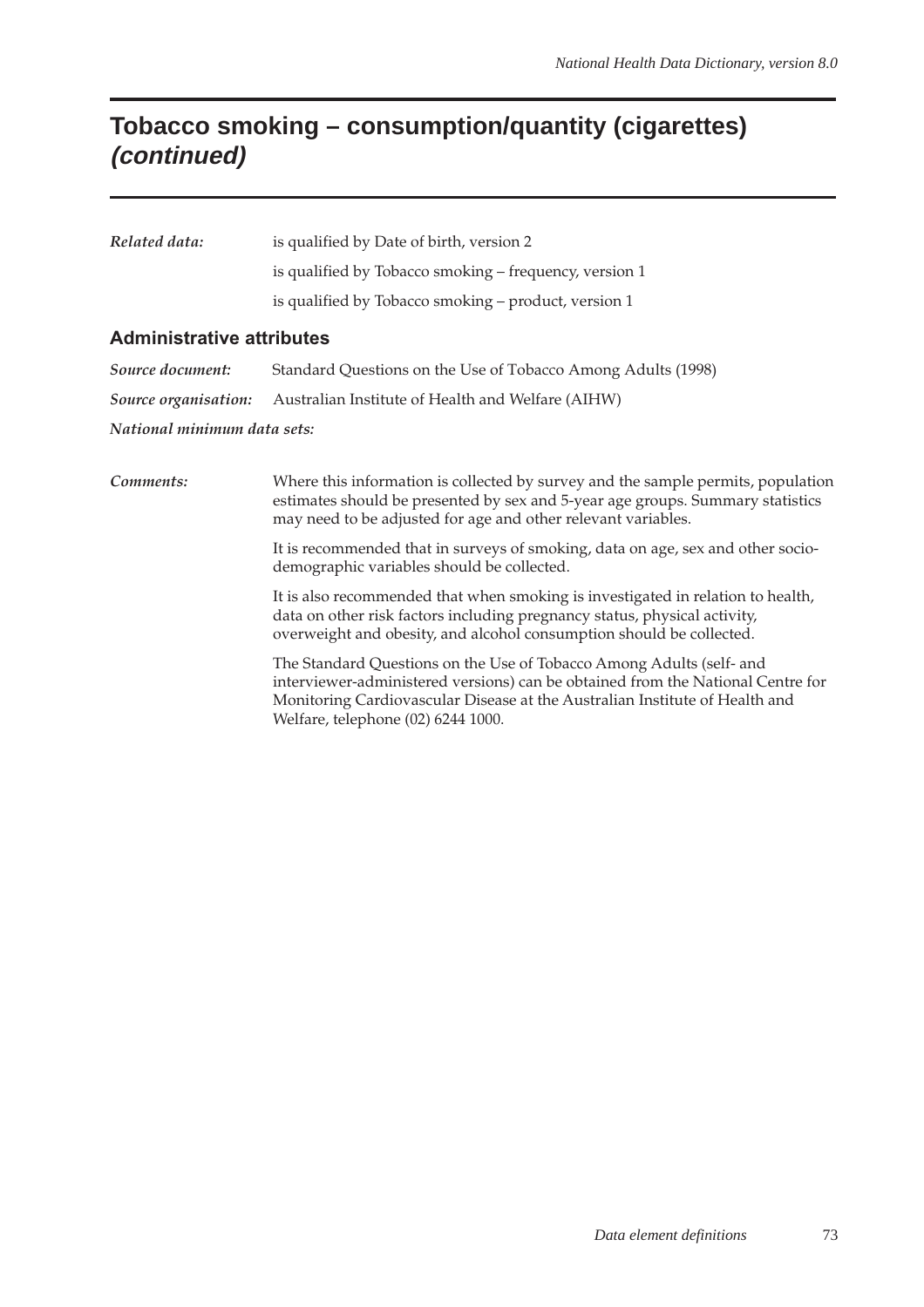# Tobacco smoking – consumption/quantity (cigarettes) *(continued)*

*Related data:* is qualified by Date of birth, version 2

is qualified by Tobacco smoking – frequency, version 1

is qualified by Tobacco smoking – product, version 1

## Administrative attributes

*Source document:* Standard Questions on the Use of Tobacco Among Adults (1998)

*Source organisation:* Australian Institute of Health and Welfare (AIHW)

*National minimum data sets:*

*Comments:* Where this information is collected by survey and the sample permits, population estimates should be presented by sex and 5-year age groups. Summary statistics may need to be adjusted for age and other relevant variables.

It is recommended that in surveys of smoking, data on age, sex and other socio-demographic variables should be collected.

It is also recommended that when smoking is investigated in relation to health, data on other risk factors including pregnancy status, physical activity, overweight and obesity, and alcohol consumption should be collected.

The Standard Questions on the Use of Tobacco Among Adults (self- and interviewer-administered versions) can be obtained from the National Centre for Monitoring Cardiovascular Disease at the Australian Institute of Health and Welfare, telephone (02) 6244 1000.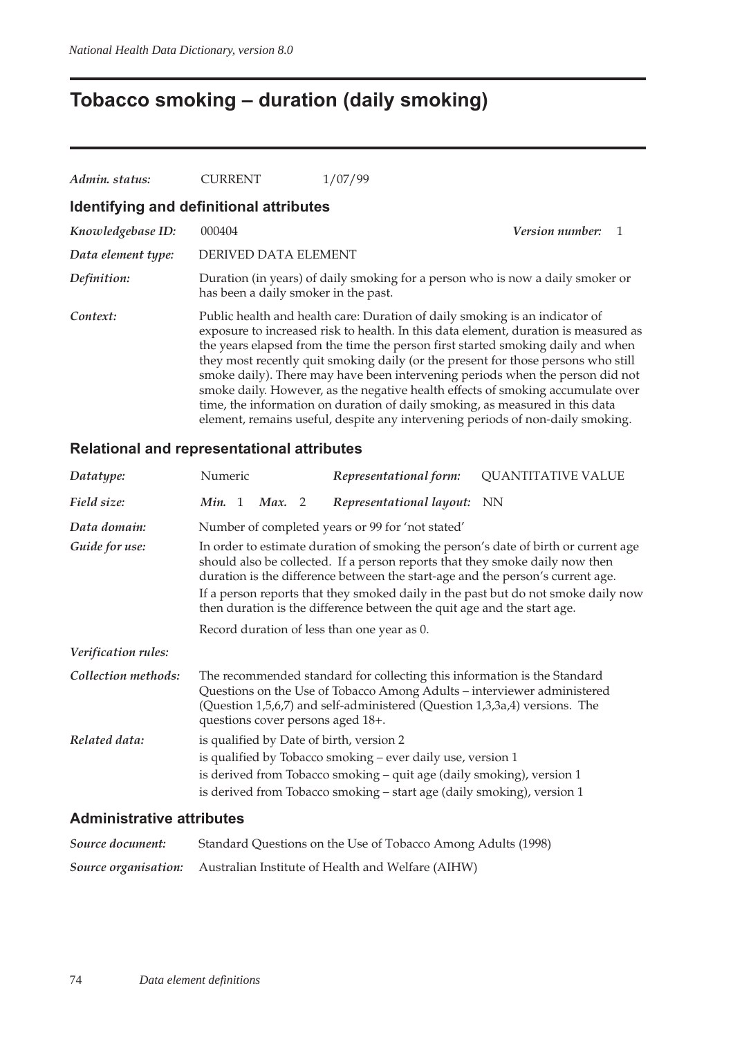# Tobacco smoking – duration (daily smoking)

*Admin. status:* CURRENT 1/07/99

## Identifying and definitional attributes

*Knowledgebase ID:* 000404 *Version number:* 1

*Data element type:* DERIVED DATA ELEMENT

*Definition:* Duration (in years) of daily smoking for a person who is now a daily smoker or has been a daily smoker in the past.

*Context:* Public health and health care: Duration of daily smoking is an indicator of exposure to increased risk to health. In this data element, duration is measured as the years elapsed from the time the person first started smoking daily and when they most recently quit smoking daily (or the present for those persons who still smoke daily). There may have been intervening periods when the person did not smoke daily. However, as the negative health effects of smoking accumulate over time, the information on duration of daily smoking, as measured in this data element, remains useful, despite any intervening periods of non-daily smoking.

## Relational and representational attributes

*Datatype:* Numeric *Representational form:* QUANTITATIVE VALUE

*Field size:* *Min.* 1 *Max.* 2 *Representational layout:* NN

*Data domain:* Number of completed years or 99 for 'not stated'

*Guide for use:* In order to estimate duration of smoking the person's date of birth or current age should also be collected. If a person reports that they smoke daily now then duration is the difference between the start-age and the person's current age.

If a person reports that they smoked daily in the past but do not smoke daily now then duration is the difference between the quit age and the start age.

Record duration of less than one year as 0.

*Verification rules:*

*Collection methods:* The recommended standard for collecting this information is the Standard Questions on the Use of Tobacco Among Adults – interviewer administered (Question 1,5,6,7) and self-administered (Question 1,3,3a,4) versions. The questions cover persons aged 18+.

*Related data:* is qualified by Date of birth, version 2

is qualified by Tobacco smoking – ever daily use, version 1

is derived from Tobacco smoking – quit age (daily smoking), version 1

is derived from Tobacco smoking – start age (daily smoking), version 1

## Administrative attributes

*Source document:* Standard Questions on the Use of Tobacco Among Adults (1998)

*Source organisation:* Australian Institute of Health and Welfare (AIHW)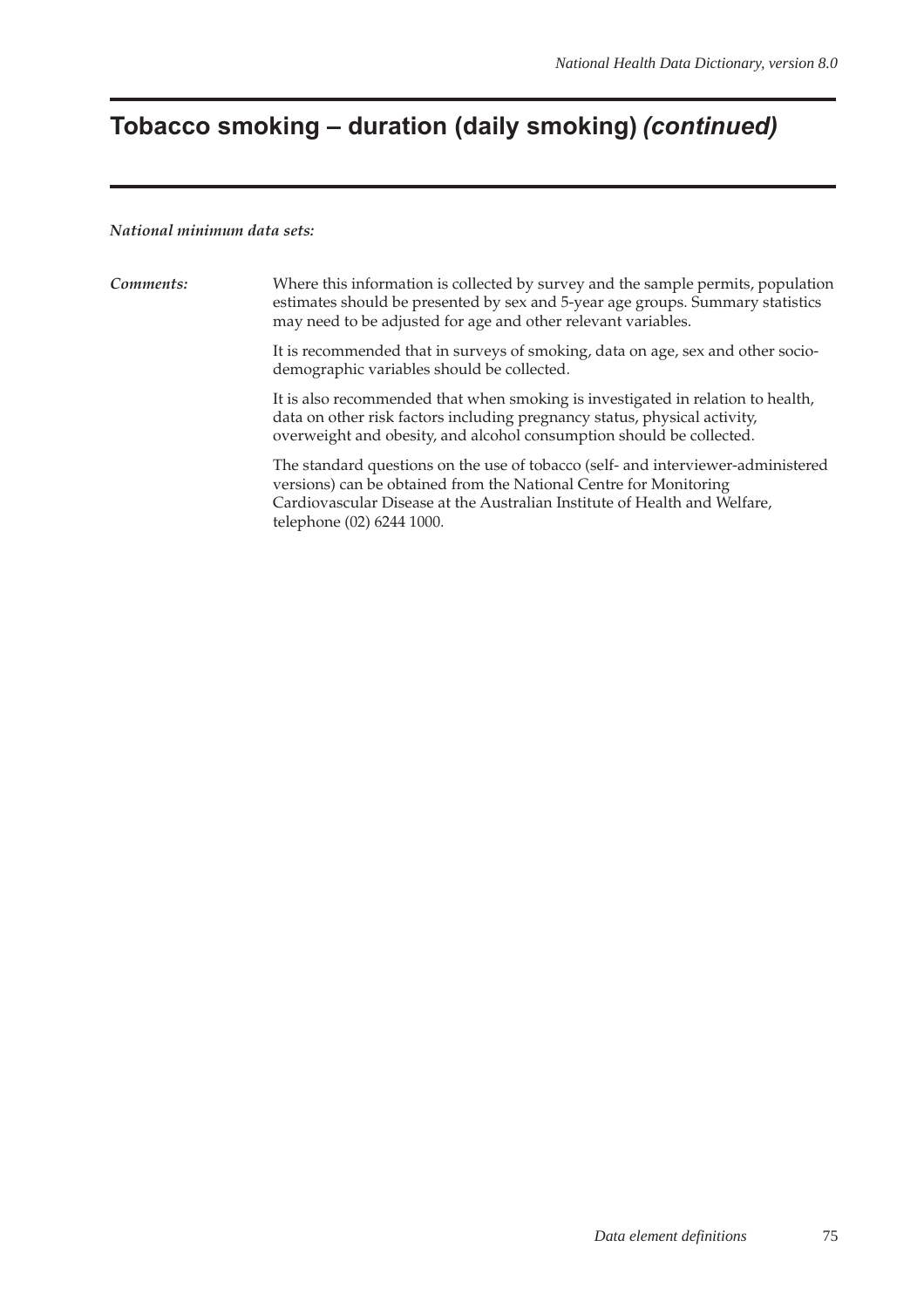# Tobacco smoking – duration (daily smoking) *(continued)*

*National minimum data sets:*

*Comments:* Where this information is collected by survey and the sample permits, population estimates should be presented by sex and 5-year age groups. Summary statistics may need to be adjusted for age and other relevant variables.

It is recommended that in surveys of smoking, data on age, sex and other socio-demographic variables should be collected.

It is also recommended that when smoking is investigated in relation to health, data on other risk factors including pregnancy status, physical activity, overweight and obesity, and alcohol consumption should be collected.

The standard questions on the use of tobacco (self- and interviewer-administered versions) can be obtained from the National Centre for Monitoring Cardiovascular Disease at the Australian Institute of Health and Welfare, telephone (02) 6244 1000.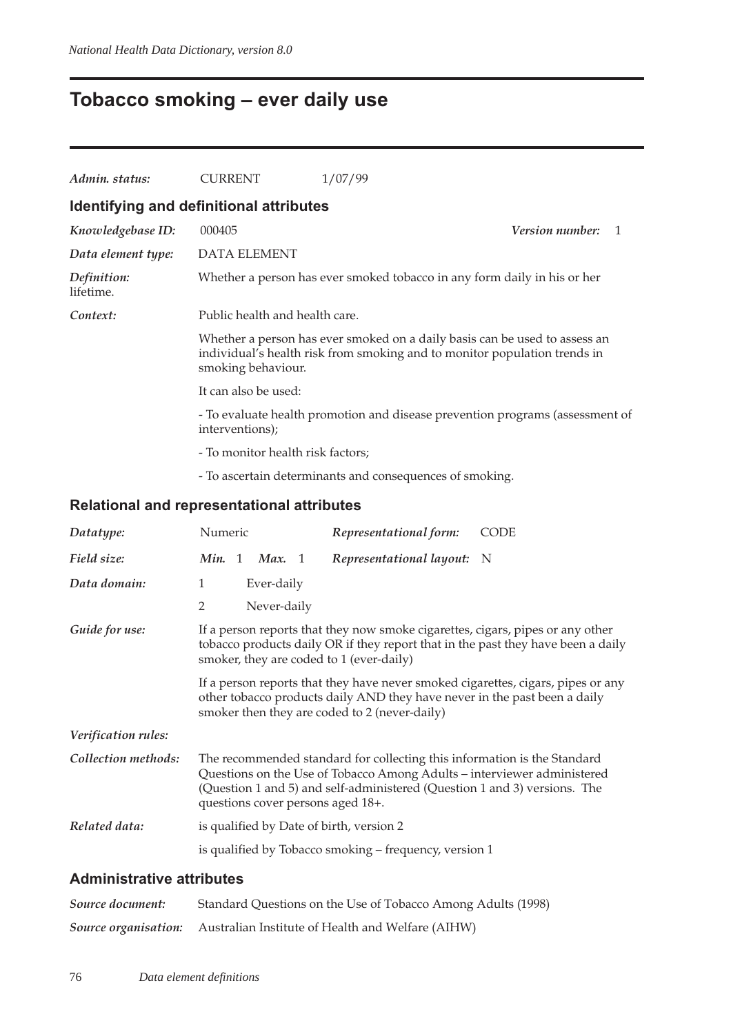# Tobacco smoking – ever daily use

*Admin. status:* CURRENT 1/07/99

## Identifying and definitional attributes

*Knowledgebase ID:* 000405 *Version number:* 1

*Data element type:* DATA ELEMENT

*Definition:* Whether a person has ever smoked tobacco in any form daily in his or her lifetime.

*Context:* Public health and health care.

Whether a person has ever smoked on a daily basis can be used to assess an individual's health risk from smoking and to monitor population trends in smoking behaviour.

It can also be used:

- To evaluate health promotion and disease prevention programs (assessment of interventions);

- To monitor health risk factors;

- To ascertain determinants and consequences of smoking.

## Relational and representational attributes

*Datatype:* Numeric *Representational form:* CODE

*Field size:* *Min.* 1 *Max.* 1 *Representational layout:* N

*Data domain:*

1 Ever-daily

2 Never-daily

*Guide for use:* If a person reports that they now smoke cigarettes, cigars, pipes or any other tobacco products daily OR if they report that in the past they have been a daily smoker, they are coded to 1 (ever-daily)

If a person reports that they have never smoked cigarettes, cigars, pipes or any other tobacco products daily AND they have never in the past been a daily smoker then they are coded to 2 (never-daily)

*Verification rules:*

*Collection methods:* The recommended standard for collecting this information is the Standard Questions on the Use of Tobacco Among Adults – interviewer administered (Question 1 and 5) and self-administered (Question 1 and 3) versions. The questions cover persons aged 18+.

*Related data:* is qualified by Date of birth, version 2

is qualified by Tobacco smoking – frequency, version 1

## Administrative attributes

*Source document:* Standard Questions on the Use of Tobacco Among Adults (1998)

*Source organisation:* Australian Institute of Health and Welfare (AIHW)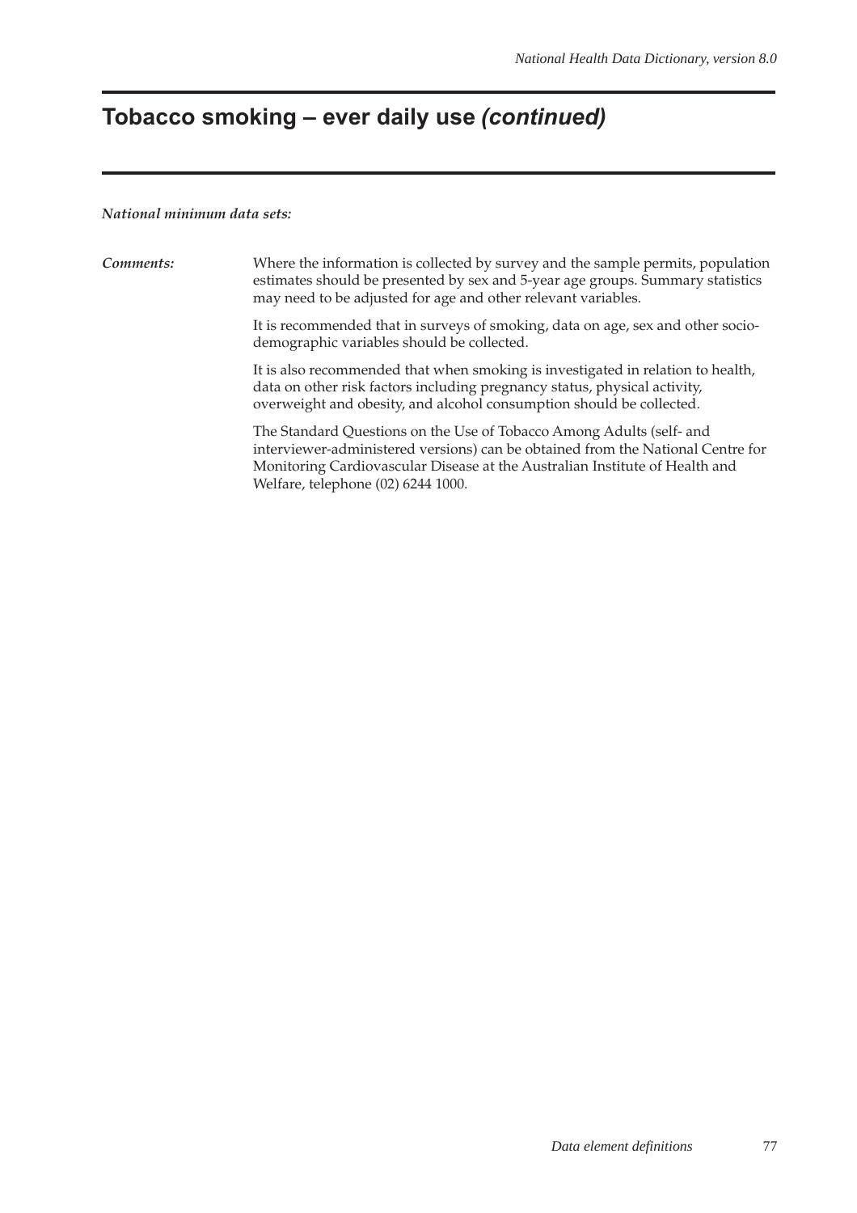# Tobacco smoking – ever daily use *(continued)*

*National minimum data sets:*

*Comments:* Where the information is collected by survey and the sample permits, population estimates should be presented by sex and 5-year age groups. Summary statistics may need to be adjusted for age and other relevant variables.

It is recommended that in surveys of smoking, data on age, sex and other socio-demographic variables should be collected.

It is also recommended that when smoking is investigated in relation to health, data on other risk factors including pregnancy status, physical activity, overweight and obesity, and alcohol consumption should be collected.

The Standard Questions on the Use of Tobacco Among Adults (self- and interviewer-administered versions) can be obtained from the National Centre for Monitoring Cardiovascular Disease at the Australian Institute of Health and Welfare, telephone (02) 6244 1000.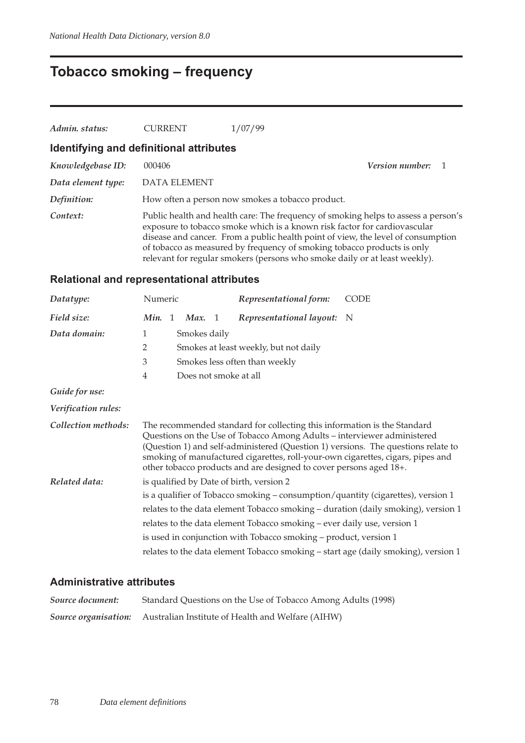# Tobacco smoking – frequency

*Admin. status:* CURRENT 1/07/99

## Identifying and definitional attributes

*Knowledgebase ID:* 000406 *Version number:* 1

*Data element type:* DATA ELEMENT

*Definition:* How often a person now smokes a tobacco product.

*Context:* Public health and health care: The frequency of smoking helps to assess a person's exposure to tobacco smoke which is a known risk factor for cardiovascular disease and cancer. From a public health point of view, the level of consumption of tobacco as measured by frequency of smoking tobacco products is only relevant for regular smokers (persons who smoke daily or at least weekly).

## Relational and representational attributes

*Datatype:* Numeric *Representational form:* CODE

*Field size:* *Min.* 1 *Max.* 1 *Representational layout:* N

*Data domain:*

1 Smokes daily
2 Smokes at least weekly, but not daily
3 Smokes less often than weekly
4 Does not smoke at all

*Guide for use:*

*Verification rules:*

*Collection methods:* The recommended standard for collecting this information is the Standard Questions on the Use of Tobacco Among Adults – interviewer administered (Question 1) and self-administered (Question 1) versions. The questions relate to smoking of manufactured cigarettes, roll-your-own cigarettes, cigars, pipes and other tobacco products and are designed to cover persons aged 18+.

*Related data:*

is qualified by Date of birth, version 2

is a qualifier of Tobacco smoking – consumption/quantity (cigarettes), version 1

relates to the data element Tobacco smoking – duration (daily smoking), version 1

relates to the data element Tobacco smoking – ever daily use, version 1

is used in conjunction with Tobacco smoking – product, version 1

relates to the data element Tobacco smoking – start age (daily smoking), version 1

## Administrative attributes

*Source document:* Standard Questions on the Use of Tobacco Among Adults (1998)

*Source organisation:* Australian Institute of Health and Welfare (AIHW)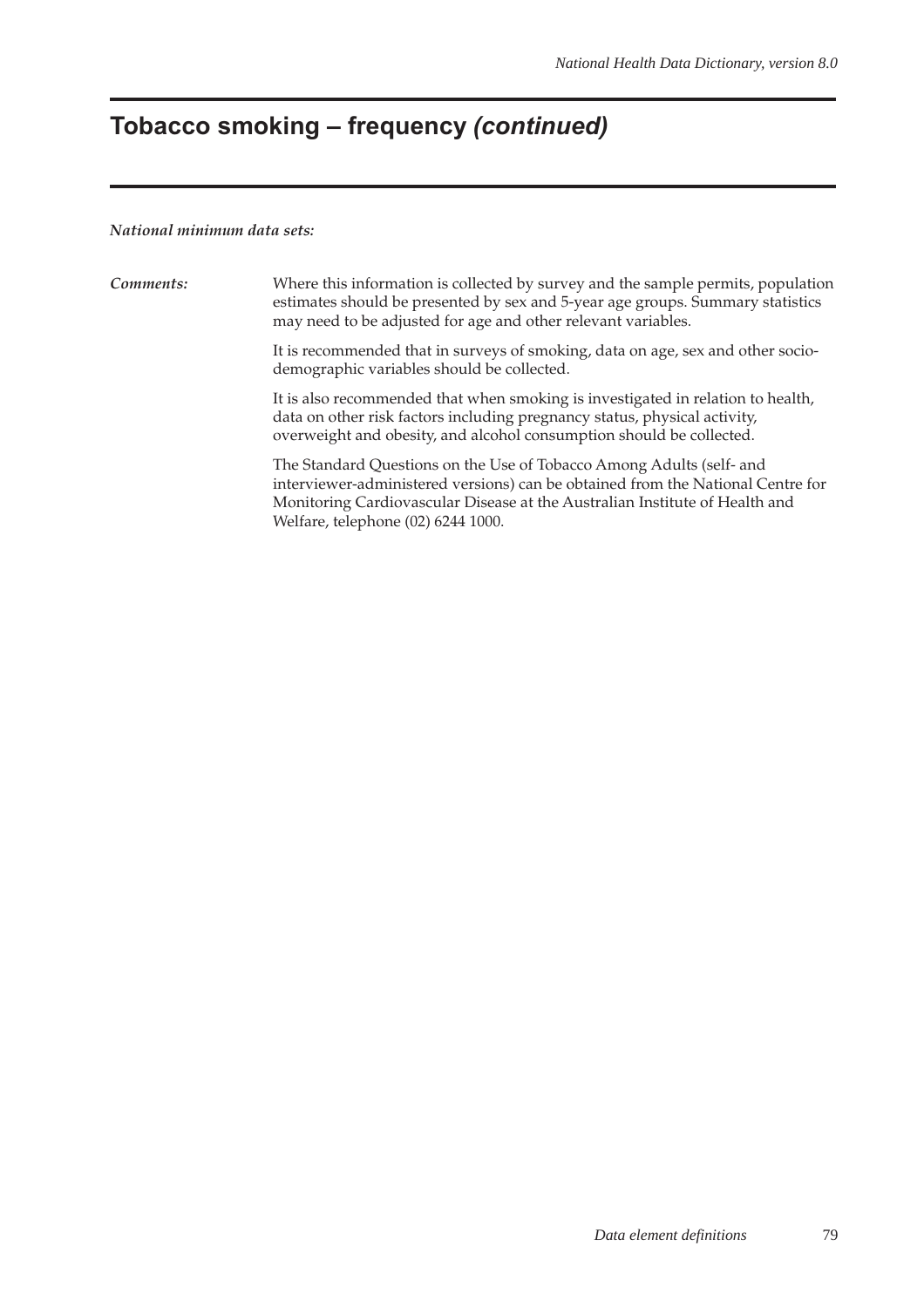# Tobacco smoking – frequency *(continued)*

*National minimum data sets:*

*Comments:* Where this information is collected by survey and the sample permits, population estimates should be presented by sex and 5-year age groups. Summary statistics may need to be adjusted for age and other relevant variables.

It is recommended that in surveys of smoking, data on age, sex and other socio-demographic variables should be collected.

It is also recommended that when smoking is investigated in relation to health, data on other risk factors including pregnancy status, physical activity, overweight and obesity, and alcohol consumption should be collected.

The Standard Questions on the Use of Tobacco Among Adults (self- and interviewer-administered versions) can be obtained from the National Centre for Monitoring Cardiovascular Disease at the Australian Institute of Health and Welfare, telephone (02) 6244 1000.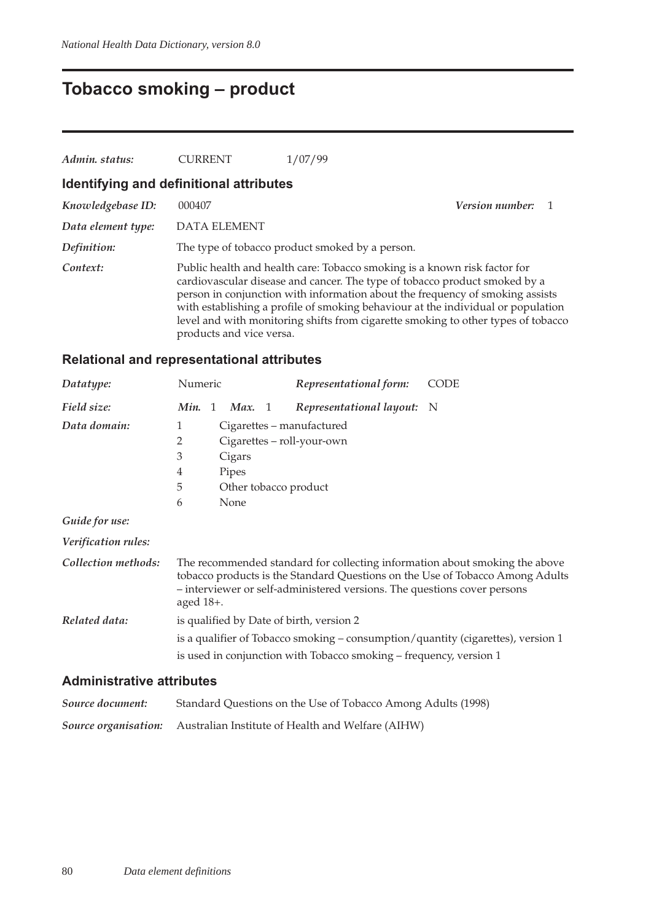# Tobacco smoking – product

| | | |
|---|---|---|
| *Admin. status:* | CURRENT | 1/07/99 |

## Identifying and definitional attributes

*Knowledgebase ID:* 000407 &nbsp;&nbsp;&nbsp; *Version number:* 1

*Data element type:* DATA ELEMENT

*Definition:* The type of tobacco product smoked by a person.

*Context:* Public health and health care: Tobacco smoking is a known risk factor for cardiovascular disease and cancer. The type of tobacco product smoked by a person in conjunction with information about the frequency of smoking assists with establishing a profile of smoking behaviour at the individual or population level and with monitoring shifts from cigarette smoking to other types of tobacco products and vice versa.

## Relational and representational attributes

*Datatype:* Numeric &nbsp;&nbsp;&nbsp; *Representational form:* CODE

*Field size:* *Min.* 1 *Max.* 1 &nbsp;&nbsp;&nbsp; *Representational layout:* N

*Data domain:*

1 Cigarettes – manufactured
2 Cigarettes – roll-your-own
3 Cigars
4 Pipes
5 Other tobacco product
6 None

*Guide for use:*

*Verification rules:*

*Collection methods:* The recommended standard for collecting information about smoking the above tobacco products is the Standard Questions on the Use of Tobacco Among Adults – interviewer or self-administered versions. The questions cover persons aged 18+.

*Related data:* is qualified by Date of birth, version 2

is a qualifier of Tobacco smoking – consumption/quantity (cigarettes), version 1

is used in conjunction with Tobacco smoking – frequency, version 1

## Administrative attributes

*Source document:* Standard Questions on the Use of Tobacco Among Adults (1998)

*Source organisation:* Australian Institute of Health and Welfare (AIHW)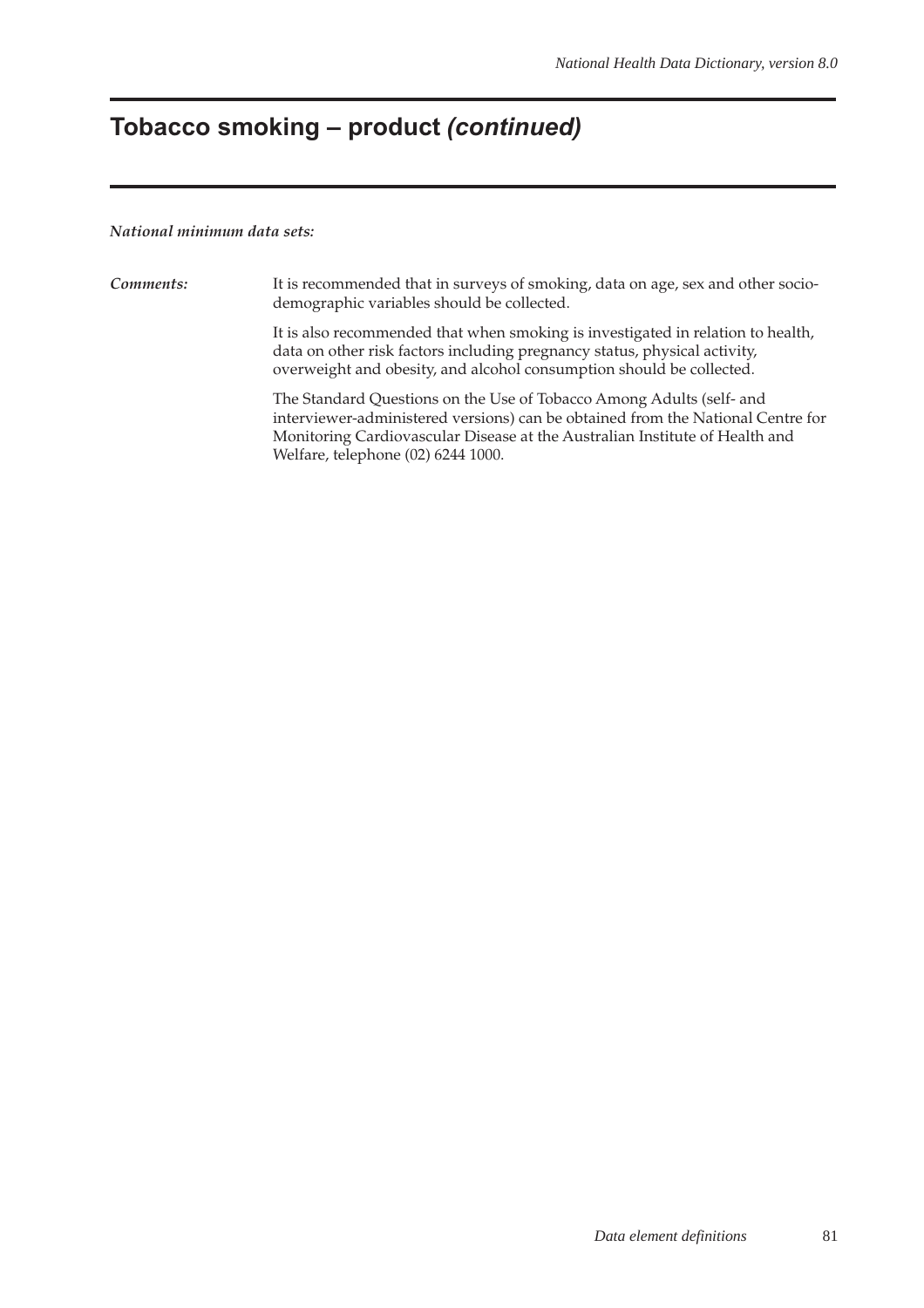# Tobacco smoking – product *(continued)*

***National minimum data sets:***

***Comments:*** It is recommended that in surveys of smoking, data on age, sex and other socio-demographic variables should be collected.

It is also recommended that when smoking is investigated in relation to health, data on other risk factors including pregnancy status, physical activity, overweight and obesity, and alcohol consumption should be collected.

The Standard Questions on the Use of Tobacco Among Adults (self- and interviewer-administered versions) can be obtained from the National Centre for Monitoring Cardiovascular Disease at the Australian Institute of Health and Welfare, telephone (02) 6244 1000.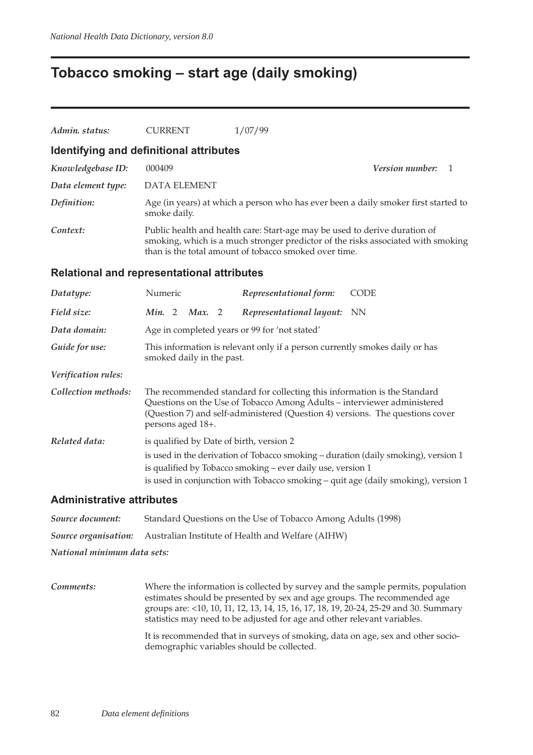# Tobacco smoking – start age (daily smoking)

| | | |
|---|---|---|
| *Admin. status:* | CURRENT | 1/07/99 |

## Identifying and definitional attributes

| | |
|---|---|
| *Knowledgebase ID:* | 000409 &nbsp;&nbsp;&nbsp;&nbsp; *Version number:* 1 |
| *Data element type:* | DATA ELEMENT |
| *Definition:* | Age (in years) at which a person who has ever been a daily smoker first started to smoke daily. |
| *Context:* | Public health and health care: Start-age may be used to derive duration of smoking, which is a much stronger predictor of the risks associated with smoking than is the total amount of tobacco smoked over time. |

## Relational and representational attributes

| | |
|---|---|
| *Datatype:* | Numeric &nbsp;&nbsp;&nbsp;&nbsp; *Representational form:* CODE |
| *Field size:* | *Min.* 2 &nbsp; *Max.* 2 &nbsp;&nbsp;&nbsp;&nbsp; *Representational layout:* NN |
| *Data domain:* | Age in completed years or 99 for 'not stated' |
| *Guide for use:* | This information is relevant only if a person currently smokes daily or has smoked daily in the past. |
| *Verification rules:* | |
| *Collection methods:* | The recommended standard for collecting this information is the Standard Questions on the Use of Tobacco Among Adults – interviewer administered (Question 7) and self-administered (Question 4) versions. The questions cover persons aged 18+. |
| *Related data:* | is qualified by Date of birth, version 2<br>is used in the derivation of Tobacco smoking – duration (daily smoking), version 1<br>is qualified by Tobacco smoking – ever daily use, version 1<br>is used in conjunction with Tobacco smoking – quit age (daily smoking), version 1 |

## Administrative attributes

| | |
|---|---|
| *Source document:* | Standard Questions on the Use of Tobacco Among Adults (1998) |
| *Source organisation:* | Australian Institute of Health and Welfare (AIHW) |
| *National minimum data sets:* | |
| *Comments:* | Where the information is collected by survey and the sample permits, population estimates should be presented by sex and age groups. The recommended age groups are: <10, 10, 11, 12, 13, 14, 15, 16, 17, 18, 19, 20-24, 25-29 and 30. Summary statistics may need to be adjusted for age and other relevant variables.<br><br>It is recommended that in surveys of smoking, data on age, sex and other socio-demographic variables should be collected. |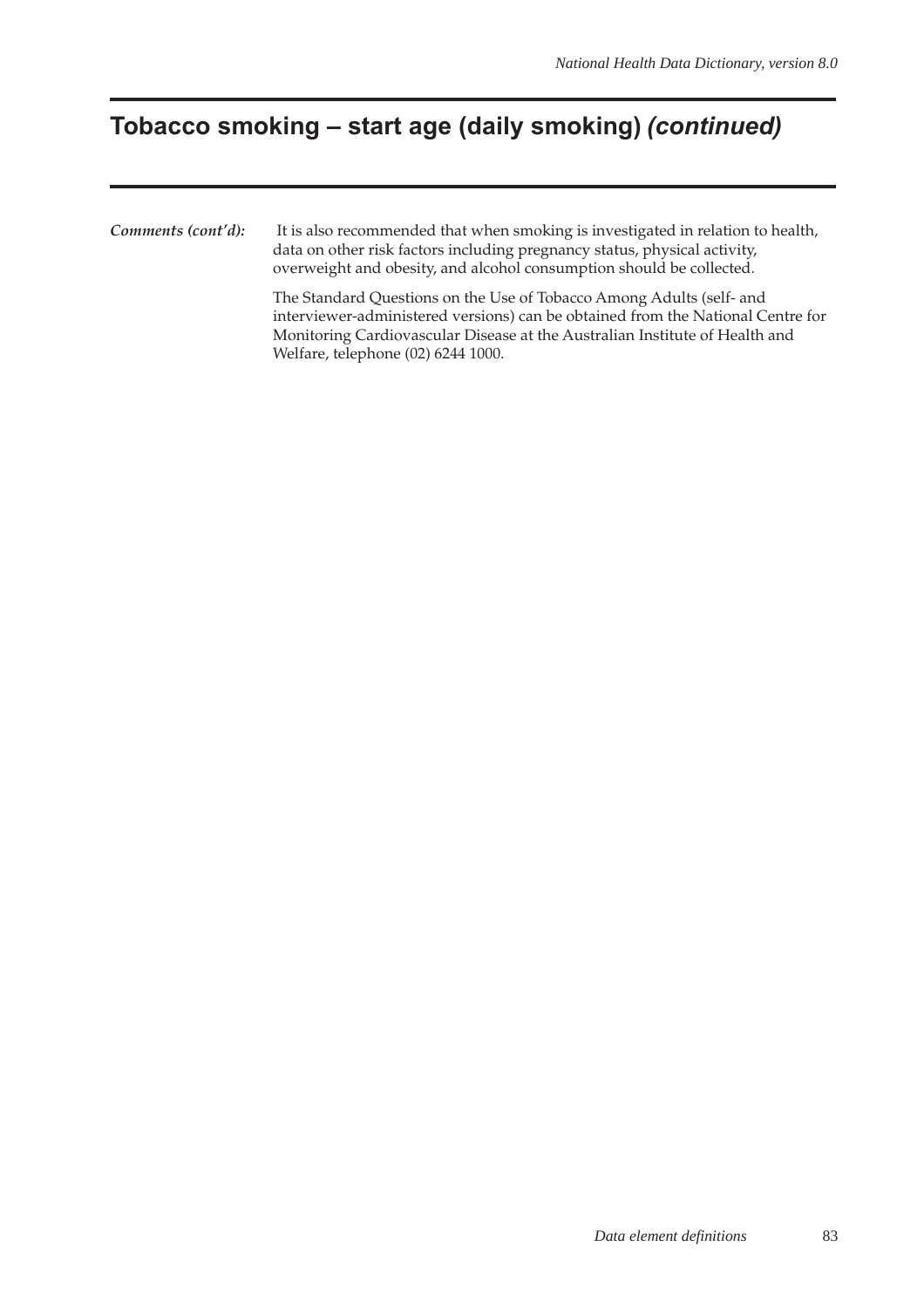## Tobacco smoking – start age (daily smoking) *(continued)*

***Comments (cont'd):*** It is also recommended that when smoking is investigated in relation to health, data on other risk factors including pregnancy status, physical activity, overweight and obesity, and alcohol consumption should be collected.

The Standard Questions on the Use of Tobacco Among Adults (self- and interviewer-administered versions) can be obtained from the National Centre for Monitoring Cardiovascular Disease at the Australian Institute of Health and Welfare, telephone (02) 6244 1000.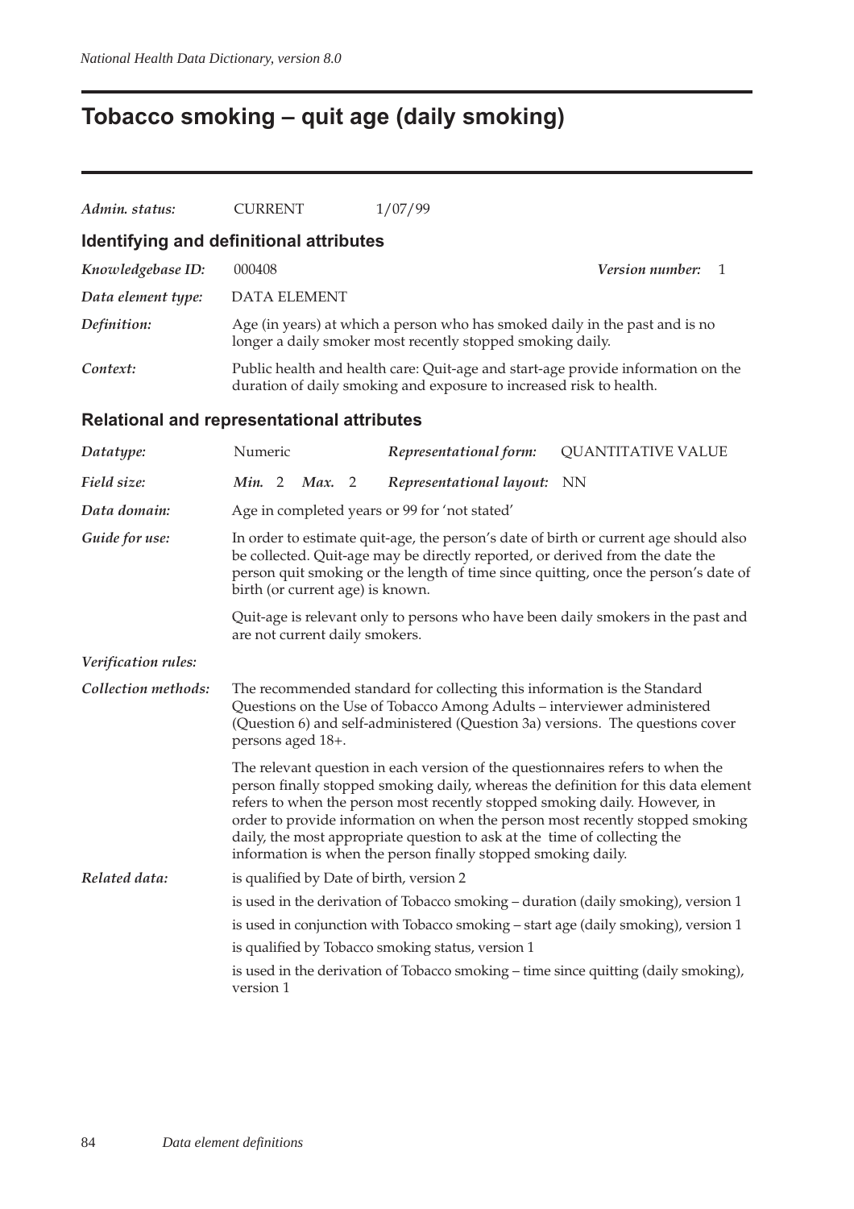# Tobacco smoking – quit age (daily smoking)

*Admin. status:* CURRENT 1/07/99

## Identifying and definitional attributes

*Knowledgebase ID:* 000408 *Version number:* 1

*Data element type:* DATA ELEMENT

*Definition:* Age (in years) at which a person who has smoked daily in the past and is no longer a daily smoker most recently stopped smoking daily.

*Context:* Public health and health care: Quit-age and start-age provide information on the duration of daily smoking and exposure to increased risk to health.

## Relational and representational attributes

*Datatype:* Numeric *Representational form:* QUANTITATIVE VALUE

*Field size:* *Min.* 2 *Max.* 2 *Representational layout:* NN

*Data domain:* Age in completed years or 99 for 'not stated'

*Guide for use:* In order to estimate quit-age, the person's date of birth or current age should also be collected. Quit-age may be directly reported, or derived from the date the person quit smoking or the length of time since quitting, once the person's date of birth (or current age) is known.

Quit-age is relevant only to persons who have been daily smokers in the past and are not current daily smokers.

*Verification rules:*

*Collection methods:* The recommended standard for collecting this information is the Standard Questions on the Use of Tobacco Among Adults – interviewer administered (Question 6) and self-administered (Question 3a) versions. The questions cover persons aged 18+.

The relevant question in each version of the questionnaires refers to when the person finally stopped smoking daily, whereas the definition for this data element refers to when the person most recently stopped smoking daily. However, in order to provide information on when the person most recently stopped smoking daily, the most appropriate question to ask at the time of collecting the information is when the person finally stopped smoking daily.

*Related data:* is qualified by Date of birth, version 2

is used in the derivation of Tobacco smoking – duration (daily smoking), version 1

is used in conjunction with Tobacco smoking – start age (daily smoking), version 1

is qualified by Tobacco smoking status, version 1

is used in the derivation of Tobacco smoking – time since quitting (daily smoking), version 1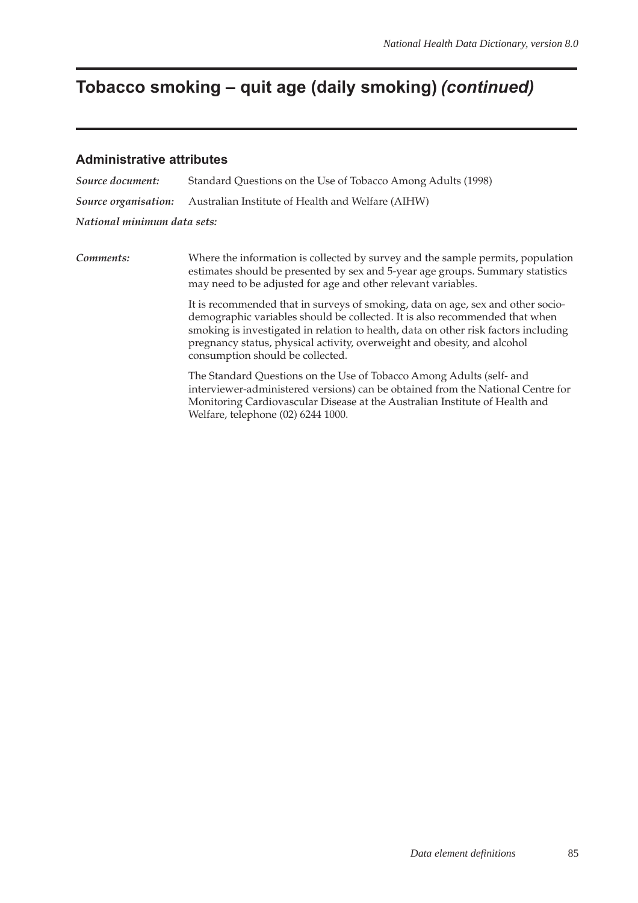# Tobacco smoking – quit age (daily smoking) *(continued)*

## Administrative attributes

***Source document:*** Standard Questions on the Use of Tobacco Among Adults (1998)

***Source organisation:*** Australian Institute of Health and Welfare (AIHW)

***National minimum data sets:***

***Comments:*** Where the information is collected by survey and the sample permits, population estimates should be presented by sex and 5-year age groups. Summary statistics may need to be adjusted for age and other relevant variables.

It is recommended that in surveys of smoking, data on age, sex and other socio-demographic variables should be collected. It is also recommended that when smoking is investigated in relation to health, data on other risk factors including pregnancy status, physical activity, overweight and obesity, and alcohol consumption should be collected.

The Standard Questions on the Use of Tobacco Among Adults (self- and interviewer-administered versions) can be obtained from the National Centre for Monitoring Cardiovascular Disease at the Australian Institute of Health and Welfare, telephone (02) 6244 1000.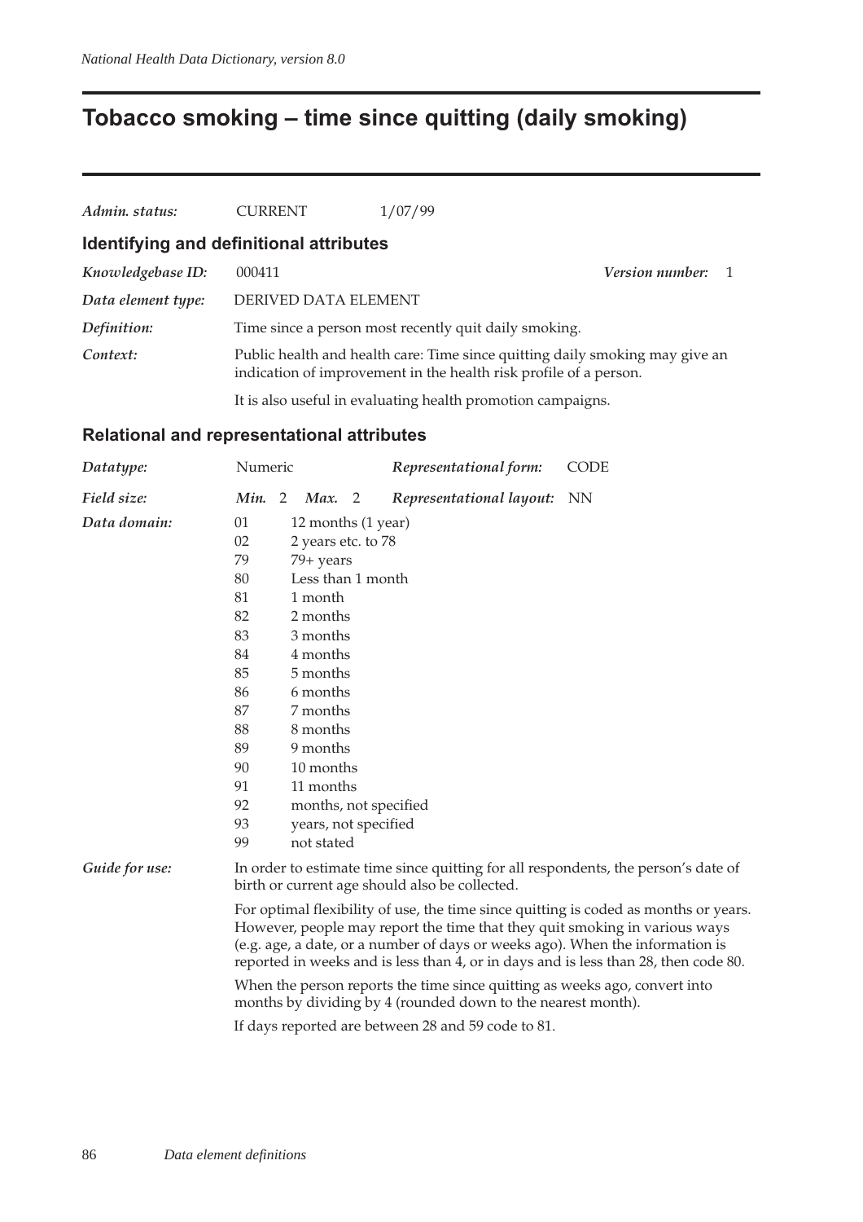# Tobacco smoking – time since quitting (daily smoking)

| | | |
|---|---|---|
| *Admin. status:* | CURRENT | 1/07/99 |

## Identifying and definitional attributes

| | |
|---|---|
| *Knowledgebase ID:* | 000411 &nbsp;&nbsp;&nbsp;&nbsp; *Version number:* 1 |
| *Data element type:* | DERIVED DATA ELEMENT |
| *Definition:* | Time since a person most recently quit daily smoking. |
| *Context:* | Public health and health care: Time since quitting daily smoking may give an indication of improvement in the health risk profile of a person. <br><br> It is also useful in evaluating health promotion campaigns. |

## Relational and representational attributes

| | | | |
|---|---|---|---|
| *Datatype:* | Numeric | *Representational form:* | CODE |
| *Field size:* | *Min.* 2 &nbsp; *Max.* 2 | *Representational layout:* | NN |

*Data domain:*

| Code | Description |
|---|---|
| 01 | 12 months (1 year) |
| 02 | 2 years etc. to 78 |
| 79 | 79+ years |
| 80 | Less than 1 month |
| 81 | 1 month |
| 82 | 2 months |
| 83 | 3 months |
| 84 | 4 months |
| 85 | 5 months |
| 86 | 6 months |
| 87 | 7 months |
| 88 | 8 months |
| 89 | 9 months |
| 90 | 10 months |
| 91 | 11 months |
| 92 | months, not specified |
| 93 | years, not specified |
| 99 | not stated |

*Guide for use:*

In order to estimate time since quitting for all respondents, the person's date of birth or current age should also be collected.

For optimal flexibility of use, the time since quitting is coded as months or years. However, people may report the time that they quit smoking in various ways (e.g. age, a date, or a number of days or weeks ago). When the information is reported in weeks and is less than 4, or in days and is less than 28, then code 80.

When the person reports the time since quitting as weeks ago, convert into months by dividing by 4 (rounded down to the nearest month).

If days reported are between 28 and 59 code to 81.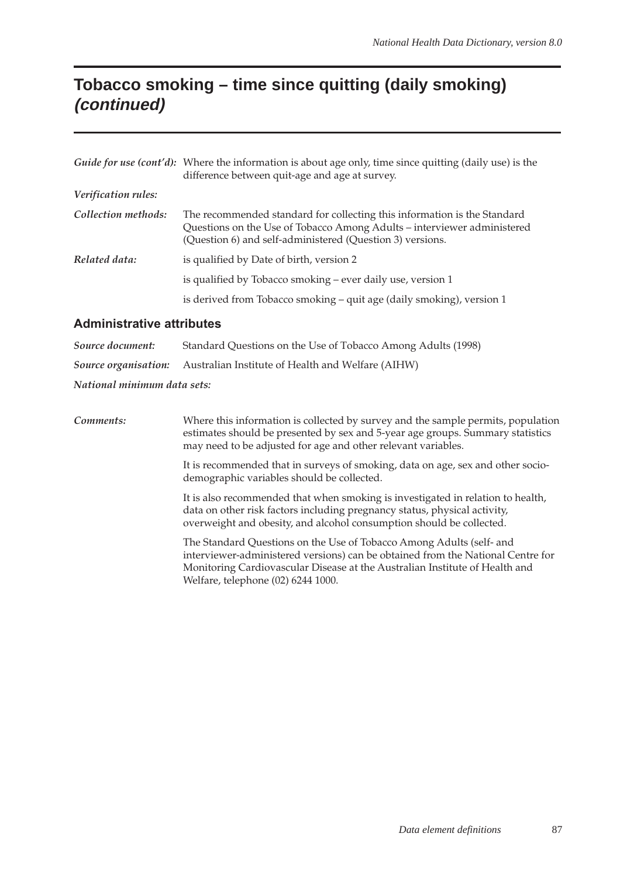# Tobacco smoking – time since quitting (daily smoking) *(continued)*

*Guide for use (cont'd):* Where the information is about age only, time since quitting (daily use) is the difference between quit-age and age at survey.

*Verification rules:*

*Collection methods:* The recommended standard for collecting this information is the Standard Questions on the Use of Tobacco Among Adults – interviewer administered (Question 6) and self-administered (Question 3) versions.

*Related data:* is qualified by Date of birth, version 2

is qualified by Tobacco smoking – ever daily use, version 1

is derived from Tobacco smoking – quit age (daily smoking), version 1

## Administrative attributes

*Source document:* Standard Questions on the Use of Tobacco Among Adults (1998)

*Source organisation:* Australian Institute of Health and Welfare (AIHW)

*National minimum data sets:*

*Comments:* Where this information is collected by survey and the sample permits, population estimates should be presented by sex and 5-year age groups. Summary statistics may need to be adjusted for age and other relevant variables.

It is recommended that in surveys of smoking, data on age, sex and other socio-demographic variables should be collected.

It is also recommended that when smoking is investigated in relation to health, data on other risk factors including pregnancy status, physical activity, overweight and obesity, and alcohol consumption should be collected.

The Standard Questions on the Use of Tobacco Among Adults (self- and interviewer-administered versions) can be obtained from the National Centre for Monitoring Cardiovascular Disease at the Australian Institute of Health and Welfare, telephone (02) 6244 1000.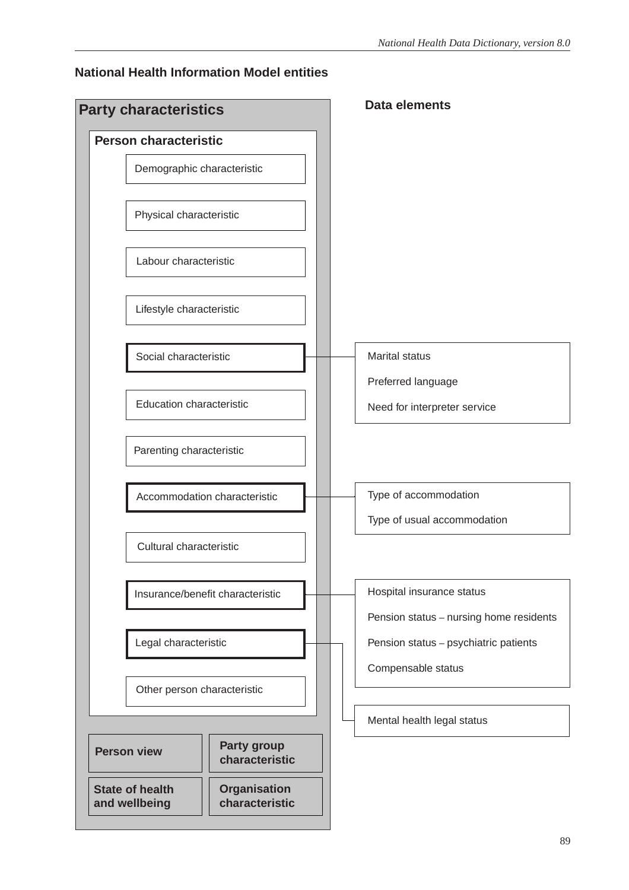## National Health Information Model entities

**Party characteristics**

**Person characteristic**

- Demographic characteristic
- Physical characteristic
- Labour characteristic
- Lifestyle characteristic
- Social characteristic
- Education characteristic
- Parenting characteristic
- Accommodation characteristic
- Cultural characteristic
- Insurance/benefit characteristic
- Legal characteristic
- Other person characteristic

**Person view**

**Party group characteristic**

**State of health and wellbeing**

**Organisation characteristic**

**Data elements**

| Entity | Data elements |
| --- | --- |
| Social characteristic | Marital status<br>Preferred language<br>Need for interpreter service |
| Accommodation characteristic | Type of accommodation<br>Type of usual accommodation |
| Insurance/benefit characteristic | Hospital insurance status<br>Pension status – nursing home residents<br>Pension status – psychiatric patients<br>Compensable status |
| Legal characteristic | Mental health legal status |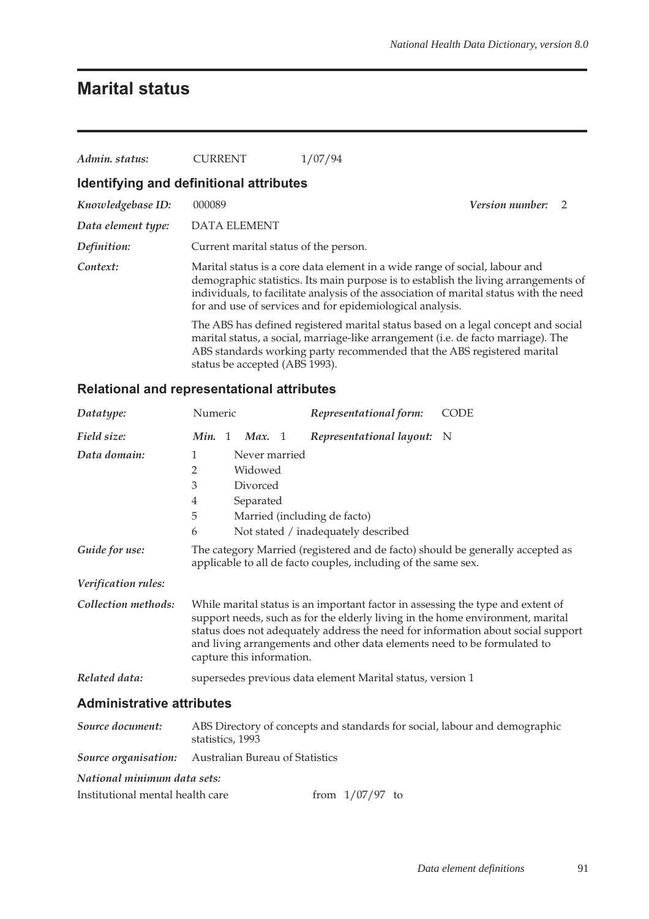# Marital status

*Admin. status:* CURRENT 1/07/94

## Identifying and definitional attributes

*Knowledgebase ID:* 000089 *Version number:* 2

*Data element type:* DATA ELEMENT

*Definition:* Current marital status of the person.

*Context:* Marital status is a core data element in a wide range of social, labour and demographic statistics. Its main purpose is to establish the living arrangements of individuals, to facilitate analysis of the association of marital status with the need for and use of services and for epidemiological analysis.

The ABS has defined registered marital status based on a legal concept and social marital status, a social, marriage-like arrangement (i.e. de facto marriage). The ABS standards working party recommended that the ABS registered marital status be accepted (ABS 1993).

## Relational and representational attributes

*Datatype:* Numeric *Representational form:* CODE

*Field size:* *Min.* 1 *Max.* 1 *Representational layout:* N

*Data domain:*

1 Never married
2 Widowed
3 Divorced
4 Separated
5 Married (including de facto)
6 Not stated / inadequately described

*Guide for use:* The category Married (registered and de facto) should be generally accepted as applicable to all de facto couples, including of the same sex.

*Verification rules:*

*Collection methods:* While marital status is an important factor in assessing the type and extent of support needs, such as for the elderly living in the home environment, marital status does not adequately address the need for information about social support and living arrangements and other data elements need to be formulated to capture this information.

*Related data:* supersedes previous data element Marital status, version 1

## Administrative attributes

*Source document:* ABS Directory of concepts and standards for social, labour and demographic statistics, 1993

*Source organisation:* Australian Bureau of Statistics

*National minimum data sets:*

Institutional mental health care from 1/07/97 to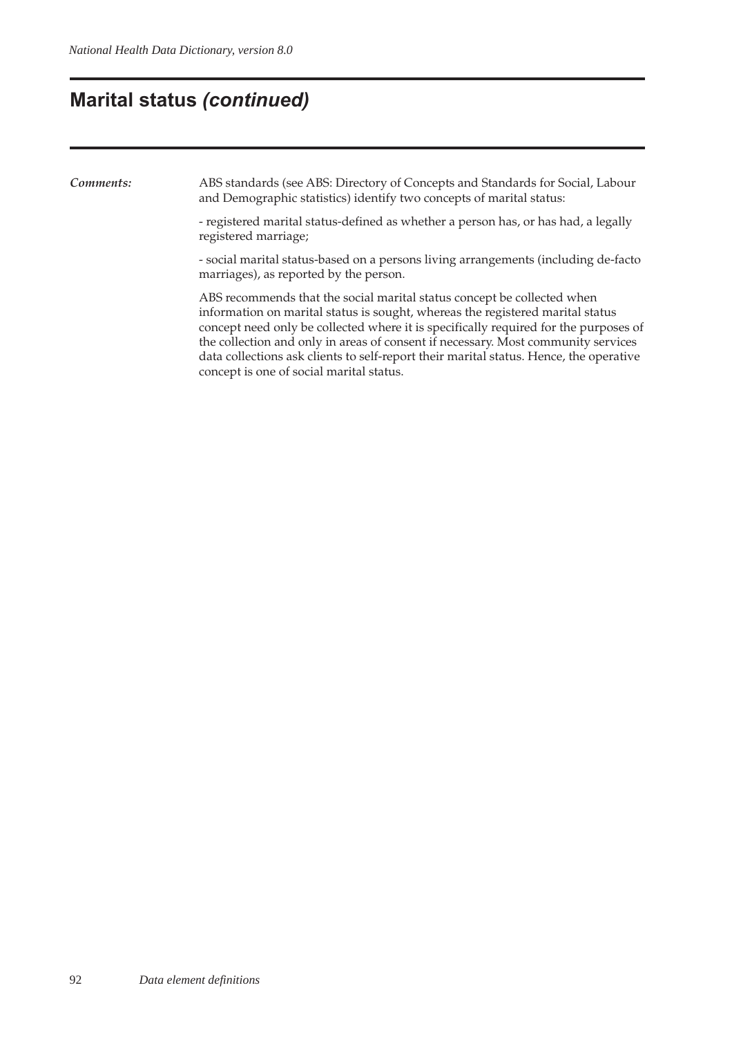# Marital status *(continued)*

***Comments:***

ABS standards (see ABS: Directory of Concepts and Standards for Social, Labour and Demographic statistics) identify two concepts of marital status:

- registered marital status-defined as whether a person has, or has had, a legally registered marriage;

- social marital status-based on a persons living arrangements (including de-facto marriages), as reported by the person.

ABS recommends that the social marital status concept be collected when information on marital status is sought, whereas the registered marital status concept need only be collected where it is specifically required for the purposes of the collection and only in areas of consent if necessary. Most community services data collections ask clients to self-report their marital status. Hence, the operative concept is one of social marital status.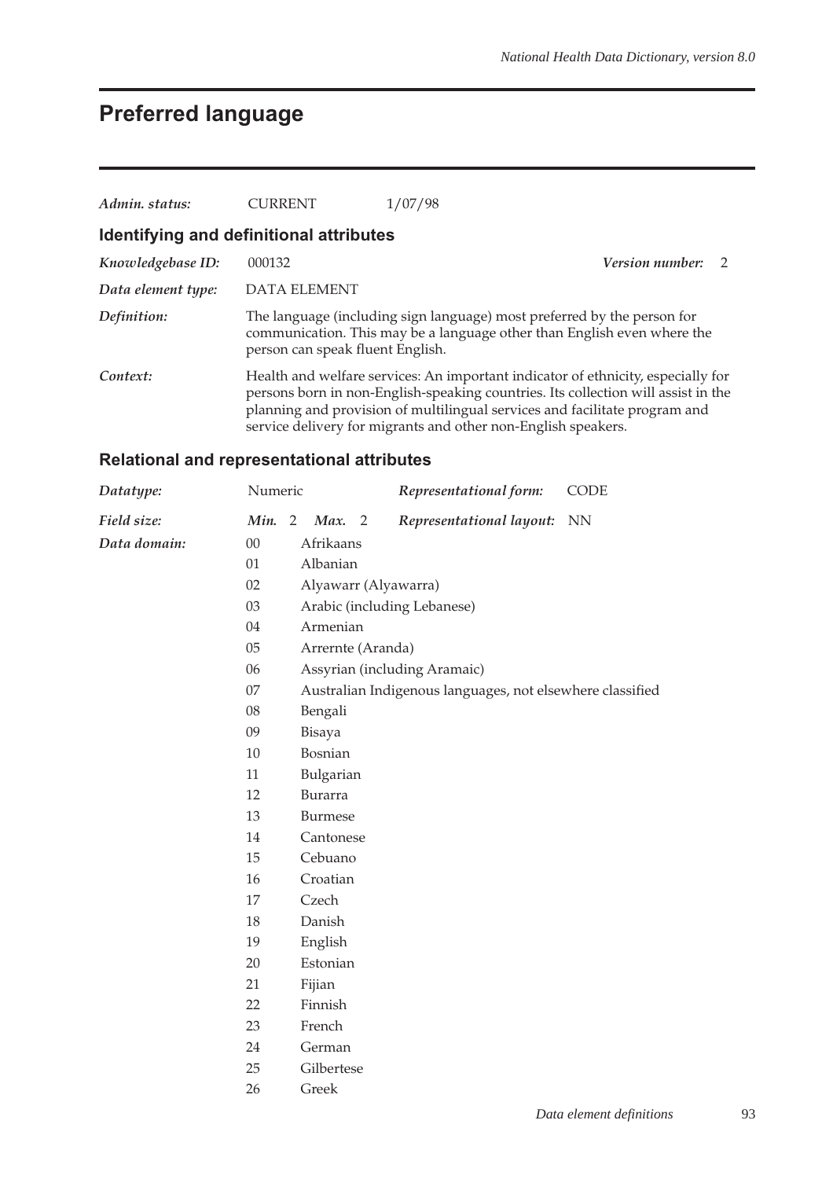# Preferred language

| | | |
|---|---|---|
| *Admin. status:* | CURRENT | 1/07/98 |

## Identifying and definitional attributes

*Knowledgebase ID:* 000132 *Version number:* 2

*Data element type:* DATA ELEMENT

*Definition:* The language (including sign language) most preferred by the person for communication. This may be a language other than English even where the person can speak fluent English.

*Context:* Health and welfare services: An important indicator of ethnicity, especially for persons born in non-English-speaking countries. Its collection will assist in the planning and provision of multilingual services and facilitate program and service delivery for migrants and other non-English speakers.

## Relational and representational attributes

*Datatype:* Numeric *Representational form:* CODE

*Field size:* *Min.* 2 *Max.* 2 *Representational layout:* NN

*Data domain:*

00 Afrikaans
01 Albanian
02 Alyawarr (Alyawarra)
03 Arabic (including Lebanese)
04 Armenian
05 Arrernte (Aranda)
06 Assyrian (including Aramaic)
07 Australian Indigenous languages, not elsewhere classified
08 Bengali
09 Bisaya
10 Bosnian
11 Bulgarian
12 Burarra
13 Burmese
14 Cantonese
15 Cebuano
16 Croatian
17 Czech
18 Danish
19 English
20 Estonian
21 Fijian
22 Finnish
23 French
24 German
25 Gilbertese
26 Greek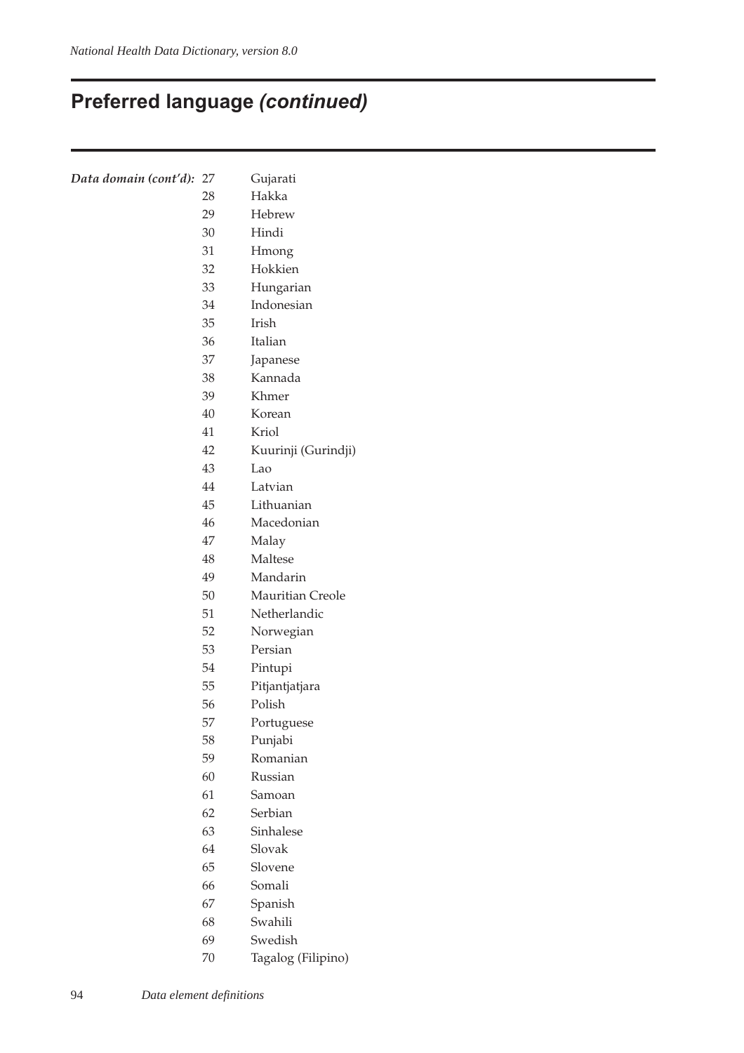## Preferred language *(continued)*

***Data domain (cont'd):***

| | |
|---|---|
| 27 | Gujarati |
| 28 | Hakka |
| 29 | Hebrew |
| 30 | Hindi |
| 31 | Hmong |
| 32 | Hokkien |
| 33 | Hungarian |
| 34 | Indonesian |
| 35 | Irish |
| 36 | Italian |
| 37 | Japanese |
| 38 | Kannada |
| 39 | Khmer |
| 40 | Korean |
| 41 | Kriol |
| 42 | Kuurinji (Gurindji) |
| 43 | Lao |
| 44 | Latvian |
| 45 | Lithuanian |
| 46 | Macedonian |
| 47 | Malay |
| 48 | Maltese |
| 49 | Mandarin |
| 50 | Mauritian Creole |
| 51 | Netherlandic |
| 52 | Norwegian |
| 53 | Persian |
| 54 | Pintupi |
| 55 | Pitjantjatjara |
| 56 | Polish |
| 57 | Portuguese |
| 58 | Punjabi |
| 59 | Romanian |
| 60 | Russian |
| 61 | Samoan |
| 62 | Serbian |
| 63 | Sinhalese |
| 64 | Slovak |
| 65 | Slovene |
| 66 | Somali |
| 67 | Spanish |
| 68 | Swahili |
| 69 | Swedish |
| 70 | Tagalog (Filipino) |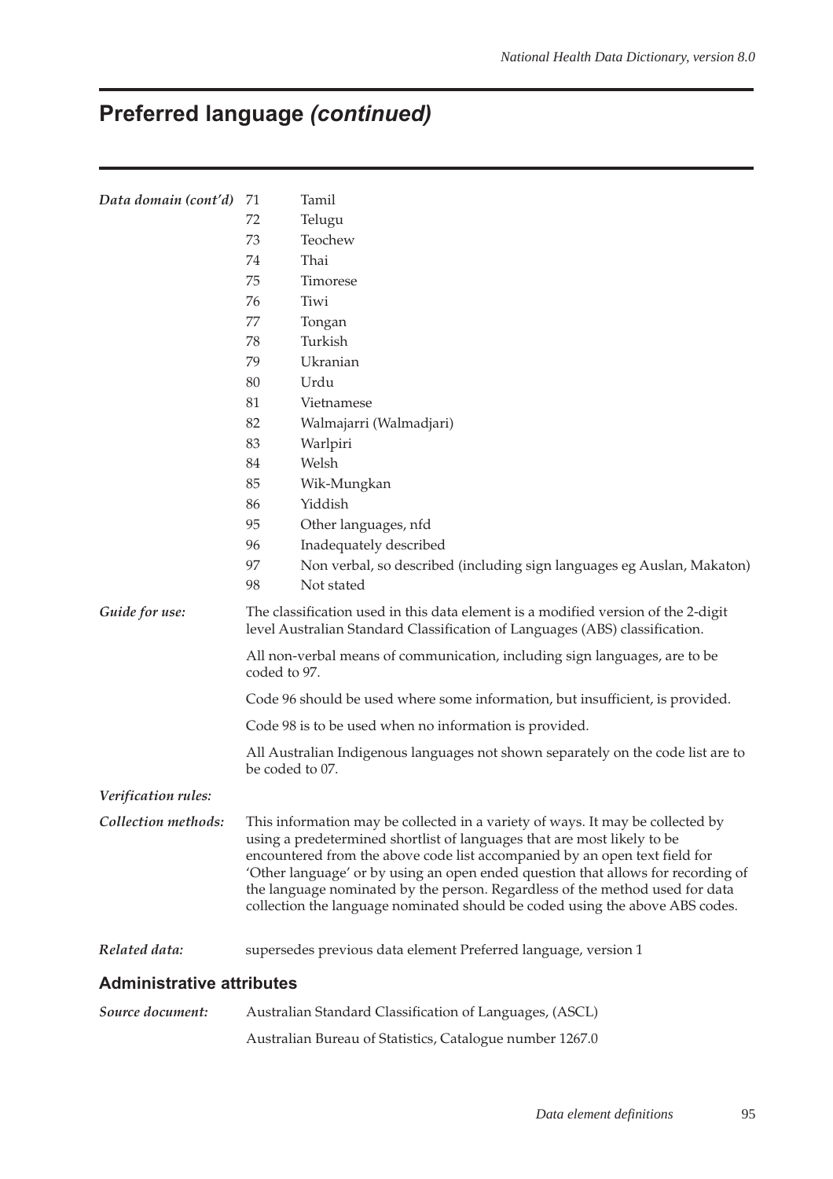# Preferred language *(continued)*

| | | |
|---|---|---|
| ***Data domain (cont'd)*** | 71 | Tamil |
| | 72 | Telugu |
| | 73 | Teochew |
| | 74 | Thai |
| | 75 | Timorese |
| | 76 | Tiwi |
| | 77 | Tongan |
| | 78 | Turkish |
| | 79 | Ukranian |
| | 80 | Urdu |
| | 81 | Vietnamese |
| | 82 | Walmajarri (Walmadjari) |
| | 83 | Warlpiri |
| | 84 | Welsh |
| | 85 | Wik-Mungkan |
| | 86 | Yiddish |
| | 95 | Other languages, nfd |
| | 96 | Inadequately described |
| | 97 | Non verbal, so described (including sign languages eg Auslan, Makaton) |
| | 98 | Not stated |

***Guide for use:***

The classification used in this data element is a modified version of the 2-digit level Australian Standard Classification of Languages (ABS) classification.

All non-verbal means of communication, including sign languages, are to be coded to 97.

Code 96 should be used where some information, but insufficient, is provided.

Code 98 is to be used when no information is provided.

All Australian Indigenous languages not shown separately on the code list are to be coded to 07.

***Verification rules:***

***Collection methods:***

This information may be collected in a variety of ways. It may be collected by using a predetermined shortlist of languages that are most likely to be encountered from the above code list accompanied by an open text field for 'Other language' or by using an open ended question that allows for recording of the language nominated by the person. Regardless of the method used for data collection the language nominated should be coded using the above ABS codes.

***Related data:***

supersedes previous data element Preferred language, version 1

## Administrative attributes

***Source document:***

Australian Standard Classification of Languages, (ASCL)

Australian Bureau of Statistics, Catalogue number 1267.0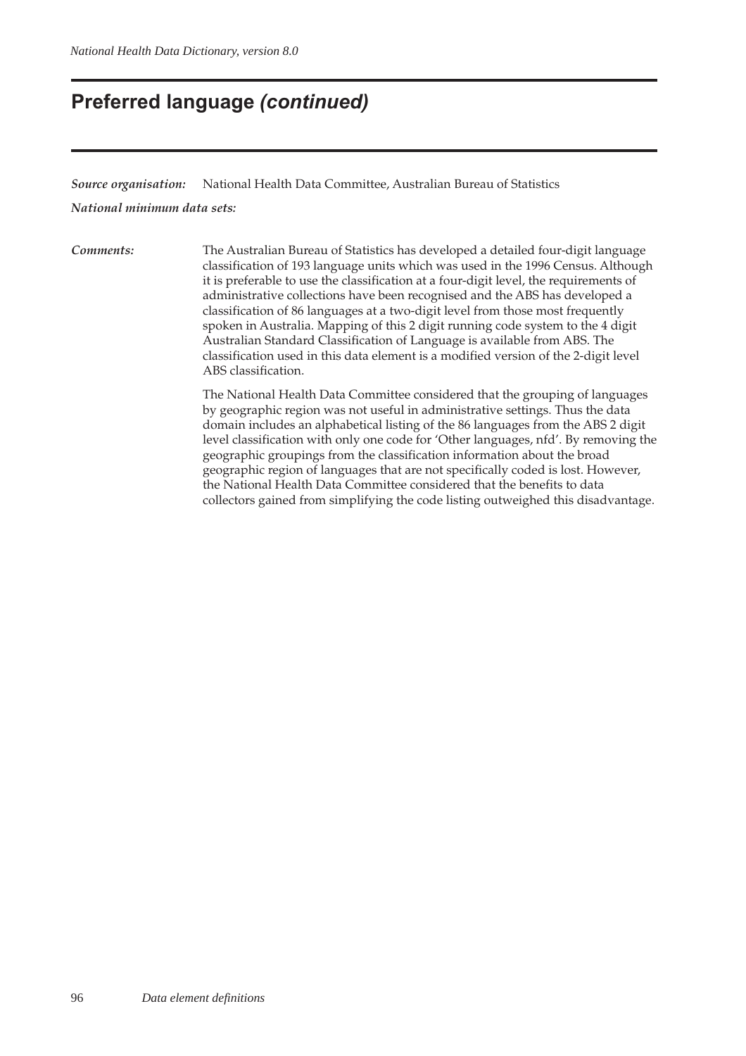# Preferred language *(continued)*

***Source organisation:*** National Health Data Committee, Australian Bureau of Statistics

***National minimum data sets:***

***Comments:*** The Australian Bureau of Statistics has developed a detailed four-digit language classification of 193 language units which was used in the 1996 Census. Although it is preferable to use the classification at a four-digit level, the requirements of administrative collections have been recognised and the ABS has developed a classification of 86 languages at a two-digit level from those most frequently spoken in Australia. Mapping of this 2 digit running code system to the 4 digit Australian Standard Classification of Language is available from ABS. The classification used in this data element is a modified version of the 2-digit level ABS classification.

The National Health Data Committee considered that the grouping of languages by geographic region was not useful in administrative settings. Thus the data domain includes an alphabetical listing of the 86 languages from the ABS 2 digit level classification with only one code for 'Other languages, nfd'. By removing the geographic groupings from the classification information about the broad geographic region of languages that are not specifically coded is lost. However, the National Health Data Committee considered that the benefits to data collectors gained from simplifying the code listing outweighed this disadvantage.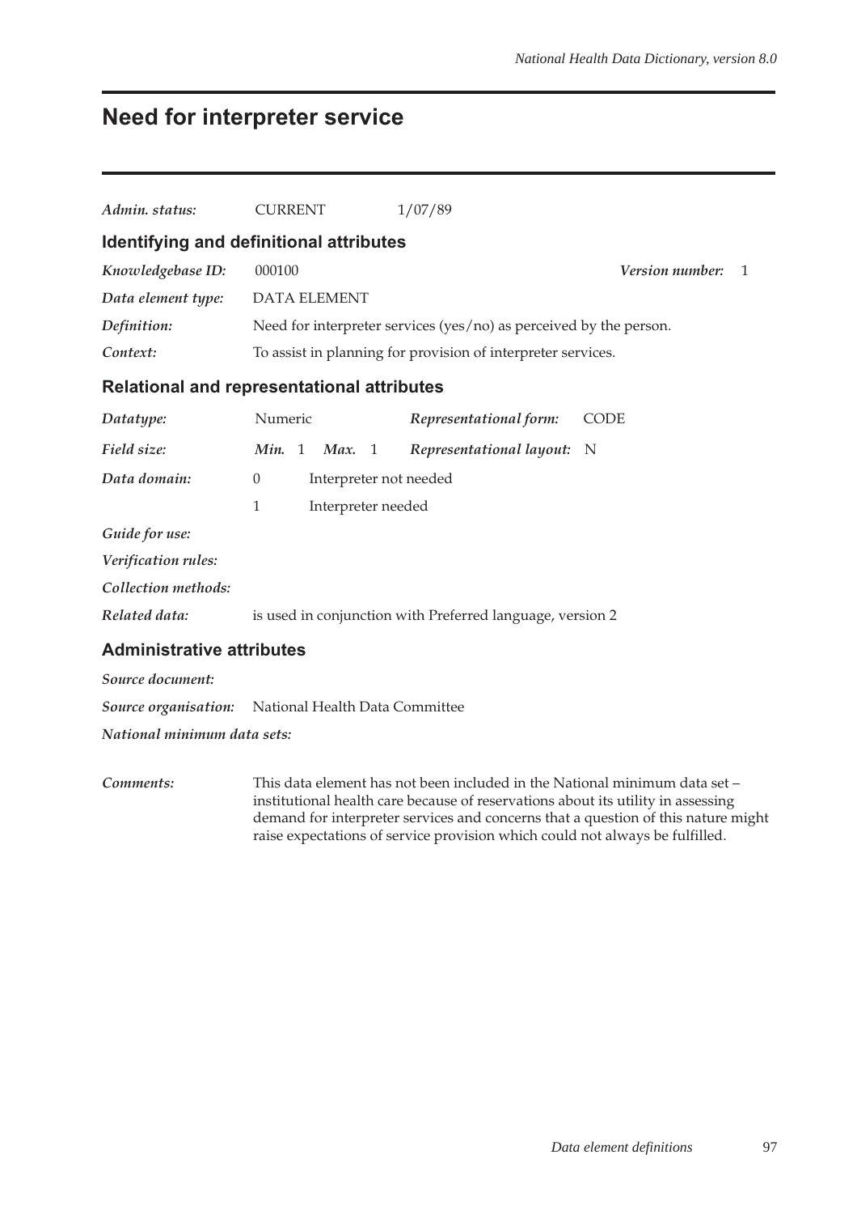# Need for interpreter service

***Admin. status:*** CURRENT 1/07/89

## Identifying and definitional attributes

***Knowledgebase ID:*** 000100 ***Version number:*** 1

***Data element type:*** DATA ELEMENT

***Definition:*** Need for interpreter services (yes/no) as perceived by the person.

***Context:*** To assist in planning for provision of interpreter services.

## Relational and representational attributes

***Datatype:*** Numeric ***Representational form:*** CODE

***Field size:*** ***Min.*** 1 ***Max.*** 1 ***Representational layout:*** N

***Data domain:***

0 Interpreter not needed

1 Interpreter needed

***Guide for use:***

***Verification rules:***

***Collection methods:***

***Related data:*** is used in conjunction with Preferred language, version 2

## Administrative attributes

***Source document:***

***Source organisation:*** National Health Data Committee

***National minimum data sets:***

***Comments:*** This data element has not been included in the National minimum data set – institutional health care because of reservations about its utility in assessing demand for interpreter services and concerns that a question of this nature might raise expectations of service provision which could not always be fulfilled.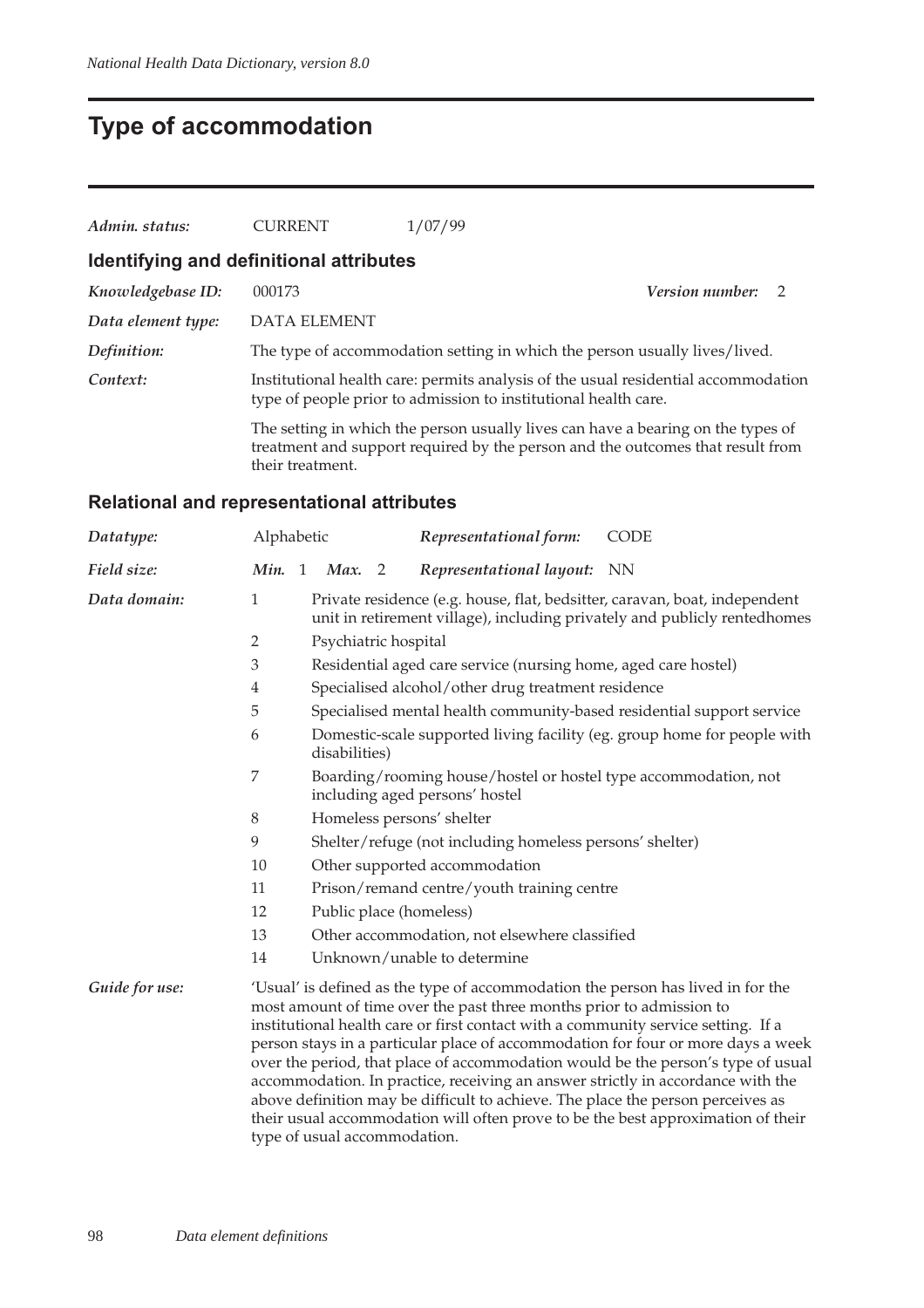# Type of accommodation

| | | |
|---|---|---|
| *Admin. status:* | CURRENT | 1/07/99 |

## Identifying and definitional attributes

*Knowledgebase ID:* 000173 &nbsp;&nbsp;&nbsp;&nbsp; *Version number:* 2

*Data element type:* DATA ELEMENT

*Definition:* The type of accommodation setting in which the person usually lives/lived.

*Context:* Institutional health care: permits analysis of the usual residential accommodation type of people prior to admission to institutional health care.

The setting in which the person usually lives can have a bearing on the types of treatment and support required by the person and the outcomes that result from their treatment.

## Relational and representational attributes

*Datatype:* Alphabetic &nbsp;&nbsp;&nbsp;&nbsp; *Representational form:* CODE

*Field size:* *Min.* 1 *Max.* 2 &nbsp;&nbsp;&nbsp;&nbsp; *Representational layout:* NN

*Data domain:*

| Code | Description |
|---|---|
| 1 | Private residence (e.g. house, flat, bedsitter, caravan, boat, independent unit in retirement village), including privately and publicly rentedhomes |
| 2 | Psychiatric hospital |
| 3 | Residential aged care service (nursing home, aged care hostel) |
| 4 | Specialised alcohol/other drug treatment residence |
| 5 | Specialised mental health community-based residential support service |
| 6 | Domestic-scale supported living facility (eg. group home for people with disabilities) |
| 7 | Boarding/rooming house/hostel or hostel type accommodation, not including aged persons' hostel |
| 8 | Homeless persons' shelter |
| 9 | Shelter/refuge (not including homeless persons' shelter) |
| 10 | Other supported accommodation |
| 11 | Prison/remand centre/youth training centre |
| 12 | Public place (homeless) |
| 13 | Other accommodation, not elsewhere classified |
| 14 | Unknown/unable to determine |

*Guide for use:* 'Usual' is defined as the type of accommodation the person has lived in for the most amount of time over the past three months prior to admission to institutional health care or first contact with a community service setting. If a person stays in a particular place of accommodation for four or more days a week over the period, that place of accommodation would be the person's type of usual accommodation. In practice, receiving an answer strictly in accordance with the above definition may be difficult to achieve. The place the person perceives as their usual accommodation will often prove to be the best approximation of their type of usual accommodation.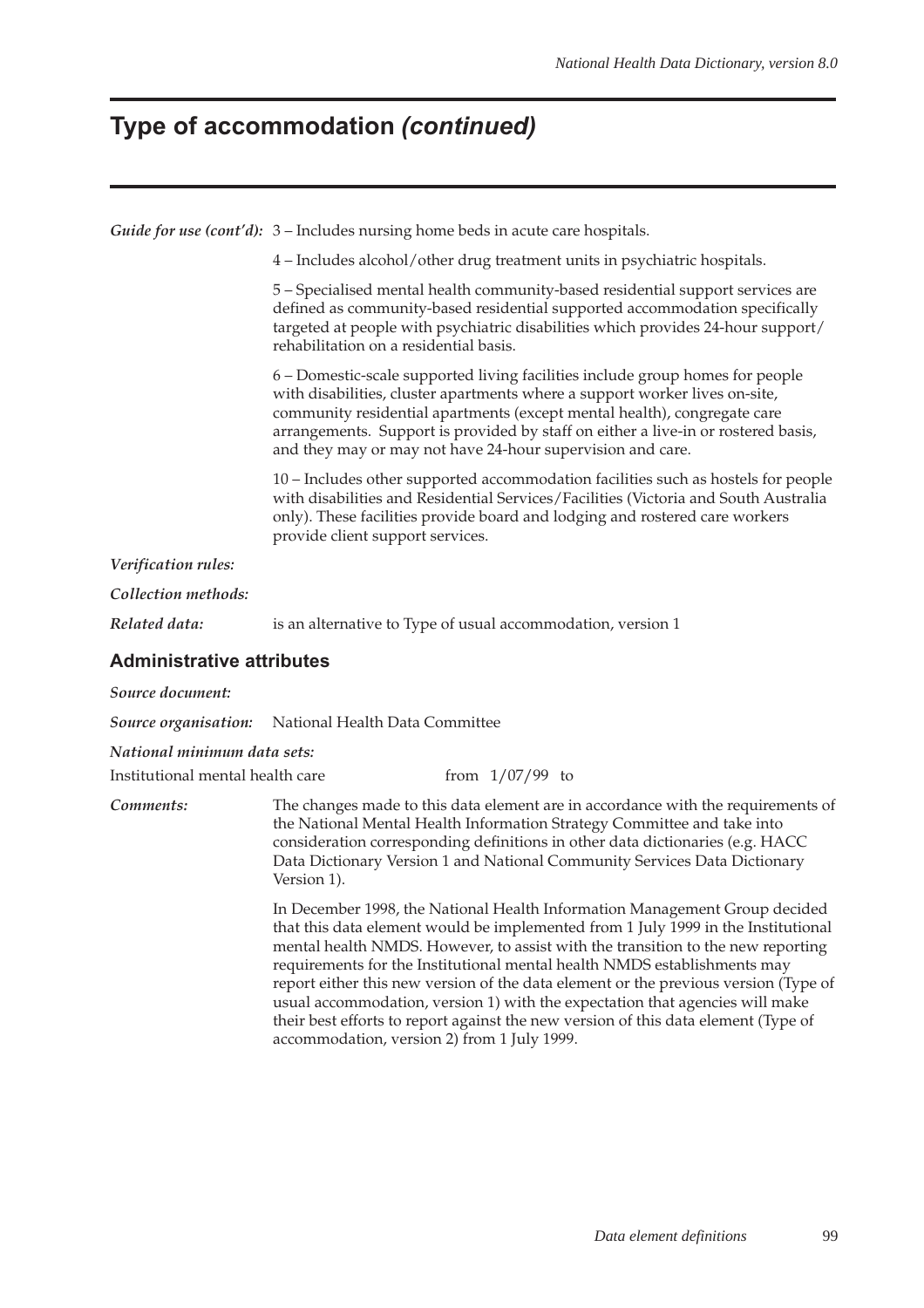# Type of accommodation *(continued)*

***Guide for use (cont'd):*** 3 – Includes nursing home beds in acute care hospitals.

4 – Includes alcohol/other drug treatment units in psychiatric hospitals.

5 – Specialised mental health community-based residential support services are defined as community-based residential supported accommodation specifically targeted at people with psychiatric disabilities which provides 24-hour support/ rehabilitation on a residential basis.

6 – Domestic-scale supported living facilities include group homes for people with disabilities, cluster apartments where a support worker lives on-site, community residential apartments (except mental health), congregate care arrangements. Support is provided by staff on either a live-in or rostered basis, and they may or may not have 24-hour supervision and care.

10 – Includes other supported accommodation facilities such as hostels for people with disabilities and Residential Services/Facilities (Victoria and South Australia only). These facilities provide board and lodging and rostered care workers provide client support services.

***Verification rules:***

***Collection methods:***

***Related data:*** is an alternative to Type of usual accommodation, version 1

## Administrative attributes

***Source document:***

***Source organisation:*** National Health Data Committee

***National minimum data sets:***

Institutional mental health care from 1/07/99 to

***Comments:*** The changes made to this data element are in accordance with the requirements of the National Mental Health Information Strategy Committee and take into consideration corresponding definitions in other data dictionaries (e.g. HACC Data Dictionary Version 1 and National Community Services Data Dictionary Version 1).

In December 1998, the National Health Information Management Group decided that this data element would be implemented from 1 July 1999 in the Institutional mental health NMDS. However, to assist with the transition to the new reporting requirements for the Institutional mental health NMDS establishments may report either this new version of the data element or the previous version (Type of usual accommodation, version 1) with the expectation that agencies will make their best efforts to report against the new version of this data element (Type of accommodation, version 2) from 1 July 1999.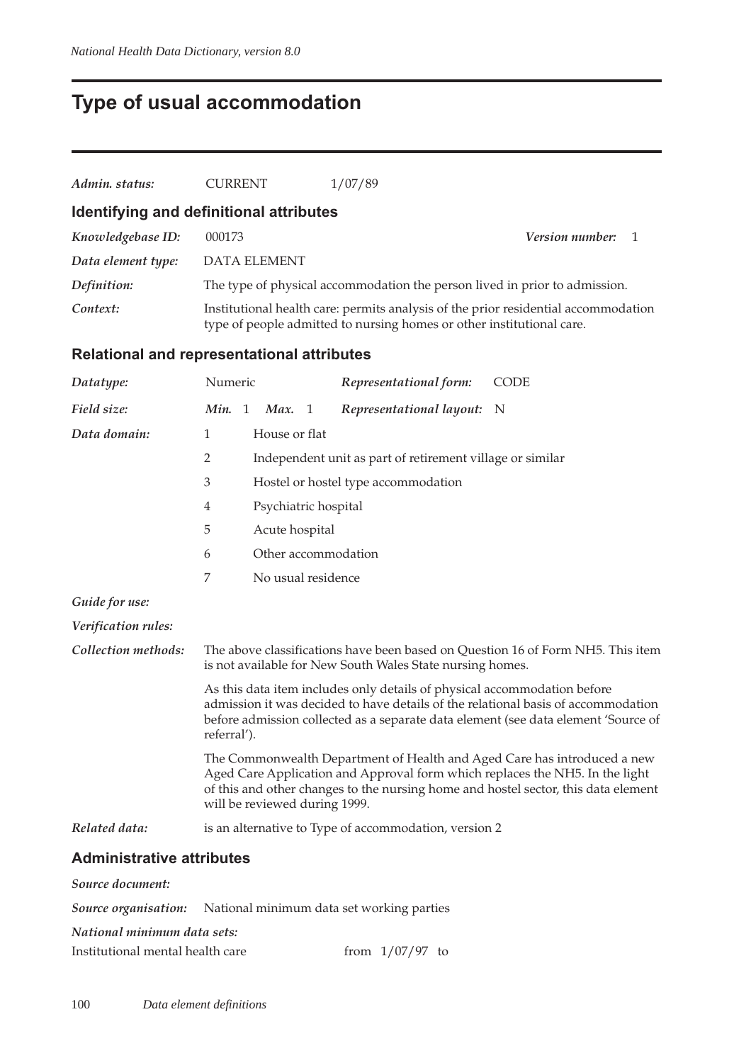# Type of usual accommodation

*Admin. status:* CURRENT 1/07/89

## Identifying and definitional attributes

*Knowledgebase ID:* 000173 *Version number:* 1

*Data element type:* DATA ELEMENT

*Definition:* The type of physical accommodation the person lived in prior to admission.

*Context:* Institutional health care: permits analysis of the prior residential accommodation type of people admitted to nursing homes or other institutional care.

## Relational and representational attributes

*Datatype:* Numeric *Representational form:* CODE

*Field size:* *Min.* 1 *Max.* 1 *Representational layout:* N

*Data domain:*

| Code | Description |
|---|---|
| 1 | House or flat |
| 2 | Independent unit as part of retirement village or similar |
| 3 | Hostel or hostel type accommodation |
| 4 | Psychiatric hospital |
| 5 | Acute hospital |
| 6 | Other accommodation |
| 7 | No usual residence |

*Guide for use:*

*Verification rules:*

*Collection methods:* The above classifications have been based on Question 16 of Form NH5. This item is not available for New South Wales State nursing homes.

As this data item includes only details of physical accommodation before admission it was decided to have details of the relational basis of accommodation before admission collected as a separate data element (see data element 'Source of referral').

The Commonwealth Department of Health and Aged Care has introduced a new Aged Care Application and Approval form which replaces the NH5. In the light of this and other changes to the nursing home and hostel sector, this data element will be reviewed during 1999.

*Related data:* is an alternative to Type of accommodation, version 2

## Administrative attributes

*Source document:*

*Source organisation:* National minimum data set working parties

*National minimum data sets:*

Institutional mental health care from 1/07/97 to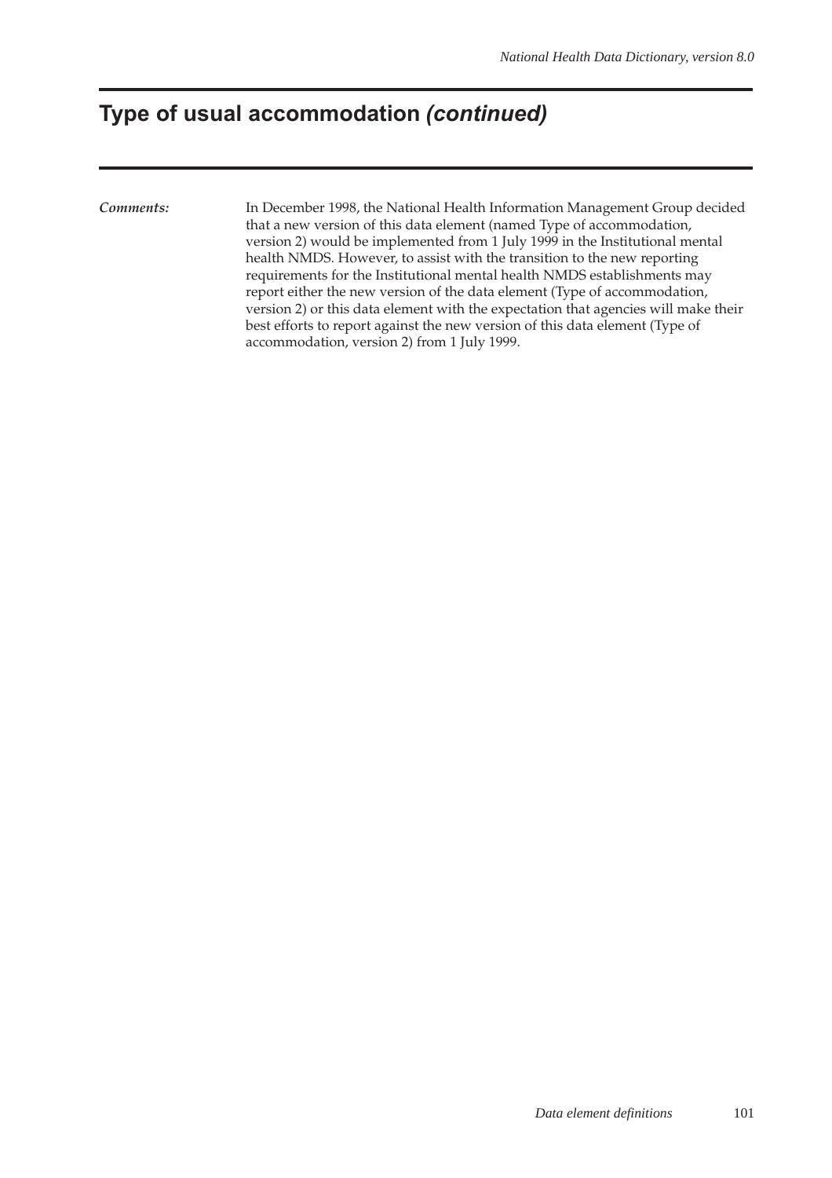# Type of usual accommodation *(continued)*

*Comments:* In December 1998, the National Health Information Management Group decided that a new version of this data element (named Type of accommodation, version 2) would be implemented from 1 July 1999 in the Institutional mental health NMDS. However, to assist with the transition to the new reporting requirements for the Institutional mental health NMDS establishments may report either the new version of the data element (Type of accommodation, version 2) or this data element with the expectation that agencies will make their best efforts to report against the new version of this data element (Type of accommodation, version 2) from 1 July 1999.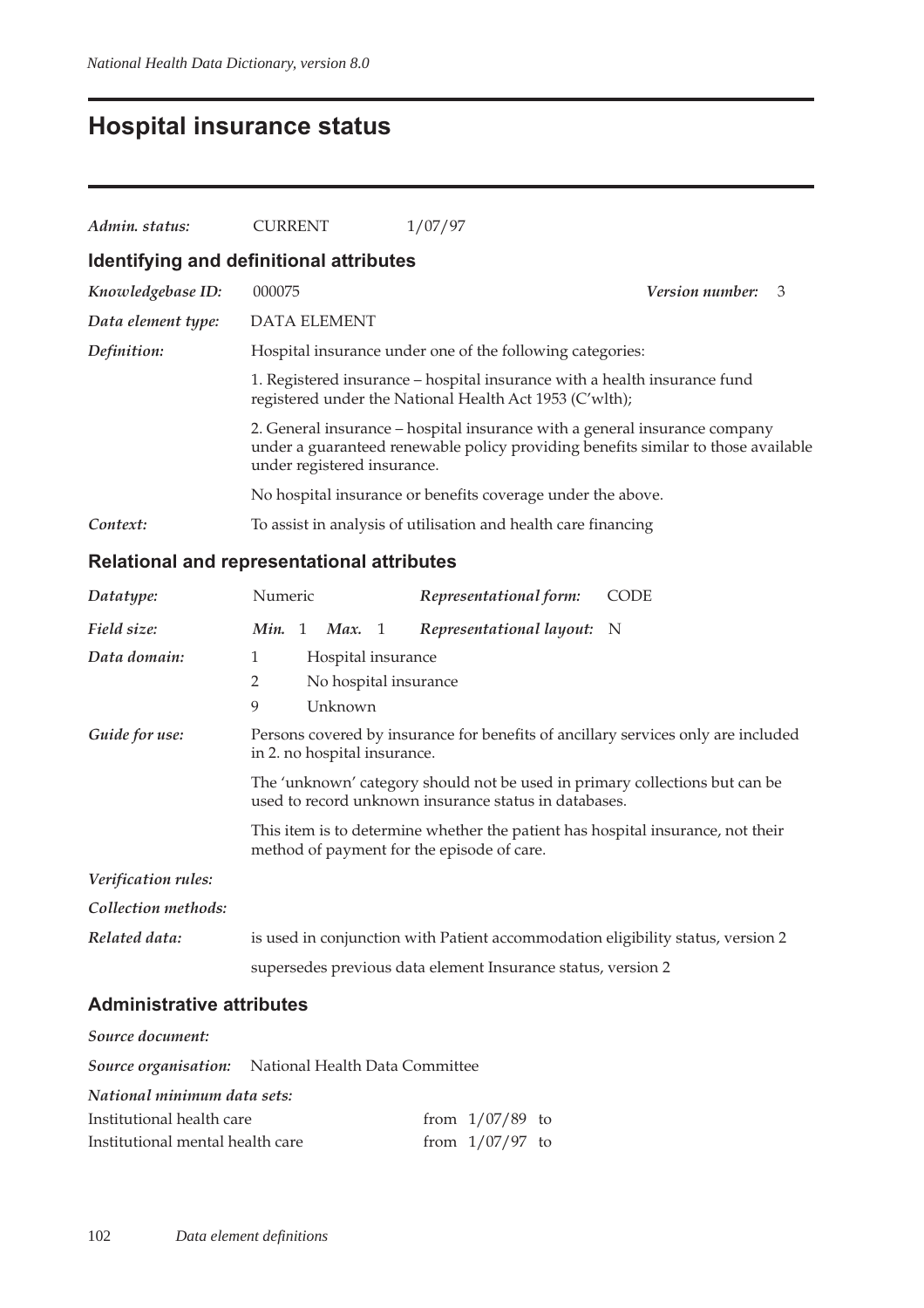# Hospital insurance status

***Admin. status:*** CURRENT 1/07/97

## Identifying and definitional attributes

***Knowledgebase ID:*** 000075 ***Version number:*** 3

***Data element type:*** DATA ELEMENT

***Definition:*** Hospital insurance under one of the following categories:

1. Registered insurance – hospital insurance with a health insurance fund registered under the National Health Act 1953 (C'wlth);

2. General insurance – hospital insurance with a general insurance company under a guaranteed renewable policy providing benefits similar to those available under registered insurance.

No hospital insurance or benefits coverage under the above.

***Context:*** To assist in analysis of utilisation and health care financing

## Relational and representational attributes

***Datatype:*** Numeric ***Representational form:*** CODE

***Field size:*** ***Min.*** 1 ***Max.*** 1 ***Representational layout:*** N

***Data domain:***

| | |
|---|---|
| 1 | Hospital insurance |
| 2 | No hospital insurance |
| 9 | Unknown |

***Guide for use:*** Persons covered by insurance for benefits of ancillary services only are included in 2. no hospital insurance.

The 'unknown' category should not be used in primary collections but can be used to record unknown insurance status in databases.

This item is to determine whether the patient has hospital insurance, not their method of payment for the episode of care.

***Verification rules:***

***Collection methods:***

***Related data:*** is used in conjunction with Patient accommodation eligibility status, version 2

supersedes previous data element Insurance status, version 2

## Administrative attributes

***Source document:***

***Source organisation:*** National Health Data Committee

***National minimum data sets:***

| | |
|---|---|
| Institutional health care | from 1/07/89 to |
| Institutional mental health care | from 1/07/97 to |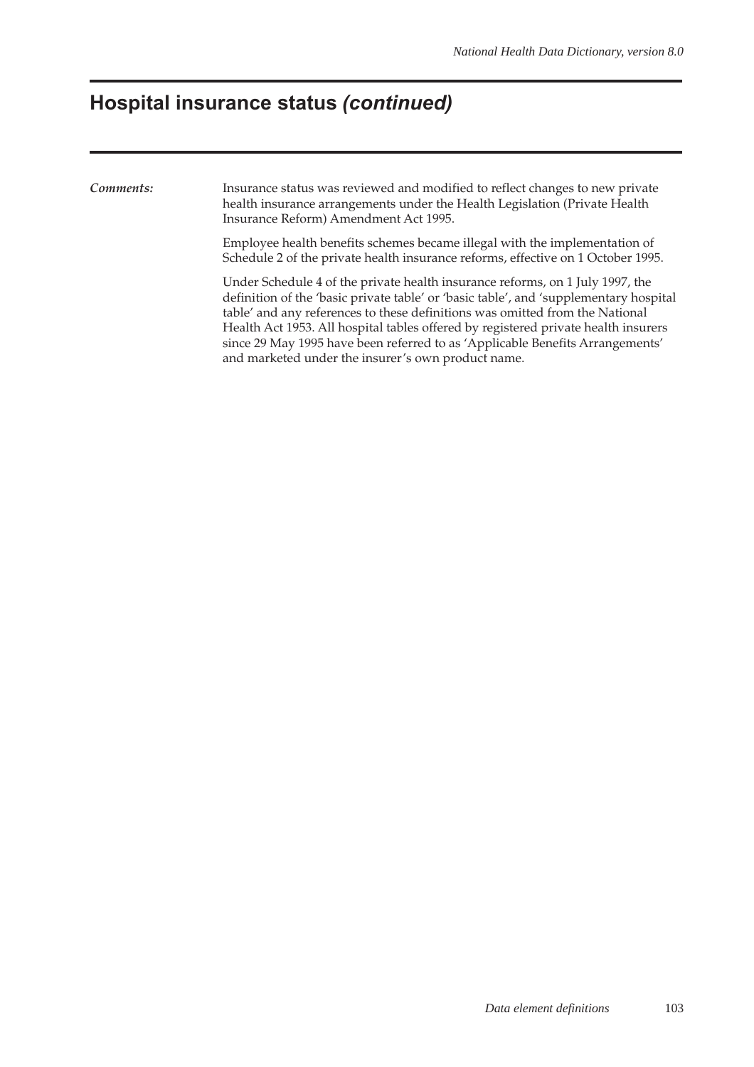## Hospital insurance status *(continued)*

*Comments:*

Insurance status was reviewed and modified to reflect changes to new private health insurance arrangements under the Health Legislation (Private Health Insurance Reform) Amendment Act 1995.

Employee health benefits schemes became illegal with the implementation of Schedule 2 of the private health insurance reforms, effective on 1 October 1995.

Under Schedule 4 of the private health insurance reforms, on 1 July 1997, the definition of the 'basic private table' or 'basic table', and 'supplementary hospital table' and any references to these definitions was omitted from the National Health Act 1953. All hospital tables offered by registered private health insurers since 29 May 1995 have been referred to as 'Applicable Benefits Arrangements' and marketed under the insurer's own product name.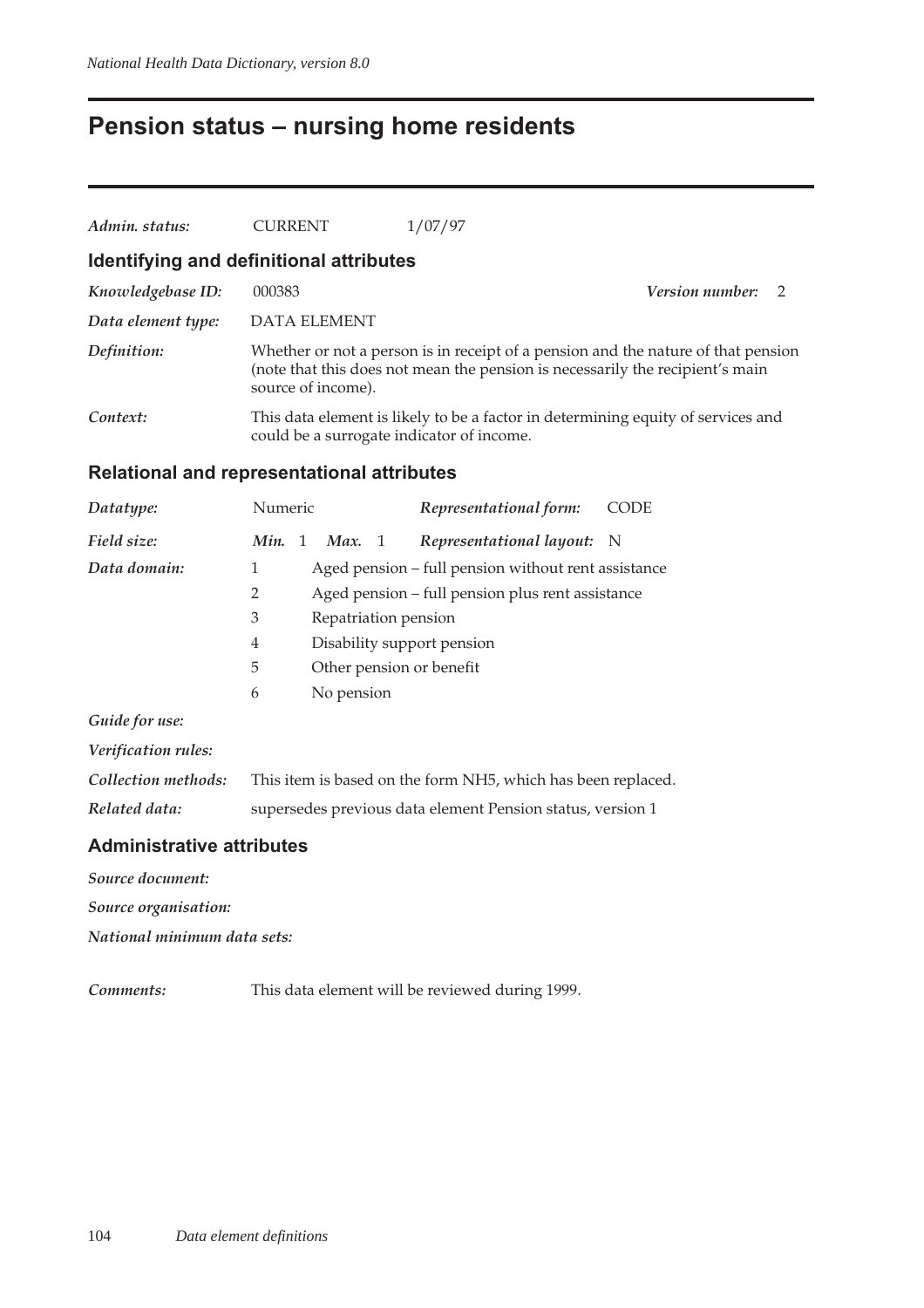# Pension status – nursing home residents

*Admin. status:* CURRENT 1/07/97

## Identifying and definitional attributes

*Knowledgebase ID:* 000383 *Version number:* 2

*Data element type:* DATA ELEMENT

*Definition:* Whether or not a person is in receipt of a pension and the nature of that pension (note that this does not mean the pension is necessarily the recipient's main source of income).

*Context:* This data element is likely to be a factor in determining equity of services and could be a surrogate indicator of income.

## Relational and representational attributes

*Datatype:* Numeric *Representational form:* CODE

*Field size:* *Min.* 1 *Max.* 1 *Representational layout:* N

*Data domain:*

| | |
|---|---|
| 1 | Aged pension – full pension without rent assistance |
| 2 | Aged pension – full pension plus rent assistance |
| 3 | Repatriation pension |
| 4 | Disability support pension |
| 5 | Other pension or benefit |
| 6 | No pension |

*Guide for use:*

*Verification rules:*

*Collection methods:* This item is based on the form NH5, which has been replaced.

*Related data:* supersedes previous data element Pension status, version 1

## Administrative attributes

*Source document:*

*Source organisation:*

*National minimum data sets:*

*Comments:* This data element will be reviewed during 1999.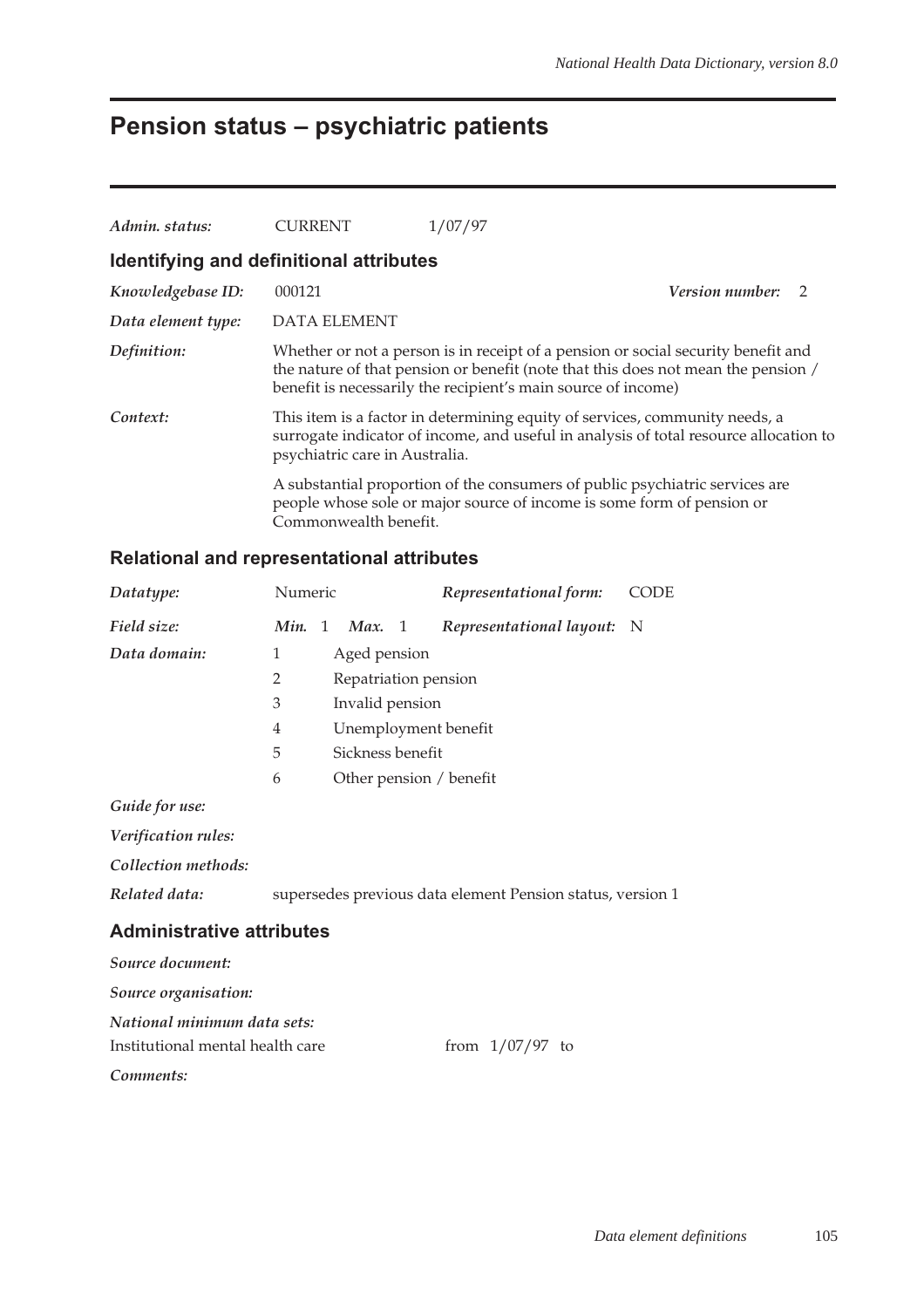# Pension status – psychiatric patients

***Admin. status:*** CURRENT 1/07/97

## Identifying and definitional attributes

***Knowledgebase ID:*** 000121 ***Version number:*** 2

***Data element type:*** DATA ELEMENT

***Definition:*** Whether or not a person is in receipt of a pension or social security benefit and the nature of that pension or benefit (note that this does not mean the pension / benefit is necessarily the recipient's main source of income)

***Context:*** This item is a factor in determining equity of services, community needs, a surrogate indicator of income, and useful in analysis of total resource allocation to psychiatric care in Australia.

A substantial proportion of the consumers of public psychiatric services are people whose sole or major source of income is some form of pension or Commonwealth benefit.

## Relational and representational attributes

***Datatype:*** Numeric ***Representational form:*** CODE

***Field size:*** ***Min.*** 1 ***Max.*** 1 ***Representational layout:*** N

***Data domain:***

| Code | Description |
|---|---|
| 1 | Aged pension |
| 2 | Repatriation pension |
| 3 | Invalid pension |
| 4 | Unemployment benefit |
| 5 | Sickness benefit |
| 6 | Other pension / benefit |

***Guide for use:***

***Verification rules:***

***Collection methods:***

***Related data:*** supersedes previous data element Pension status, version 1

## Administrative attributes

***Source document:***

***Source organisation:***

***National minimum data sets:***

Institutional mental health care from 1/07/97 to

***Comments:***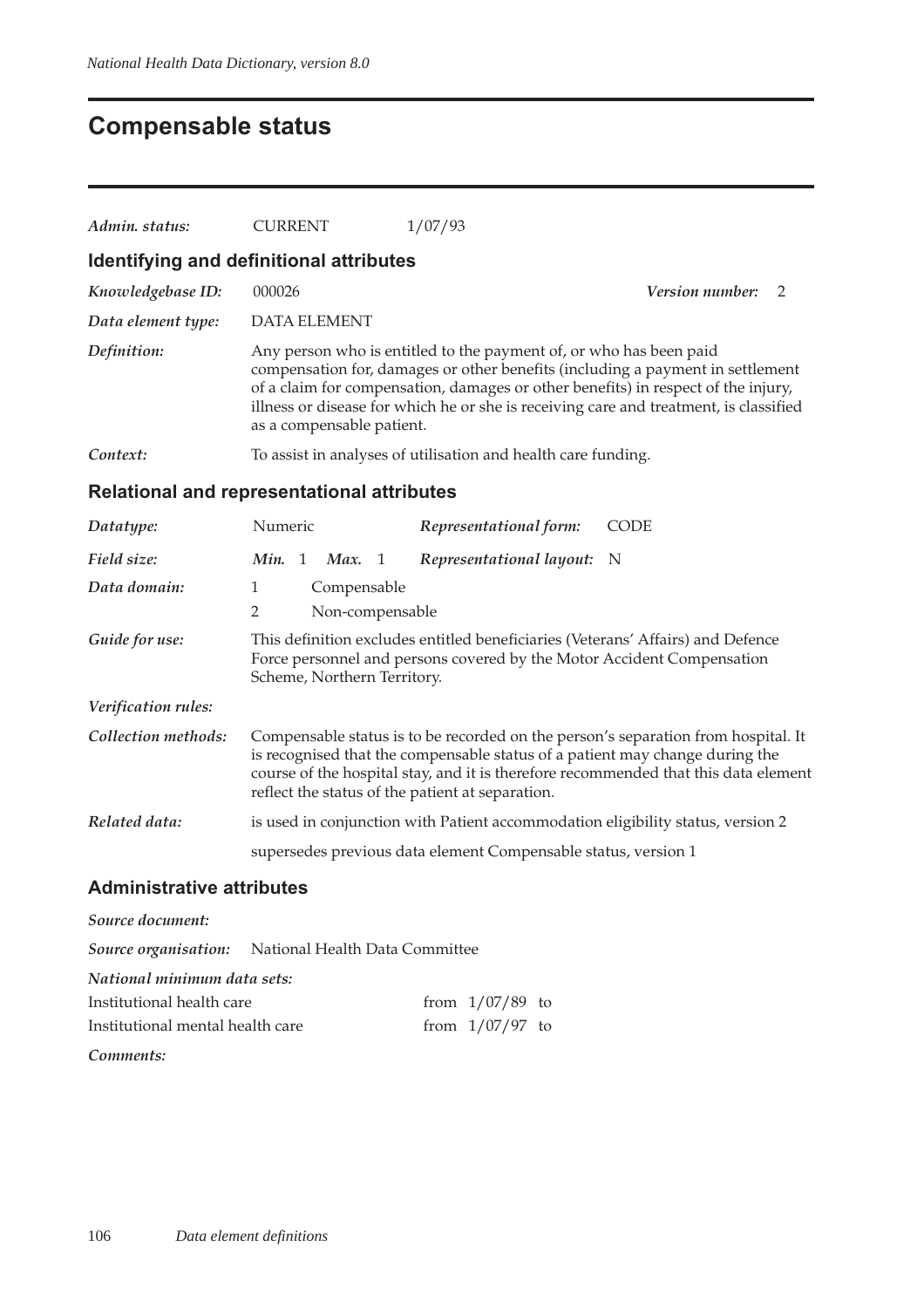# Compensable status

*Admin. status:* CURRENT 1/07/93

## Identifying and definitional attributes

*Knowledgebase ID:* 000026 *Version number:* 2

*Data element type:* DATA ELEMENT

*Definition:* Any person who is entitled to the payment of, or who has been paid compensation for, damages or other benefits (including a payment in settlement of a claim for compensation, damages or other benefits) in respect of the injury, illness or disease for which he or she is receiving care and treatment, is classified as a compensable patient.

*Context:* To assist in analyses of utilisation and health care funding.

## Relational and representational attributes

*Datatype:* Numeric *Representational form:* CODE

*Field size:* *Min.* 1 *Max.* 1 *Representational layout:* N

*Data domain:*
1 Compensable
2 Non-compensable

*Guide for use:* This definition excludes entitled beneficiaries (Veterans' Affairs) and Defence Force personnel and persons covered by the Motor Accident Compensation Scheme, Northern Territory.

*Verification rules:*

*Collection methods:* Compensable status is to be recorded on the person's separation from hospital. It is recognised that the compensable status of a patient may change during the course of the hospital stay, and it is therefore recommended that this data element reflect the status of the patient at separation.

*Related data:* is used in conjunction with Patient accommodation eligibility status, version 2

supersedes previous data element Compensable status, version 1

## Administrative attributes

*Source document:*

*Source organisation:* National Health Data Committee

*National minimum data sets:*

| | |
|---|---|
| Institutional health care | from 1/07/89 to |
| Institutional mental health care | from 1/07/97 to |

*Comments:*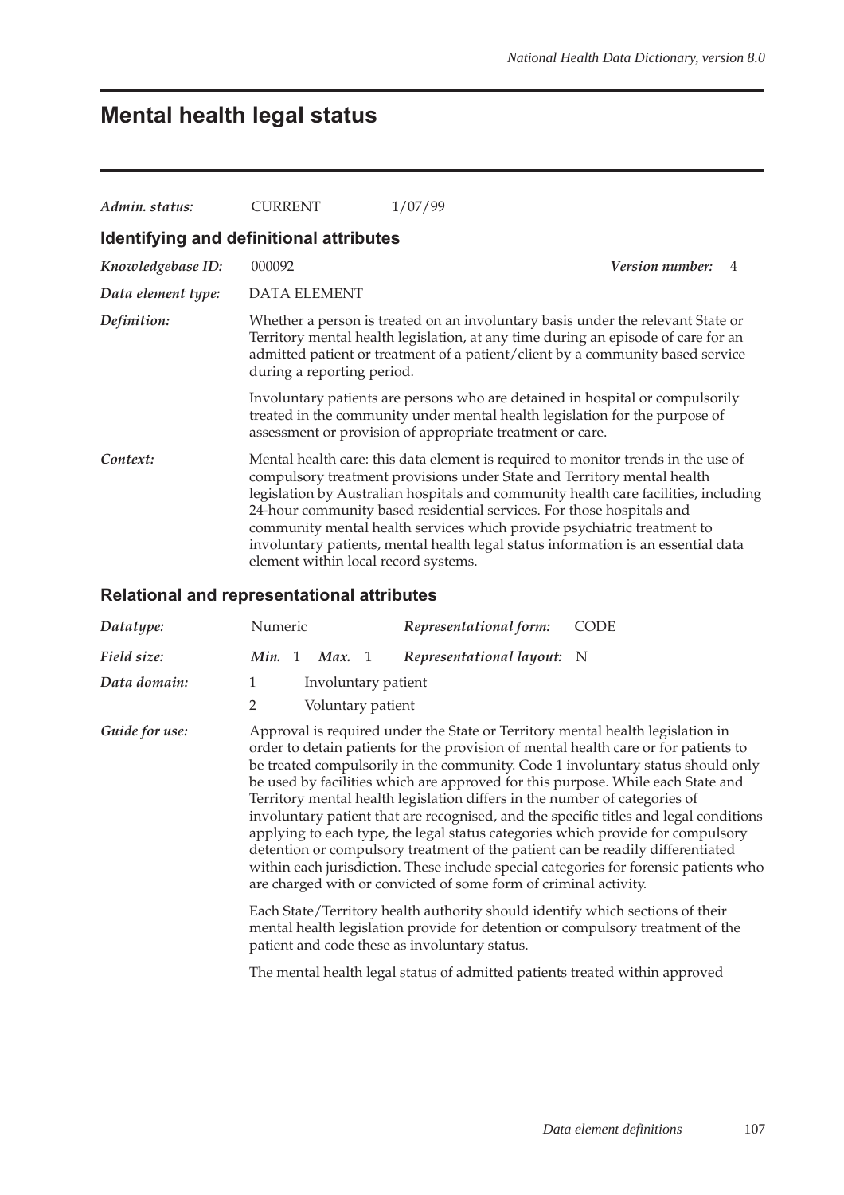# Mental health legal status

*Admin. status:* CURRENT 1/07/99

## Identifying and definitional attributes

*Knowledgebase ID:* 000092 *Version number:* 4

*Data element type:* DATA ELEMENT

*Definition:* Whether a person is treated on an involuntary basis under the relevant State or Territory mental health legislation, at any time during an episode of care for an admitted patient or treatment of a patient/client by a community based service during a reporting period.

Involuntary patients are persons who are detained in hospital or compulsorily treated in the community under mental health legislation for the purpose of assessment or provision of appropriate treatment or care.

*Context:* Mental health care: this data element is required to monitor trends in the use of compulsory treatment provisions under State and Territory mental health legislation by Australian hospitals and community health care facilities, including 24-hour community based residential services. For those hospitals and community mental health services which provide psychiatric treatment to involuntary patients, mental health legal status information is an essential data element within local record systems.

## Relational and representational attributes

*Datatype:* Numeric *Representational form:* CODE

*Field size:* *Min.* 1 *Max.* 1 *Representational layout:* N

*Data domain:*

1 Involuntary patient

2 Voluntary patient

*Guide for use:* Approval is required under the State or Territory mental health legislation in order to detain patients for the provision of mental health care or for patients to be treated compulsorily in the community. Code 1 involuntary status should only be used by facilities which are approved for this purpose. While each State and Territory mental health legislation differs in the number of categories of involuntary patient that are recognised, and the specific titles and legal conditions applying to each type, the legal status categories which provide for compulsory detention or compulsory treatment of the patient can be readily differentiated within each jurisdiction. These include special categories for forensic patients who are charged with or convicted of some form of criminal activity.

Each State/Territory health authority should identify which sections of their mental health legislation provide for detention or compulsory treatment of the patient and code these as involuntary status.

The mental health legal status of admitted patients treated within approved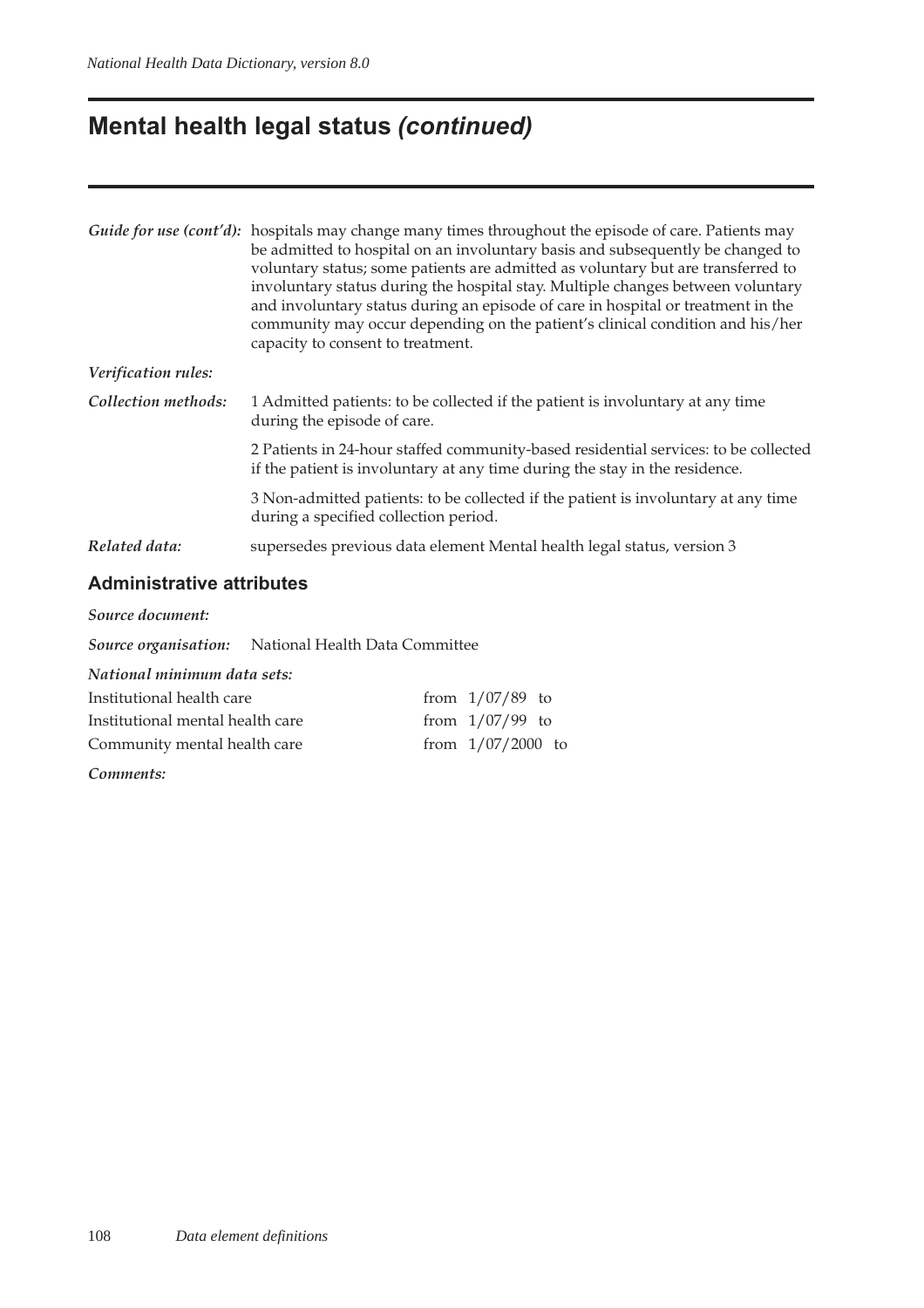# Mental health legal status *(continued)*

***Guide for use (cont'd):*** hospitals may change many times throughout the episode of care. Patients may be admitted to hospital on an involuntary basis and subsequently be changed to voluntary status; some patients are admitted as voluntary but are transferred to involuntary status during the hospital stay. Multiple changes between voluntary and involuntary status during an episode of care in hospital or treatment in the community may occur depending on the patient's clinical condition and his/her capacity to consent to treatment.

***Verification rules:***

***Collection methods:*** 1 Admitted patients: to be collected if the patient is involuntary at any time during the episode of care.

2 Patients in 24-hour staffed community-based residential services: to be collected if the patient is involuntary at any time during the stay in the residence.

3 Non-admitted patients: to be collected if the patient is involuntary at any time during a specified collection period.

***Related data:*** supersedes previous data element Mental health legal status, version 3

## Administrative attributes

***Source document:***

***Source organisation:*** National Health Data Committee

***National minimum data sets:***

| | |
|---|---|
| Institutional health care | from 1/07/89 to |
| Institutional mental health care | from 1/07/99 to |
| Community mental health care | from 1/07/2000 to |

***Comments:***